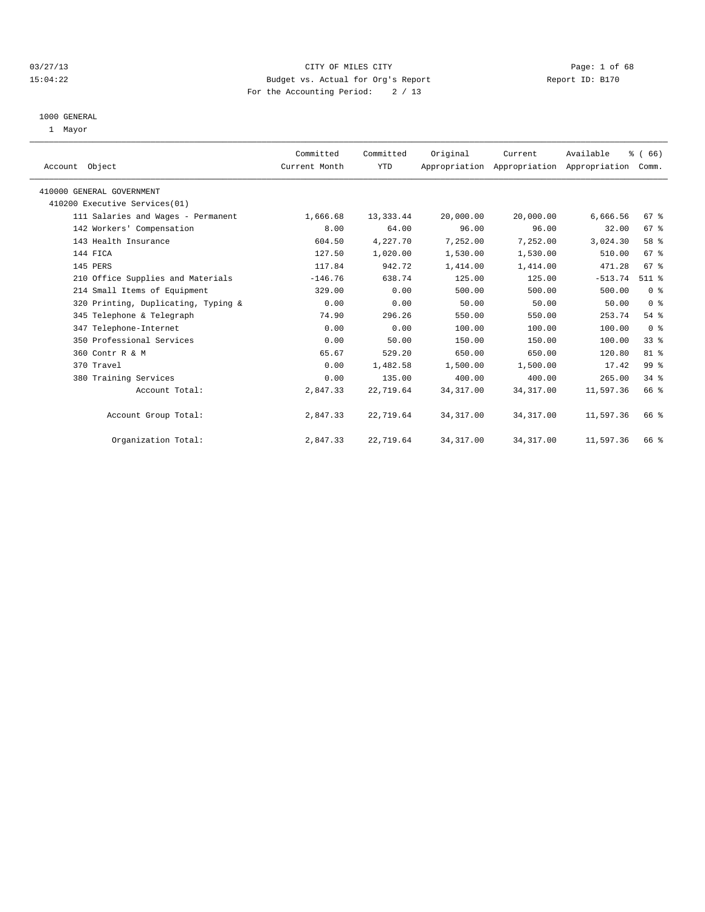CITY OF MILES CITY
Budget vs. Actual for Org's Report
For the Accounting Period: 2 / 13

03/27/13
15:04:22

Report ID: B170

1000 GENERAL
1 Mayor

| Account Object | Committed Current Month | Committed YTD | Original Appropriation | Current Appropriation | Available Appropriation | % ( 66) Comm. |
|---|---|---|---|---|---|---|
| 410000 GENERAL GOVERNMENT | | | | | | |
| 410200 Executive Services(01) | | | | | | |
| 111 Salaries and Wages - Permanent | 1,666.68 | 13,333.44 | 20,000.00 | 20,000.00 | 6,666.56 | 67 % |
| 142 Workers' Compensation | 8.00 | 64.00 | 96.00 | 96.00 | 32.00 | 67 % |
| 143 Health Insurance | 604.50 | 4,227.70 | 7,252.00 | 7,252.00 | 3,024.30 | 58 % |
| 144 FICA | 127.50 | 1,020.00 | 1,530.00 | 1,530.00 | 510.00 | 67 % |
| 145 PERS | 117.84 | 942.72 | 1,414.00 | 1,414.00 | 471.28 | 67 % |
| 210 Office Supplies and Materials | -146.76 | 638.74 | 125.00 | 125.00 | -513.74 | 511 % |
| 214 Small Items of Equipment | 329.00 | 0.00 | 500.00 | 500.00 | 500.00 | 0 % |
| 320 Printing, Duplicating, Typing & | 0.00 | 0.00 | 50.00 | 50.00 | 50.00 | 0 % |
| 345 Telephone & Telegraph | 74.90 | 296.26 | 550.00 | 550.00 | 253.74 | 54 % |
| 347 Telephone-Internet | 0.00 | 0.00 | 100.00 | 100.00 | 100.00 | 0 % |
| 350 Professional Services | 0.00 | 50.00 | 150.00 | 150.00 | 100.00 | 33 % |
| 360 Contr R & M | 65.67 | 529.20 | 650.00 | 650.00 | 120.80 | 81 % |
| 370 Travel | 0.00 | 1,482.58 | 1,500.00 | 1,500.00 | 17.42 | 99 % |
| 380 Training Services | 0.00 | 135.00 | 400.00 | 400.00 | 265.00 | 34 % |
| Account Total: | 2,847.33 | 22,719.64 | 34,317.00 | 34,317.00 | 11,597.36 | 66 % |
| Account Group Total: | 2,847.33 | 22,719.64 | 34,317.00 | 34,317.00 | 11,597.36 | 66 % |
| Organization Total: | 2,847.33 | 22,719.64 | 34,317.00 | 34,317.00 | 11,597.36 | 66 % |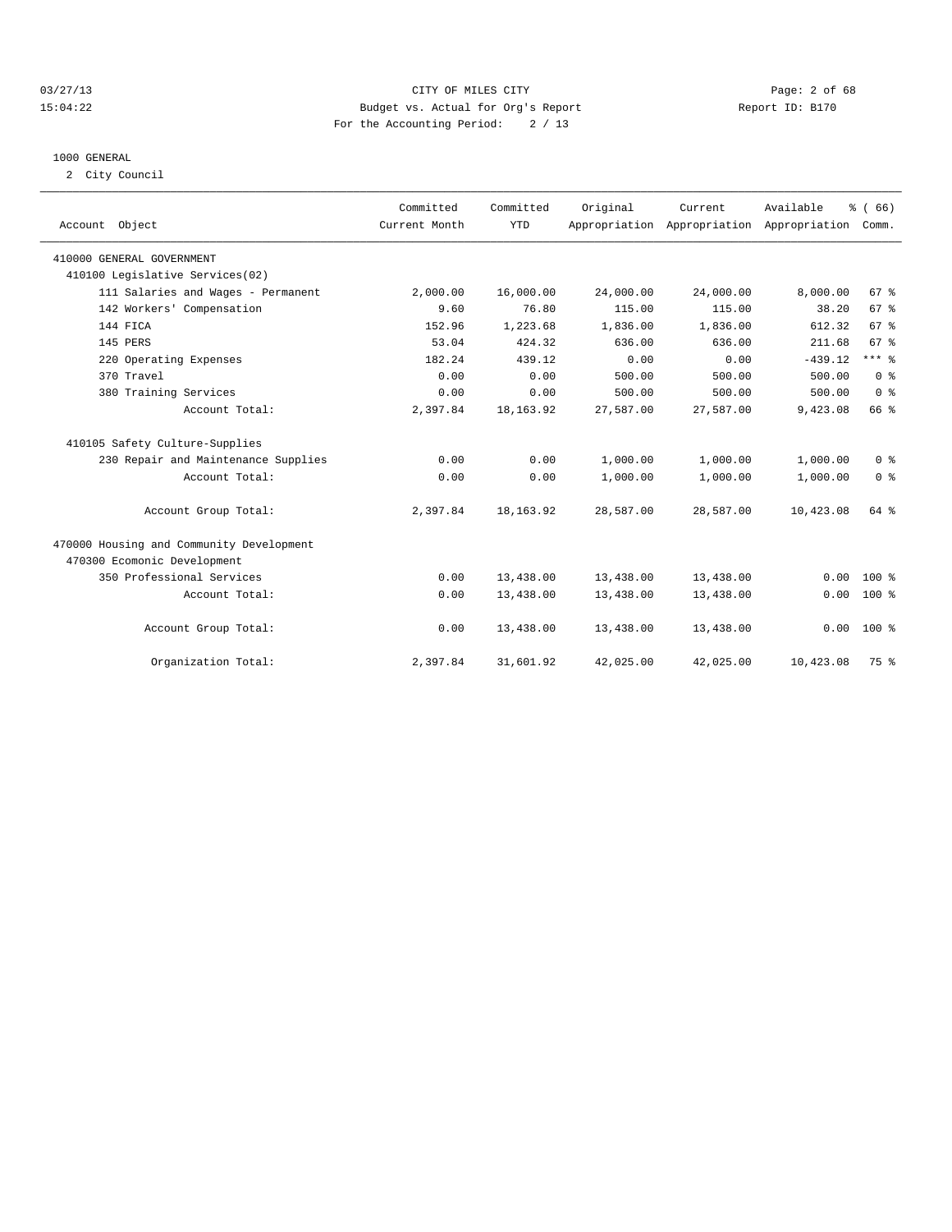CITY OF MILES CITY
Budget vs. Actual for Org's Report
For the Accounting Period: 2 / 13

03/27/13
15:04:22

Report ID: B170

1000 GENERAL

2 City Council

| Account Object | Committed Current Month | Committed YTD | Original Appropriation | Current Appropriation | Available Appropriation | % ( 66) Comm. |
|---|---|---|---|---|---|---|
| 410000 GENERAL GOVERNMENT | | | | | | |
| 410100 Legislative Services(02) | | | | | | |
| 111 Salaries and Wages - Permanent | 2,000.00 | 16,000.00 | 24,000.00 | 24,000.00 | 8,000.00 | 67 % |
| 142 Workers' Compensation | 9.60 | 76.80 | 115.00 | 115.00 | 38.20 | 67 % |
| 144 FICA | 152.96 | 1,223.68 | 1,836.00 | 1,836.00 | 612.32 | 67 % |
| 145 PERS | 53.04 | 424.32 | 636.00 | 636.00 | 211.68 | 67 % |
| 220 Operating Expenses | 182.24 | 439.12 | 0.00 | 0.00 | -439.12 | *** % |
| 370 Travel | 0.00 | 0.00 | 500.00 | 500.00 | 500.00 | 0 % |
| 380 Training Services | 0.00 | 0.00 | 500.00 | 500.00 | 500.00 | 0 % |
| Account Total: | 2,397.84 | 18,163.92 | 27,587.00 | 27,587.00 | 9,423.08 | 66 % |
| 410105 Safety Culture-Supplies | | | | | | |
| 230 Repair and Maintenance Supplies | 0.00 | 0.00 | 1,000.00 | 1,000.00 | 1,000.00 | 0 % |
| Account Total: | 0.00 | 0.00 | 1,000.00 | 1,000.00 | 1,000.00 | 0 % |
| Account Group Total: | 2,397.84 | 18,163.92 | 28,587.00 | 28,587.00 | 10,423.08 | 64 % |
| 470000 Housing and Community Development | | | | | | |
| 470300 Ecomonic Development | | | | | | |
| 350 Professional Services | 0.00 | 13,438.00 | 13,438.00 | 13,438.00 | 0.00 | 100 % |
| Account Total: | 0.00 | 13,438.00 | 13,438.00 | 13,438.00 | 0.00 | 100 % |
| Account Group Total: | 0.00 | 13,438.00 | 13,438.00 | 13,438.00 | 0.00 | 100 % |
| Organization Total: | 2,397.84 | 31,601.92 | 42,025.00 | 42,025.00 | 10,423.08 | 75 % |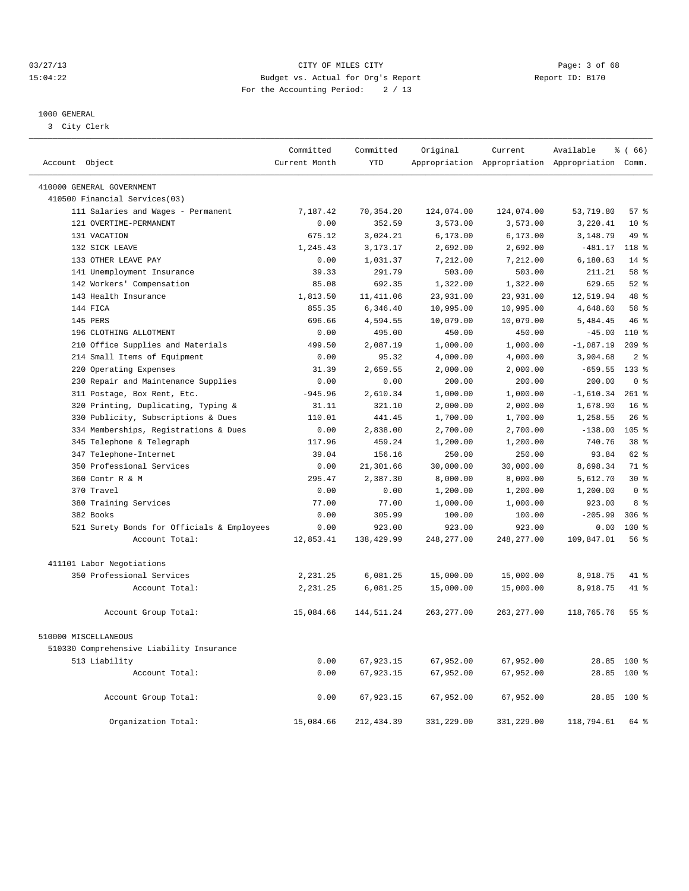CITY OF MILES CITY
Budget vs. Actual for Org's Report
For the Accounting Period: 2 / 13

03/27/13
15:04:22

Report ID: B170

## 1000 GENERAL

3 City Clerk

| Account Object | Committed Current Month | Committed YTD | Original Appropriation | Current Appropriation | Available Appropriation | % ( 66) Comm. |
|---|---|---|---|---|---|---|
| 410000 GENERAL GOVERNMENT | | | | | | |
| 410500 Financial Services(03) | | | | | | |
| 111 Salaries and Wages - Permanent | 7,187.42 | 70,354.20 | 124,074.00 | 124,074.00 | 53,719.80 | 57 % |
| 121 OVERTIME-PERMANENT | 0.00 | 352.59 | 3,573.00 | 3,573.00 | 3,220.41 | 10 % |
| 131 VACATION | 675.12 | 3,024.21 | 6,173.00 | 6,173.00 | 3,148.79 | 49 % |
| 132 SICK LEAVE | 1,245.43 | 3,173.17 | 2,692.00 | 2,692.00 | -481.17 | 118 % |
| 133 OTHER LEAVE PAY | 0.00 | 1,031.37 | 7,212.00 | 7,212.00 | 6,180.63 | 14 % |
| 141 Unemployment Insurance | 39.33 | 291.79 | 503.00 | 503.00 | 211.21 | 58 % |
| 142 Workers' Compensation | 85.08 | 692.35 | 1,322.00 | 1,322.00 | 629.65 | 52 % |
| 143 Health Insurance | 1,813.50 | 11,411.06 | 23,931.00 | 23,931.00 | 12,519.94 | 48 % |
| 144 FICA | 855.35 | 6,346.40 | 10,995.00 | 10,995.00 | 4,648.60 | 58 % |
| 145 PERS | 696.66 | 4,594.55 | 10,079.00 | 10,079.00 | 5,484.45 | 46 % |
| 196 CLOTHING ALLOTMENT | 0.00 | 495.00 | 450.00 | 450.00 | -45.00 | 110 % |
| 210 Office Supplies and Materials | 499.50 | 2,087.19 | 1,000.00 | 1,000.00 | -1,087.19 | 209 % |
| 214 Small Items of Equipment | 0.00 | 95.32 | 4,000.00 | 4,000.00 | 3,904.68 | 2 % |
| 220 Operating Expenses | 31.39 | 2,659.55 | 2,000.00 | 2,000.00 | -659.55 | 133 % |
| 230 Repair and Maintenance Supplies | 0.00 | 0.00 | 200.00 | 200.00 | 200.00 | 0 % |
| 311 Postage, Box Rent, Etc. | -945.96 | 2,610.34 | 1,000.00 | 1,000.00 | -1,610.34 | 261 % |
| 320 Printing, Duplicating, Typing & | 31.11 | 321.10 | 2,000.00 | 2,000.00 | 1,678.90 | 16 % |
| 330 Publicity, Subscriptions & Dues | 110.01 | 441.45 | 1,700.00 | 1,700.00 | 1,258.55 | 26 % |
| 334 Memberships, Registrations & Dues | 0.00 | 2,838.00 | 2,700.00 | 2,700.00 | -138.00 | 105 % |
| 345 Telephone & Telegraph | 117.96 | 459.24 | 1,200.00 | 1,200.00 | 740.76 | 38 % |
| 347 Telephone-Internet | 39.04 | 156.16 | 250.00 | 250.00 | 93.84 | 62 % |
| 350 Professional Services | 0.00 | 21,301.66 | 30,000.00 | 30,000.00 | 8,698.34 | 71 % |
| 360 Contr R & M | 295.47 | 2,387.30 | 8,000.00 | 8,000.00 | 5,612.70 | 30 % |
| 370 Travel | 0.00 | 0.00 | 1,200.00 | 1,200.00 | 1,200.00 | 0 % |
| 380 Training Services | 77.00 | 77.00 | 1,000.00 | 1,000.00 | 923.00 | 8 % |
| 382 Books | 0.00 | 305.99 | 100.00 | 100.00 | -205.99 | 306 % |
| 521 Surety Bonds for Officials & Employees | 0.00 | 923.00 | 923.00 | 923.00 | 0.00 | 100 % |
| Account Total: | 12,853.41 | 138,429.99 | 248,277.00 | 248,277.00 | 109,847.01 | 56 % |
| 411101 Labor Negotiations | | | | | | |
| 350 Professional Services | 2,231.25 | 6,081.25 | 15,000.00 | 15,000.00 | 8,918.75 | 41 % |
| Account Total: | 2,231.25 | 6,081.25 | 15,000.00 | 15,000.00 | 8,918.75 | 41 % |
| Account Group Total: | 15,084.66 | 144,511.24 | 263,277.00 | 263,277.00 | 118,765.76 | 55 % |
| 510000 MISCELLANEOUS | | | | | | |
| 510330 Comprehensive Liability Insurance | | | | | | |
| 513 Liability | 0.00 | 67,923.15 | 67,952.00 | 67,952.00 | 28.85 | 100 % |
| Account Total: | 0.00 | 67,923.15 | 67,952.00 | 67,952.00 | 28.85 | 100 % |
| Account Group Total: | 0.00 | 67,923.15 | 67,952.00 | 67,952.00 | 28.85 | 100 % |
| Organization Total: | 15,084.66 | 212,434.39 | 331,229.00 | 331,229.00 | 118,794.61 | 64 % |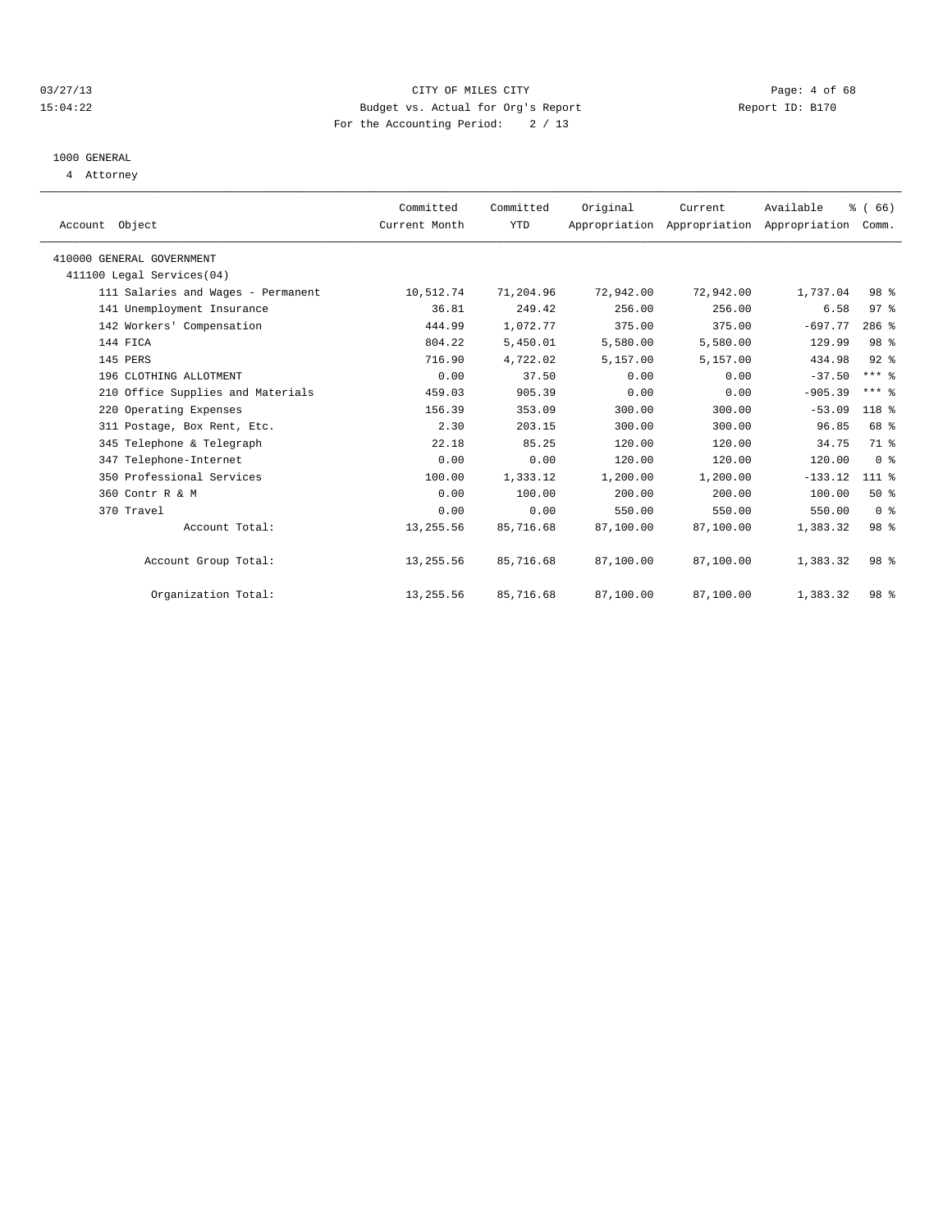CITY OF MILES CITY
Budget vs. Actual for Org's Report
For the Accounting Period: 2 / 13

03/27/13
15:04:22

Report ID: B170

## 1000 GENERAL

4 Attorney

| Account Object | Committed Current Month | Committed YTD | Original Appropriation | Current Appropriation | Available Appropriation | % ( 66) Comm. |
|---|---|---|---|---|---|---|
| 410000 GENERAL GOVERNMENT | | | | | | |
| 411100 Legal Services(04) | | | | | | |
| 111 Salaries and Wages - Permanent | 10,512.74 | 71,204.96 | 72,942.00 | 72,942.00 | 1,737.04 | 98 % |
| 141 Unemployment Insurance | 36.81 | 249.42 | 256.00 | 256.00 | 6.58 | 97 % |
| 142 Workers' Compensation | 444.99 | 1,072.77 | 375.00 | 375.00 | -697.77 | 286 % |
| 144 FICA | 804.22 | 5,450.01 | 5,580.00 | 5,580.00 | 129.99 | 98 % |
| 145 PERS | 716.90 | 4,722.02 | 5,157.00 | 5,157.00 | 434.98 | 92 % |
| 196 CLOTHING ALLOTMENT | 0.00 | 37.50 | 0.00 | 0.00 | -37.50 | *** % |
| 210 Office Supplies and Materials | 459.03 | 905.39 | 0.00 | 0.00 | -905.39 | *** % |
| 220 Operating Expenses | 156.39 | 353.09 | 300.00 | 300.00 | -53.09 | 118 % |
| 311 Postage, Box Rent, Etc. | 2.30 | 203.15 | 300.00 | 300.00 | 96.85 | 68 % |
| 345 Telephone & Telegraph | 22.18 | 85.25 | 120.00 | 120.00 | 34.75 | 71 % |
| 347 Telephone-Internet | 0.00 | 0.00 | 120.00 | 120.00 | 120.00 | 0 % |
| 350 Professional Services | 100.00 | 1,333.12 | 1,200.00 | 1,200.00 | -133.12 | 111 % |
| 360 Contr R & M | 0.00 | 100.00 | 200.00 | 200.00 | 100.00 | 50 % |
| 370 Travel | 0.00 | 0.00 | 550.00 | 550.00 | 550.00 | 0 % |
| Account Total: | 13,255.56 | 85,716.68 | 87,100.00 | 87,100.00 | 1,383.32 | 98 % |
| Account Group Total: | 13,255.56 | 85,716.68 | 87,100.00 | 87,100.00 | 1,383.32 | 98 % |
| Organization Total: | 13,255.56 | 85,716.68 | 87,100.00 | 87,100.00 | 1,383.32 | 98 % |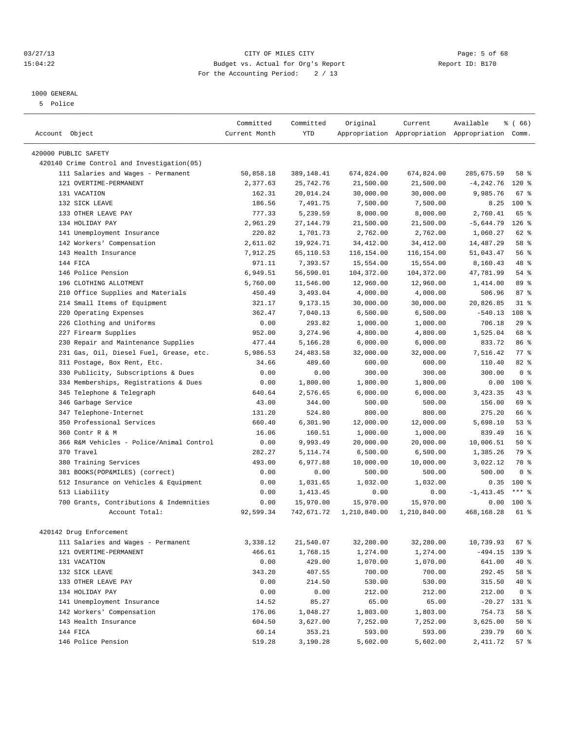CITY OF MILES CITY
Budget vs. Actual for Org's Report
For the Accounting Period: 2 / 13

03/27/13
15:04:22

Report ID: B170

1000 GENERAL
5 Police

| Account Object | Committed Current Month | Committed YTD | Original Appropriation | Current Appropriation | Available Appropriation | % ( 66) Comm. |
|---|---|---|---|---|---|---|
| 420000 PUBLIC SAFETY | | | | | | |
| 420140 Crime Control and Investigation(05) | | | | | | |
| 111 Salaries and Wages - Permanent | 50,858.18 | 389,148.41 | 674,824.00 | 674,824.00 | 285,675.59 | 58 % |
| 121 OVERTIME-PERMANENT | 2,377.63 | 25,742.76 | 21,500.00 | 21,500.00 | -4,242.76 | 120 % |
| 131 VACATION | 162.31 | 20,014.24 | 30,000.00 | 30,000.00 | 9,985.76 | 67 % |
| 132 SICK LEAVE | 186.56 | 7,491.75 | 7,500.00 | 7,500.00 | 8.25 | 100 % |
| 133 OTHER LEAVE PAY | 777.33 | 5,239.59 | 8,000.00 | 8,000.00 | 2,760.41 | 65 % |
| 134 HOLIDAY PAY | 2,961.29 | 27,144.79 | 21,500.00 | 21,500.00 | -5,644.79 | 126 % |
| 141 Unemployment Insurance | 220.82 | 1,701.73 | 2,762.00 | 2,762.00 | 1,060.27 | 62 % |
| 142 Workers' Compensation | 2,611.02 | 19,924.71 | 34,412.00 | 34,412.00 | 14,487.29 | 58 % |
| 143 Health Insurance | 7,912.25 | 65,110.53 | 116,154.00 | 116,154.00 | 51,043.47 | 56 % |
| 144 FICA | 971.11 | 7,393.57 | 15,554.00 | 15,554.00 | 8,160.43 | 48 % |
| 146 Police Pension | 6,949.51 | 56,590.01 | 104,372.00 | 104,372.00 | 47,781.99 | 54 % |
| 196 CLOTHING ALLOTMENT | 5,760.00 | 11,546.00 | 12,960.00 | 12,960.00 | 1,414.00 | 89 % |
| 210 Office Supplies and Materials | 450.49 | 3,493.04 | 4,000.00 | 4,000.00 | 506.96 | 87 % |
| 214 Small Items of Equipment | 321.17 | 9,173.15 | 30,000.00 | 30,000.00 | 20,826.85 | 31 % |
| 220 Operating Expenses | 362.47 | 7,040.13 | 6,500.00 | 6,500.00 | -540.13 | 108 % |
| 226 Clothing and Uniforms | 0.00 | 293.82 | 1,000.00 | 1,000.00 | 706.18 | 29 % |
| 227 Firearm Supplies | 952.00 | 3,274.96 | 4,800.00 | 4,800.00 | 1,525.04 | 68 % |
| 230 Repair and Maintenance Supplies | 477.44 | 5,166.28 | 6,000.00 | 6,000.00 | 833.72 | 86 % |
| 231 Gas, Oil, Diesel Fuel, Grease, etc. | 5,986.53 | 24,483.58 | 32,000.00 | 32,000.00 | 7,516.42 | 77 % |
| 311 Postage, Box Rent, Etc. | 34.66 | 489.60 | 600.00 | 600.00 | 110.40 | 82 % |
| 330 Publicity, Subscriptions & Dues | 0.00 | 0.00 | 300.00 | 300.00 | 300.00 | 0 % |
| 334 Memberships, Registrations & Dues | 0.00 | 1,800.00 | 1,800.00 | 1,800.00 | 0.00 | 100 % |
| 345 Telephone & Telegraph | 640.64 | 2,576.65 | 6,000.00 | 6,000.00 | 3,423.35 | 43 % |
| 346 Garbage Service | 43.00 | 344.00 | 500.00 | 500.00 | 156.00 | 69 % |
| 347 Telephone-Internet | 131.20 | 524.80 | 800.00 | 800.00 | 275.20 | 66 % |
| 350 Professional Services | 660.40 | 6,301.90 | 12,000.00 | 12,000.00 | 5,698.10 | 53 % |
| 360 Contr R & M | 16.06 | 160.51 | 1,000.00 | 1,000.00 | 839.49 | 16 % |
| 366 R&M Vehicles - Police/Animal Control | 0.00 | 9,993.49 | 20,000.00 | 20,000.00 | 10,006.51 | 50 % |
| 370 Travel | 282.27 | 5,114.74 | 6,500.00 | 6,500.00 | 1,385.26 | 79 % |
| 380 Training Services | 493.00 | 6,977.88 | 10,000.00 | 10,000.00 | 3,022.12 | 70 % |
| 381 BOOKS(POP&MILES) (correct) | 0.00 | 0.00 | 500.00 | 500.00 | 500.00 | 0 % |
| 512 Insurance on Vehicles & Equipment | 0.00 | 1,031.65 | 1,032.00 | 1,032.00 | 0.35 | 100 % |
| 513 Liability | 0.00 | 1,413.45 | 0.00 | 0.00 | -1,413.45 | *** % |
| 700 Grants, Contributions & Indemnities | 0.00 | 15,970.00 | 15,970.00 | 15,970.00 | 0.00 | 100 % |
| Account Total: | 92,599.34 | 742,671.72 | 1,210,840.00 | 1,210,840.00 | 468,168.28 | 61 % |
| 420142 Drug Enforcement | | | | | | |
| 111 Salaries and Wages - Permanent | 3,338.12 | 21,540.07 | 32,280.00 | 32,280.00 | 10,739.93 | 67 % |
| 121 OVERTIME-PERMANENT | 466.61 | 1,768.15 | 1,274.00 | 1,274.00 | -494.15 | 139 % |
| 131 VACATION | 0.00 | 429.00 | 1,070.00 | 1,070.00 | 641.00 | 40 % |
| 132 SICK LEAVE | 343.20 | 407.55 | 700.00 | 700.00 | 292.45 | 58 % |
| 133 OTHER LEAVE PAY | 0.00 | 214.50 | 530.00 | 530.00 | 315.50 | 40 % |
| 134 HOLIDAY PAY | 0.00 | 0.00 | 212.00 | 212.00 | 212.00 | 0 % |
| 141 Unemployment Insurance | 14.52 | 85.27 | 65.00 | 65.00 | -20.27 | 131 % |
| 142 Workers' Compensation | 176.06 | 1,048.27 | 1,803.00 | 1,803.00 | 754.73 | 58 % |
| 143 Health Insurance | 604.50 | 3,627.00 | 7,252.00 | 7,252.00 | 3,625.00 | 50 % |
| 144 FICA | 60.14 | 353.21 | 593.00 | 593.00 | 239.79 | 60 % |
| 146 Police Pension | 519.28 | 3,190.28 | 5,602.00 | 5,602.00 | 2,411.72 | 57 % |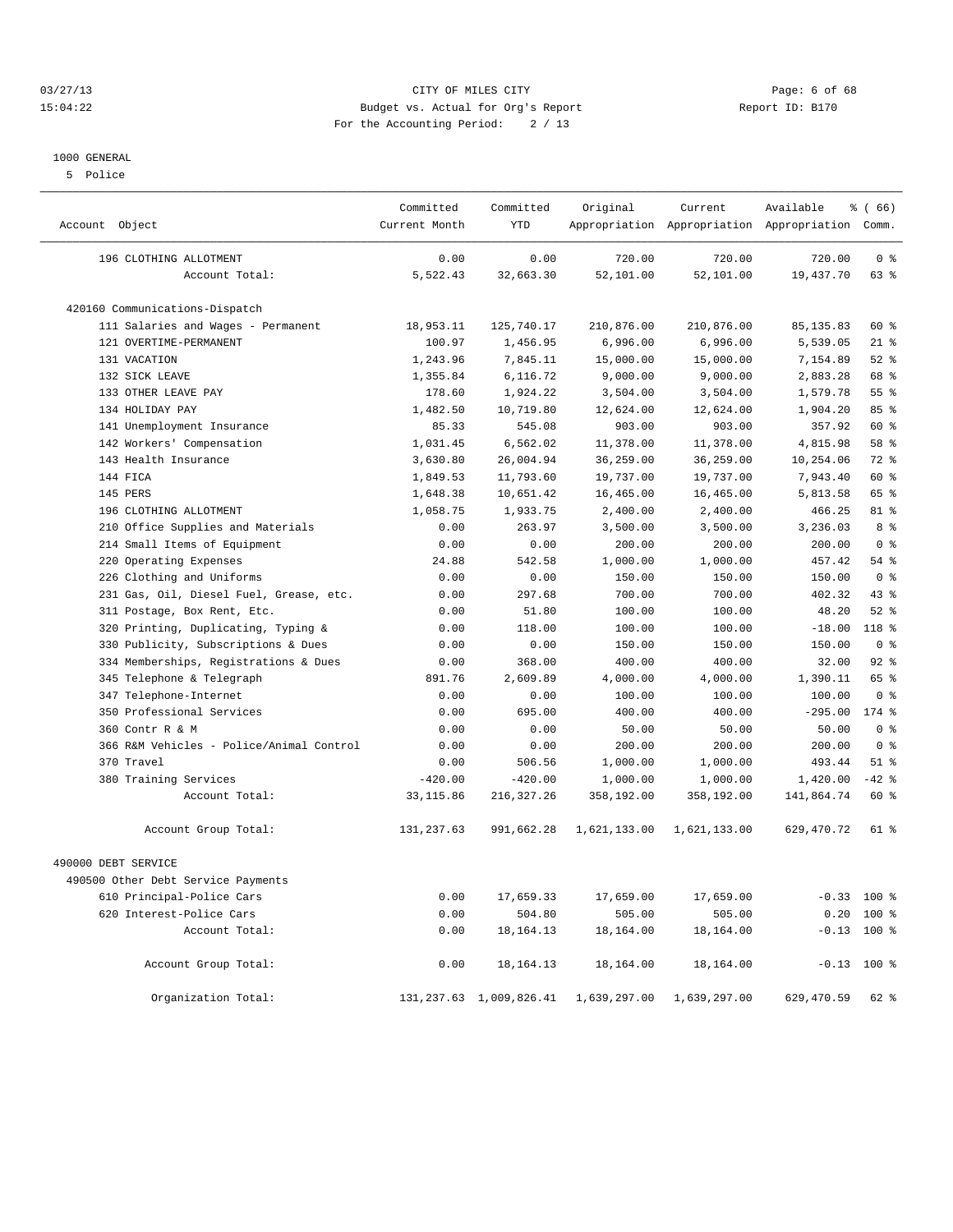CITY OF MILES CITY
Budget vs. Actual for Org's Report
For the Accounting Period: 2 / 13

03/27/13 15:04:22 — Report ID: B170

1000 GENERAL
5 Police

| Account Object | Committed Current Month | Committed YTD | Original Appropriation | Current Appropriation | Available Appropriation | % ( 66) Comm. |
|---|---|---|---|---|---|---|
| 196 CLOTHING ALLOTMENT | 0.00 | 0.00 | 720.00 | 720.00 | 720.00 | 0 % |
| Account Total: | 5,522.43 | 32,663.30 | 52,101.00 | 52,101.00 | 19,437.70 | 63 % |
| 420160 Communications-Dispatch | | | | | | |
| 111 Salaries and Wages - Permanent | 18,953.11 | 125,740.17 | 210,876.00 | 210,876.00 | 85,135.83 | 60 % |
| 121 OVERTIME-PERMANENT | 100.97 | 1,456.95 | 6,996.00 | 6,996.00 | 5,539.05 | 21 % |
| 131 VACATION | 1,243.96 | 7,845.11 | 15,000.00 | 15,000.00 | 7,154.89 | 52 % |
| 132 SICK LEAVE | 1,355.84 | 6,116.72 | 9,000.00 | 9,000.00 | 2,883.28 | 68 % |
| 133 OTHER LEAVE PAY | 178.60 | 1,924.22 | 3,504.00 | 3,504.00 | 1,579.78 | 55 % |
| 134 HOLIDAY PAY | 1,482.50 | 10,719.80 | 12,624.00 | 12,624.00 | 1,904.20 | 85 % |
| 141 Unemployment Insurance | 85.33 | 545.08 | 903.00 | 903.00 | 357.92 | 60 % |
| 142 Workers' Compensation | 1,031.45 | 6,562.02 | 11,378.00 | 11,378.00 | 4,815.98 | 58 % |
| 143 Health Insurance | 3,630.80 | 26,004.94 | 36,259.00 | 36,259.00 | 10,254.06 | 72 % |
| 144 FICA | 1,849.53 | 11,793.60 | 19,737.00 | 19,737.00 | 7,943.40 | 60 % |
| 145 PERS | 1,648.38 | 10,651.42 | 16,465.00 | 16,465.00 | 5,813.58 | 65 % |
| 196 CLOTHING ALLOTMENT | 1,058.75 | 1,933.75 | 2,400.00 | 2,400.00 | 466.25 | 81 % |
| 210 Office Supplies and Materials | 0.00 | 263.97 | 3,500.00 | 3,500.00 | 3,236.03 | 8 % |
| 214 Small Items of Equipment | 0.00 | 0.00 | 200.00 | 200.00 | 200.00 | 0 % |
| 220 Operating Expenses | 24.88 | 542.58 | 1,000.00 | 1,000.00 | 457.42 | 54 % |
| 226 Clothing and Uniforms | 0.00 | 0.00 | 150.00 | 150.00 | 150.00 | 0 % |
| 231 Gas, Oil, Diesel Fuel, Grease, etc. | 0.00 | 297.68 | 700.00 | 700.00 | 402.32 | 43 % |
| 311 Postage, Box Rent, Etc. | 0.00 | 51.80 | 100.00 | 100.00 | 48.20 | 52 % |
| 320 Printing, Duplicating, Typing & | 0.00 | 118.00 | 100.00 | 100.00 | -18.00 | 118 % |
| 330 Publicity, Subscriptions & Dues | 0.00 | 0.00 | 150.00 | 150.00 | 150.00 | 0 % |
| 334 Memberships, Registrations & Dues | 0.00 | 368.00 | 400.00 | 400.00 | 32.00 | 92 % |
| 345 Telephone & Telegraph | 891.76 | 2,609.89 | 4,000.00 | 4,000.00 | 1,390.11 | 65 % |
| 347 Telephone-Internet | 0.00 | 0.00 | 100.00 | 100.00 | 100.00 | 0 % |
| 350 Professional Services | 0.00 | 695.00 | 400.00 | 400.00 | -295.00 | 174 % |
| 360 Contr R & M | 0.00 | 0.00 | 50.00 | 50.00 | 50.00 | 0 % |
| 366 R&M Vehicles - Police/Animal Control | 0.00 | 0.00 | 200.00 | 200.00 | 200.00 | 0 % |
| 370 Travel | 0.00 | 506.56 | 1,000.00 | 1,000.00 | 493.44 | 51 % |
| 380 Training Services | -420.00 | -420.00 | 1,000.00 | 1,000.00 | 1,420.00 | -42 % |
| Account Total: | 33,115.86 | 216,327.26 | 358,192.00 | 358,192.00 | 141,864.74 | 60 % |
| Account Group Total: | 131,237.63 | 991,662.28 | 1,621,133.00 | 1,621,133.00 | 629,470.72 | 61 % |
| 490000 DEBT SERVICE | | | | | | |
| 490500 Other Debt Service Payments | | | | | | |
| 610 Principal-Police Cars | 0.00 | 17,659.33 | 17,659.00 | 17,659.00 | -0.33 | 100 % |
| 620 Interest-Police Cars | 0.00 | 504.80 | 505.00 | 505.00 | 0.20 | 100 % |
| Account Total: | 0.00 | 18,164.13 | 18,164.00 | 18,164.00 | -0.13 | 100 % |
| Account Group Total: | 0.00 | 18,164.13 | 18,164.00 | 18,164.00 | -0.13 | 100 % |
| Organization Total: | 131,237.63 | 1,009,826.41 | 1,639,297.00 | 1,639,297.00 | 629,470.59 | 62 % |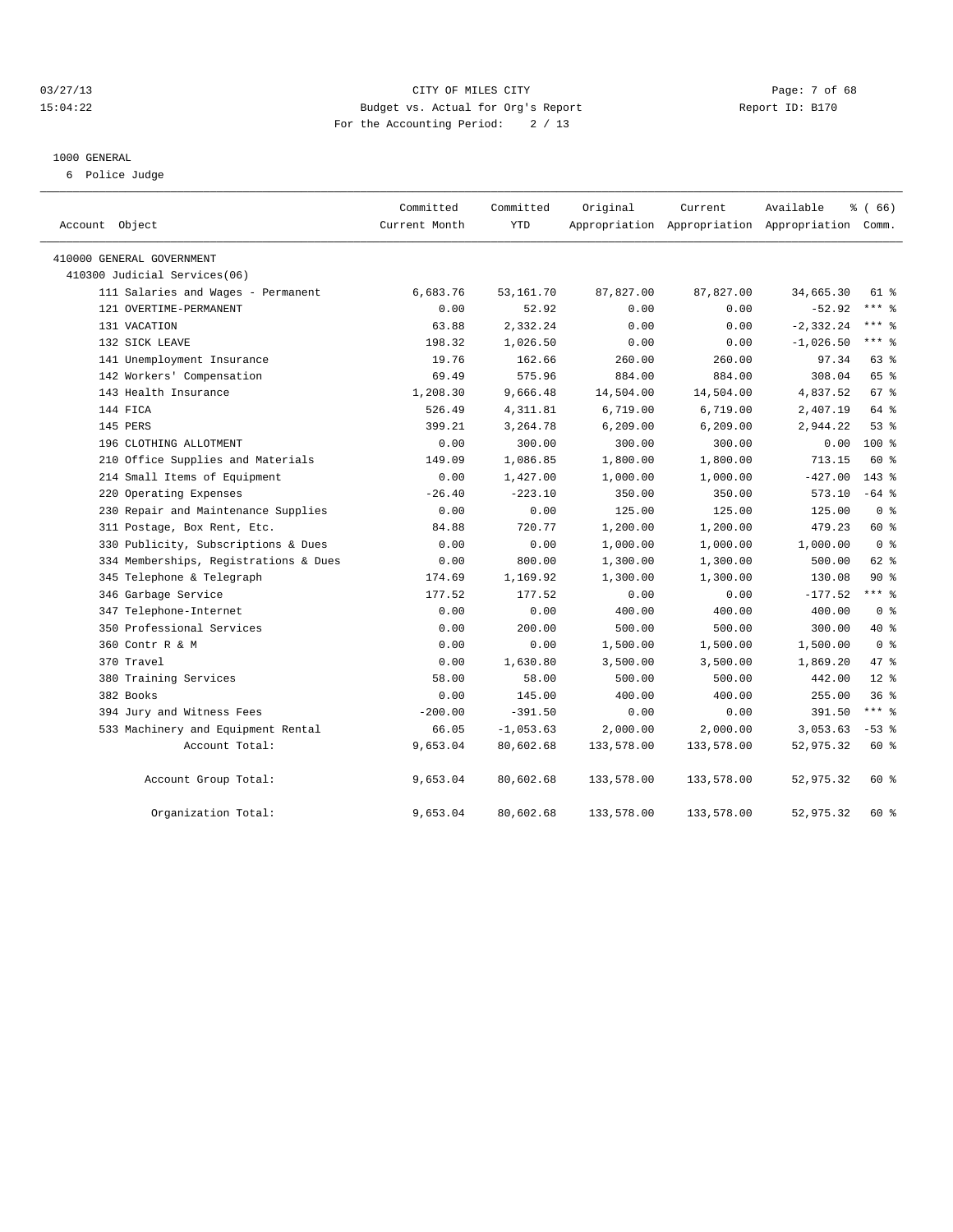CITY OF MILES CITY
Budget vs. Actual for Org's Report
For the Accounting Period: 2 / 13

03/27/13
15:04:22

Report ID: B170

## 1000 GENERAL

6 Police Judge

| Account Object | Committed Current Month | Committed YTD | Original Appropriation | Current Appropriation | Available Appropriation | % ( 66) Comm. |
|---|---|---|---|---|---|---|
| 410000 GENERAL GOVERNMENT | | | | | | |
| 410300 Judicial Services(06) | | | | | | |
| 111 Salaries and Wages - Permanent | 6,683.76 | 53,161.70 | 87,827.00 | 87,827.00 | 34,665.30 | 61 % |
| 121 OVERTIME-PERMANENT | 0.00 | 52.92 | 0.00 | 0.00 | -52.92 | *** % |
| 131 VACATION | 63.88 | 2,332.24 | 0.00 | 0.00 | -2,332.24 | *** % |
| 132 SICK LEAVE | 198.32 | 1,026.50 | 0.00 | 0.00 | -1,026.50 | *** % |
| 141 Unemployment Insurance | 19.76 | 162.66 | 260.00 | 260.00 | 97.34 | 63 % |
| 142 Workers' Compensation | 69.49 | 575.96 | 884.00 | 884.00 | 308.04 | 65 % |
| 143 Health Insurance | 1,208.30 | 9,666.48 | 14,504.00 | 14,504.00 | 4,837.52 | 67 % |
| 144 FICA | 526.49 | 4,311.81 | 6,719.00 | 6,719.00 | 2,407.19 | 64 % |
| 145 PERS | 399.21 | 3,264.78 | 6,209.00 | 6,209.00 | 2,944.22 | 53 % |
| 196 CLOTHING ALLOTMENT | 0.00 | 300.00 | 300.00 | 300.00 | 0.00 | 100 % |
| 210 Office Supplies and Materials | 149.09 | 1,086.85 | 1,800.00 | 1,800.00 | 713.15 | 60 % |
| 214 Small Items of Equipment | 0.00 | 1,427.00 | 1,000.00 | 1,000.00 | -427.00 | 143 % |
| 220 Operating Expenses | -26.40 | -223.10 | 350.00 | 350.00 | 573.10 | -64 % |
| 230 Repair and Maintenance Supplies | 0.00 | 0.00 | 125.00 | 125.00 | 125.00 | 0 % |
| 311 Postage, Box Rent, Etc. | 84.88 | 720.77 | 1,200.00 | 1,200.00 | 479.23 | 60 % |
| 330 Publicity, Subscriptions & Dues | 0.00 | 0.00 | 1,000.00 | 1,000.00 | 1,000.00 | 0 % |
| 334 Memberships, Registrations & Dues | 0.00 | 800.00 | 1,300.00 | 1,300.00 | 500.00 | 62 % |
| 345 Telephone & Telegraph | 174.69 | 1,169.92 | 1,300.00 | 1,300.00 | 130.08 | 90 % |
| 346 Garbage Service | 177.52 | 177.52 | 0.00 | 0.00 | -177.52 | *** % |
| 347 Telephone-Internet | 0.00 | 0.00 | 400.00 | 400.00 | 400.00 | 0 % |
| 350 Professional Services | 0.00 | 200.00 | 500.00 | 500.00 | 300.00 | 40 % |
| 360 Contr R & M | 0.00 | 0.00 | 1,500.00 | 1,500.00 | 1,500.00 | 0 % |
| 370 Travel | 0.00 | 1,630.80 | 3,500.00 | 3,500.00 | 1,869.20 | 47 % |
| 380 Training Services | 58.00 | 58.00 | 500.00 | 500.00 | 442.00 | 12 % |
| 382 Books | 0.00 | 145.00 | 400.00 | 400.00 | 255.00 | 36 % |
| 394 Jury and Witness Fees | -200.00 | -391.50 | 0.00 | 0.00 | 391.50 | *** % |
| 533 Machinery and Equipment Rental | 66.05 | -1,053.63 | 2,000.00 | 2,000.00 | 3,053.63 | -53 % |
| Account Total: | 9,653.04 | 80,602.68 | 133,578.00 | 133,578.00 | 52,975.32 | 60 % |
| Account Group Total: | 9,653.04 | 80,602.68 | 133,578.00 | 133,578.00 | 52,975.32 | 60 % |
| Organization Total: | 9,653.04 | 80,602.68 | 133,578.00 | 133,578.00 | 52,975.32 | 60 % |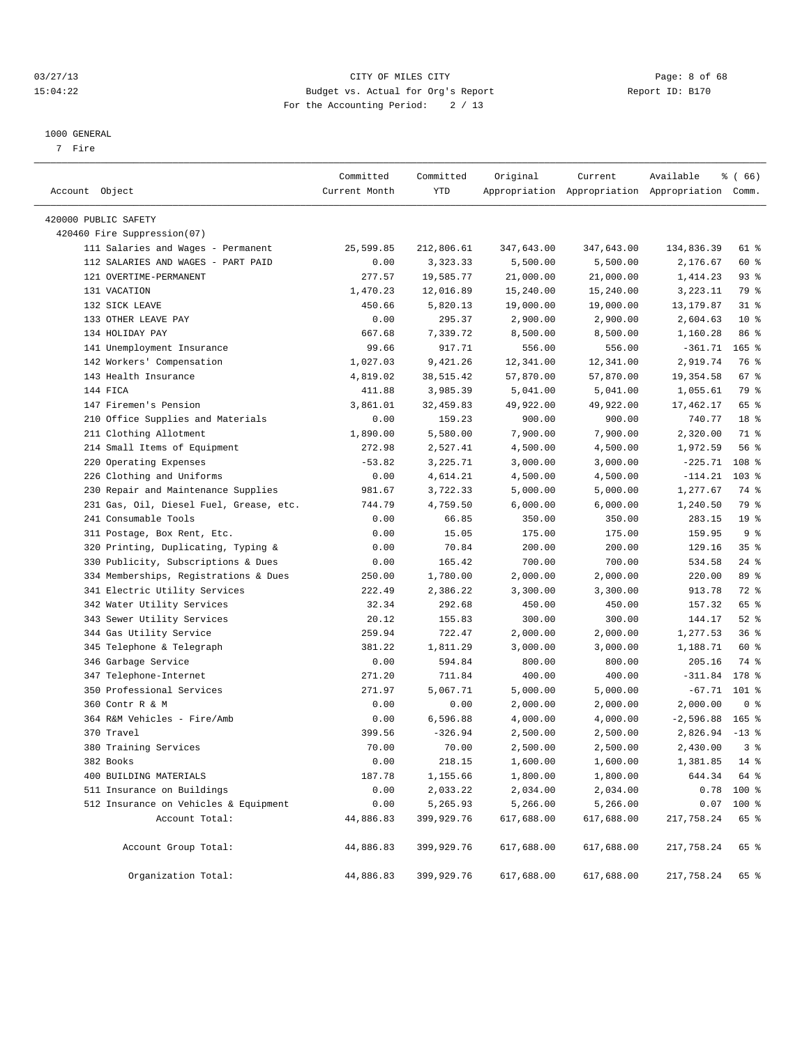CITY OF MILES CITY
Budget vs. Actual for Org's Report
For the Accounting Period: 2 / 13

03/27/13
15:04:22

Report ID: B170

1000 GENERAL
7 Fire

| Account Object | Committed Current Month | Committed YTD | Original Appropriation | Current Appropriation | Available Appropriation | % ( 66) Comm. |
|---|---|---|---|---|---|---|
| 420000 PUBLIC SAFETY | | | | | | |
| 420460 Fire Suppression(07) | | | | | | |
| 111 Salaries and Wages - Permanent | 25,599.85 | 212,806.61 | 347,643.00 | 347,643.00 | 134,836.39 | 61 % |
| 112 SALARIES AND WAGES - PART PAID | 0.00 | 3,323.33 | 5,500.00 | 5,500.00 | 2,176.67 | 60 % |
| 121 OVERTIME-PERMANENT | 277.57 | 19,585.77 | 21,000.00 | 21,000.00 | 1,414.23 | 93 % |
| 131 VACATION | 1,470.23 | 12,016.89 | 15,240.00 | 15,240.00 | 3,223.11 | 79 % |
| 132 SICK LEAVE | 450.66 | 5,820.13 | 19,000.00 | 19,000.00 | 13,179.87 | 31 % |
| 133 OTHER LEAVE PAY | 0.00 | 295.37 | 2,900.00 | 2,900.00 | 2,604.63 | 10 % |
| 134 HOLIDAY PAY | 667.68 | 7,339.72 | 8,500.00 | 8,500.00 | 1,160.28 | 86 % |
| 141 Unemployment Insurance | 99.66 | 917.71 | 556.00 | 556.00 | -361.71 | 165 % |
| 142 Workers' Compensation | 1,027.03 | 9,421.26 | 12,341.00 | 12,341.00 | 2,919.74 | 76 % |
| 143 Health Insurance | 4,819.02 | 38,515.42 | 57,870.00 | 57,870.00 | 19,354.58 | 67 % |
| 144 FICA | 411.88 | 3,985.39 | 5,041.00 | 5,041.00 | 1,055.61 | 79 % |
| 147 Firemen's Pension | 3,861.01 | 32,459.83 | 49,922.00 | 49,922.00 | 17,462.17 | 65 % |
| 210 Office Supplies and Materials | 0.00 | 159.23 | 900.00 | 900.00 | 740.77 | 18 % |
| 211 Clothing Allotment | 1,890.00 | 5,580.00 | 7,900.00 | 7,900.00 | 2,320.00 | 71 % |
| 214 Small Items of Equipment | 272.98 | 2,527.41 | 4,500.00 | 4,500.00 | 1,972.59 | 56 % |
| 220 Operating Expenses | -53.82 | 3,225.71 | 3,000.00 | 3,000.00 | -225.71 | 108 % |
| 226 Clothing and Uniforms | 0.00 | 4,614.21 | 4,500.00 | 4,500.00 | -114.21 | 103 % |
| 230 Repair and Maintenance Supplies | 981.67 | 3,722.33 | 5,000.00 | 5,000.00 | 1,277.67 | 74 % |
| 231 Gas, Oil, Diesel Fuel, Grease, etc. | 744.79 | 4,759.50 | 6,000.00 | 6,000.00 | 1,240.50 | 79 % |
| 241 Consumable Tools | 0.00 | 66.85 | 350.00 | 350.00 | 283.15 | 19 % |
| 311 Postage, Box Rent, Etc. | 0.00 | 15.05 | 175.00 | 175.00 | 159.95 | 9 % |
| 320 Printing, Duplicating, Typing & | 0.00 | 70.84 | 200.00 | 200.00 | 129.16 | 35 % |
| 330 Publicity, Subscriptions & Dues | 0.00 | 165.42 | 700.00 | 700.00 | 534.58 | 24 % |
| 334 Memberships, Registrations & Dues | 250.00 | 1,780.00 | 2,000.00 | 2,000.00 | 220.00 | 89 % |
| 341 Electric Utility Services | 222.49 | 2,386.22 | 3,300.00 | 3,300.00 | 913.78 | 72 % |
| 342 Water Utility Services | 32.34 | 292.68 | 450.00 | 450.00 | 157.32 | 65 % |
| 343 Sewer Utility Services | 20.12 | 155.83 | 300.00 | 300.00 | 144.17 | 52 % |
| 344 Gas Utility Service | 259.94 | 722.47 | 2,000.00 | 2,000.00 | 1,277.53 | 36 % |
| 345 Telephone & Telegraph | 381.22 | 1,811.29 | 3,000.00 | 3,000.00 | 1,188.71 | 60 % |
| 346 Garbage Service | 0.00 | 594.84 | 800.00 | 800.00 | 205.16 | 74 % |
| 347 Telephone-Internet | 271.20 | 711.84 | 400.00 | 400.00 | -311.84 | 178 % |
| 350 Professional Services | 271.97 | 5,067.71 | 5,000.00 | 5,000.00 | -67.71 | 101 % |
| 360 Contr R & M | 0.00 | 0.00 | 2,000.00 | 2,000.00 | 2,000.00 | 0 % |
| 364 R&M Vehicles - Fire/Amb | 0.00 | 6,596.88 | 4,000.00 | 4,000.00 | -2,596.88 | 165 % |
| 370 Travel | 399.56 | -326.94 | 2,500.00 | 2,500.00 | 2,826.94 | -13 % |
| 380 Training Services | 70.00 | 70.00 | 2,500.00 | 2,500.00 | 2,430.00 | 3 % |
| 382 Books | 0.00 | 218.15 | 1,600.00 | 1,600.00 | 1,381.85 | 14 % |
| 400 BUILDING MATERIALS | 187.78 | 1,155.66 | 1,800.00 | 1,800.00 | 644.34 | 64 % |
| 511 Insurance on Buildings | 0.00 | 2,033.22 | 2,034.00 | 2,034.00 | 0.78 | 100 % |
| 512 Insurance on Vehicles & Equipment | 0.00 | 5,265.93 | 5,266.00 | 5,266.00 | 0.07 | 100 % |
| Account Total: | 44,886.83 | 399,929.76 | 617,688.00 | 617,688.00 | 217,758.24 | 65 % |
| Account Group Total: | 44,886.83 | 399,929.76 | 617,688.00 | 617,688.00 | 217,758.24 | 65 % |
| Organization Total: | 44,886.83 | 399,929.76 | 617,688.00 | 617,688.00 | 217,758.24 | 65 % |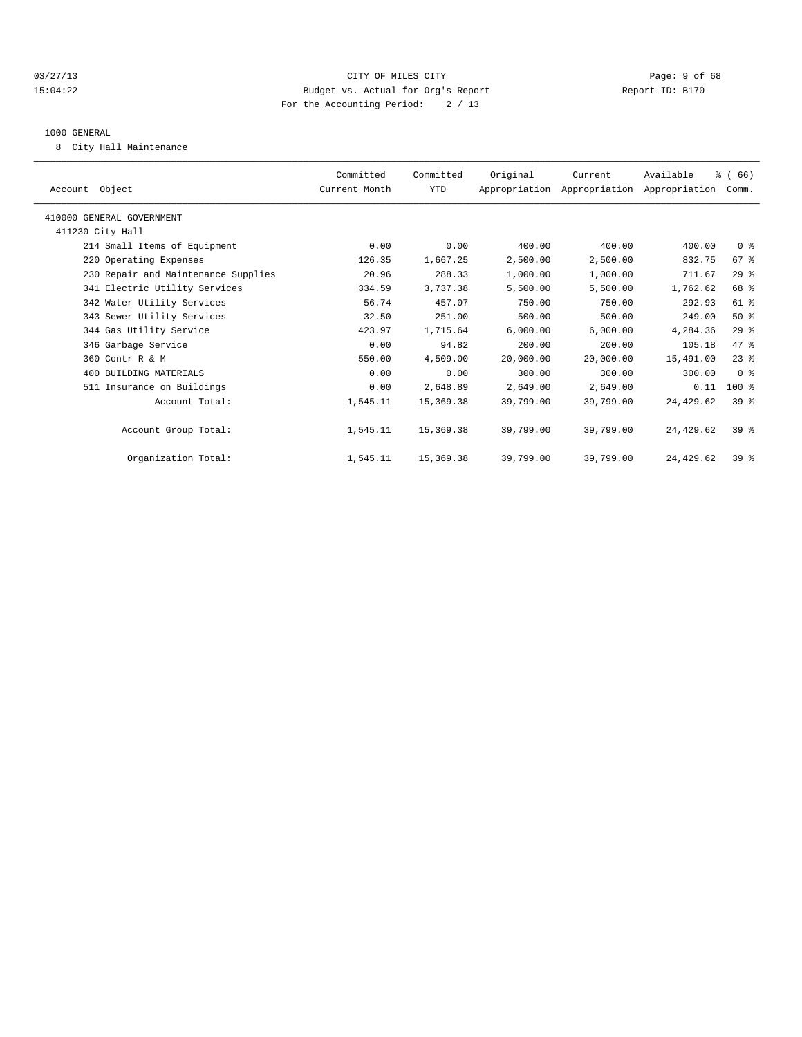CITY OF MILES CITY
Budget vs. Actual for Org's Report
For the Accounting Period: 2 / 13

03/27/13
15:04:22

Report ID: B170

1000 GENERAL

8 City Hall Maintenance

| Account Object | Committed Current Month | Committed YTD | Original Appropriation | Current Appropriation | Available Appropriation | % ( 66) Comm. |
|---|---|---|---|---|---|---|
| 410000 GENERAL GOVERNMENT | | | | | | |
| 411230 City Hall | | | | | | |
| 214 Small Items of Equipment | 0.00 | 0.00 | 400.00 | 400.00 | 400.00 | 0 % |
| 220 Operating Expenses | 126.35 | 1,667.25 | 2,500.00 | 2,500.00 | 832.75 | 67 % |
| 230 Repair and Maintenance Supplies | 20.96 | 288.33 | 1,000.00 | 1,000.00 | 711.67 | 29 % |
| 341 Electric Utility Services | 334.59 | 3,737.38 | 5,500.00 | 5,500.00 | 1,762.62 | 68 % |
| 342 Water Utility Services | 56.74 | 457.07 | 750.00 | 750.00 | 292.93 | 61 % |
| 343 Sewer Utility Services | 32.50 | 251.00 | 500.00 | 500.00 | 249.00 | 50 % |
| 344 Gas Utility Service | 423.97 | 1,715.64 | 6,000.00 | 6,000.00 | 4,284.36 | 29 % |
| 346 Garbage Service | 0.00 | 94.82 | 200.00 | 200.00 | 105.18 | 47 % |
| 360 Contr R & M | 550.00 | 4,509.00 | 20,000.00 | 20,000.00 | 15,491.00 | 23 % |
| 400 BUILDING MATERIALS | 0.00 | 0.00 | 300.00 | 300.00 | 300.00 | 0 % |
| 511 Insurance on Buildings | 0.00 | 2,648.89 | 2,649.00 | 2,649.00 | 0.11 | 100 % |
| Account Total: | 1,545.11 | 15,369.38 | 39,799.00 | 39,799.00 | 24,429.62 | 39 % |
| Account Group Total: | 1,545.11 | 15,369.38 | 39,799.00 | 39,799.00 | 24,429.62 | 39 % |
| Organization Total: | 1,545.11 | 15,369.38 | 39,799.00 | 39,799.00 | 24,429.62 | 39 % |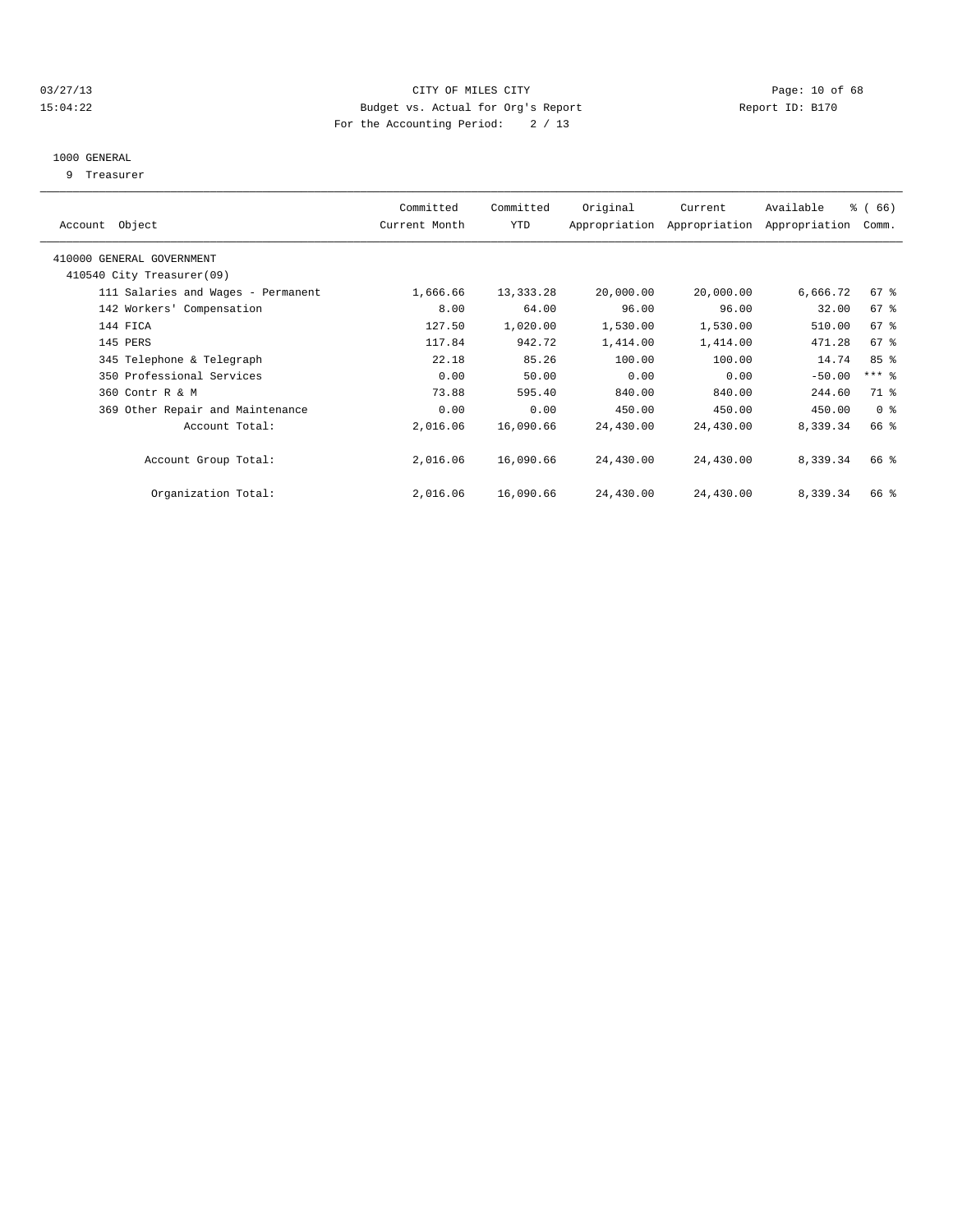CITY OF MILES CITY

Budget vs. Actual for Org's Report

Report ID: B170

For the Accounting Period: 2 / 13

03/27/13 15:04:22

## 1000 GENERAL

9 Treasurer

| Account Object | Committed Current Month | Committed YTD | Original Appropriation | Current Appropriation | Available Appropriation | % ( 66) Comm. |
|---|---|---|---|---|---|---|
| 410000 GENERAL GOVERNMENT | | | | | | |
| 410540 City Treasurer(09) | | | | | | |
| 111 Salaries and Wages - Permanent | 1,666.66 | 13,333.28 | 20,000.00 | 20,000.00 | 6,666.72 | 67 % |
| 142 Workers' Compensation | 8.00 | 64.00 | 96.00 | 96.00 | 32.00 | 67 % |
| 144 FICA | 127.50 | 1,020.00 | 1,530.00 | 1,530.00 | 510.00 | 67 % |
| 145 PERS | 117.84 | 942.72 | 1,414.00 | 1,414.00 | 471.28 | 67 % |
| 345 Telephone & Telegraph | 22.18 | 85.26 | 100.00 | 100.00 | 14.74 | 85 % |
| 350 Professional Services | 0.00 | 50.00 | 0.00 | 0.00 | -50.00 | *** % |
| 360 Contr R & M | 73.88 | 595.40 | 840.00 | 840.00 | 244.60 | 71 % |
| 369 Other Repair and Maintenance | 0.00 | 0.00 | 450.00 | 450.00 | 450.00 | 0 % |
| Account Total: | 2,016.06 | 16,090.66 | 24,430.00 | 24,430.00 | 8,339.34 | 66 % |
| Account Group Total: | 2,016.06 | 16,090.66 | 24,430.00 | 24,430.00 | 8,339.34 | 66 % |
| Organization Total: | 2,016.06 | 16,090.66 | 24,430.00 | 24,430.00 | 8,339.34 | 66 % |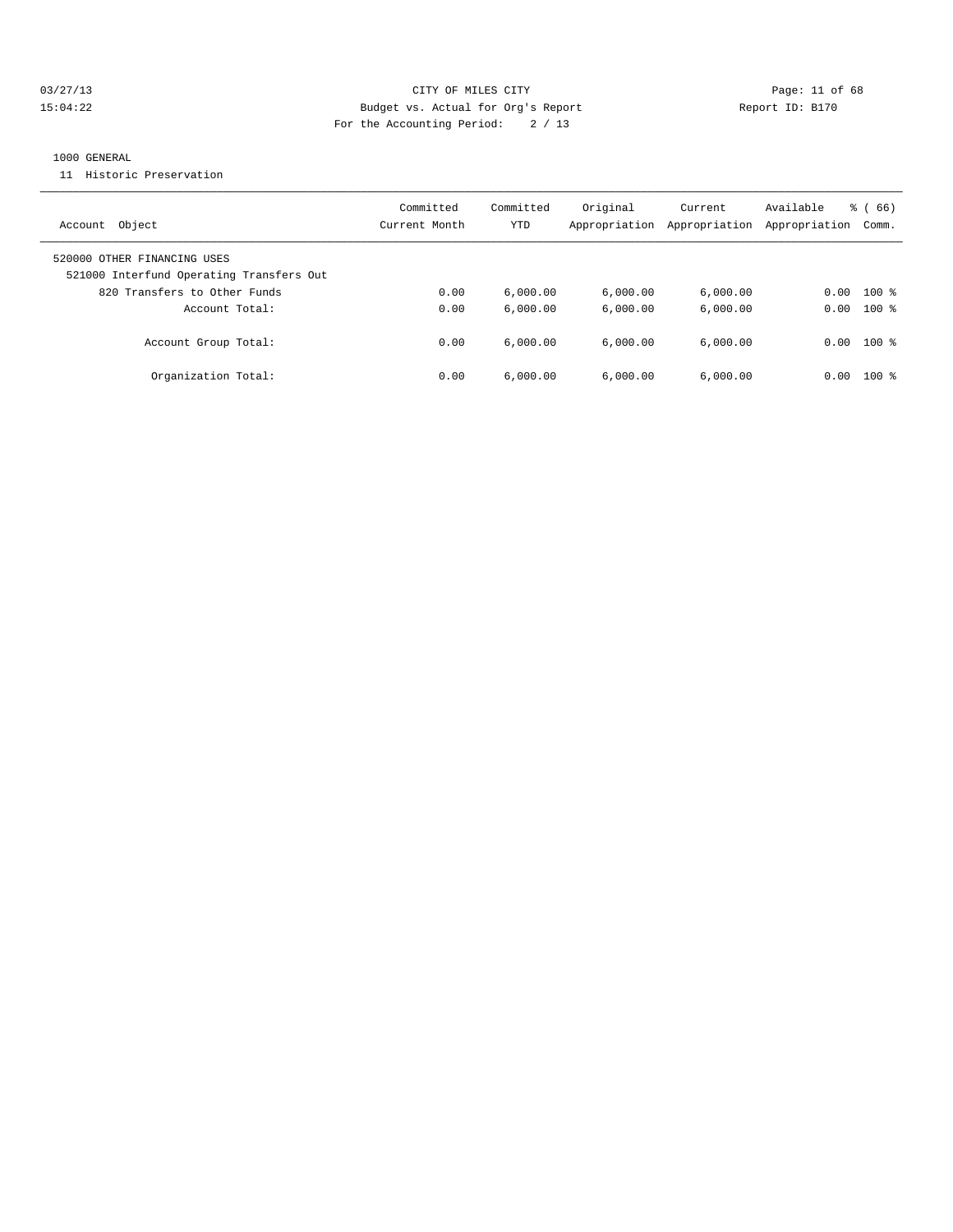CITY OF MILES CITY
Budget vs. Actual for Org's Report
For the Accounting Period: 2 / 13

03/27/13
15:04:22

Report ID: B170

1000 GENERAL

11 Historic Preservation

| Account Object | Committed Current Month | Committed YTD | Original Appropriation | Current Appropriation | Available Appropriation | % ( 66) Comm. |
|---|---|---|---|---|---|---|
| 520000 OTHER FINANCING USES | | | | | | |
| 521000 Interfund Operating Transfers Out | | | | | | |
| 820 Transfers to Other Funds | 0.00 | 6,000.00 | 6,000.00 | 6,000.00 | 0.00 | 100 % |
| Account Total: | 0.00 | 6,000.00 | 6,000.00 | 6,000.00 | 0.00 | 100 % |
| Account Group Total: | 0.00 | 6,000.00 | 6,000.00 | 6,000.00 | 0.00 | 100 % |
| Organization Total: | 0.00 | 6,000.00 | 6,000.00 | 6,000.00 | 0.00 | 100 % |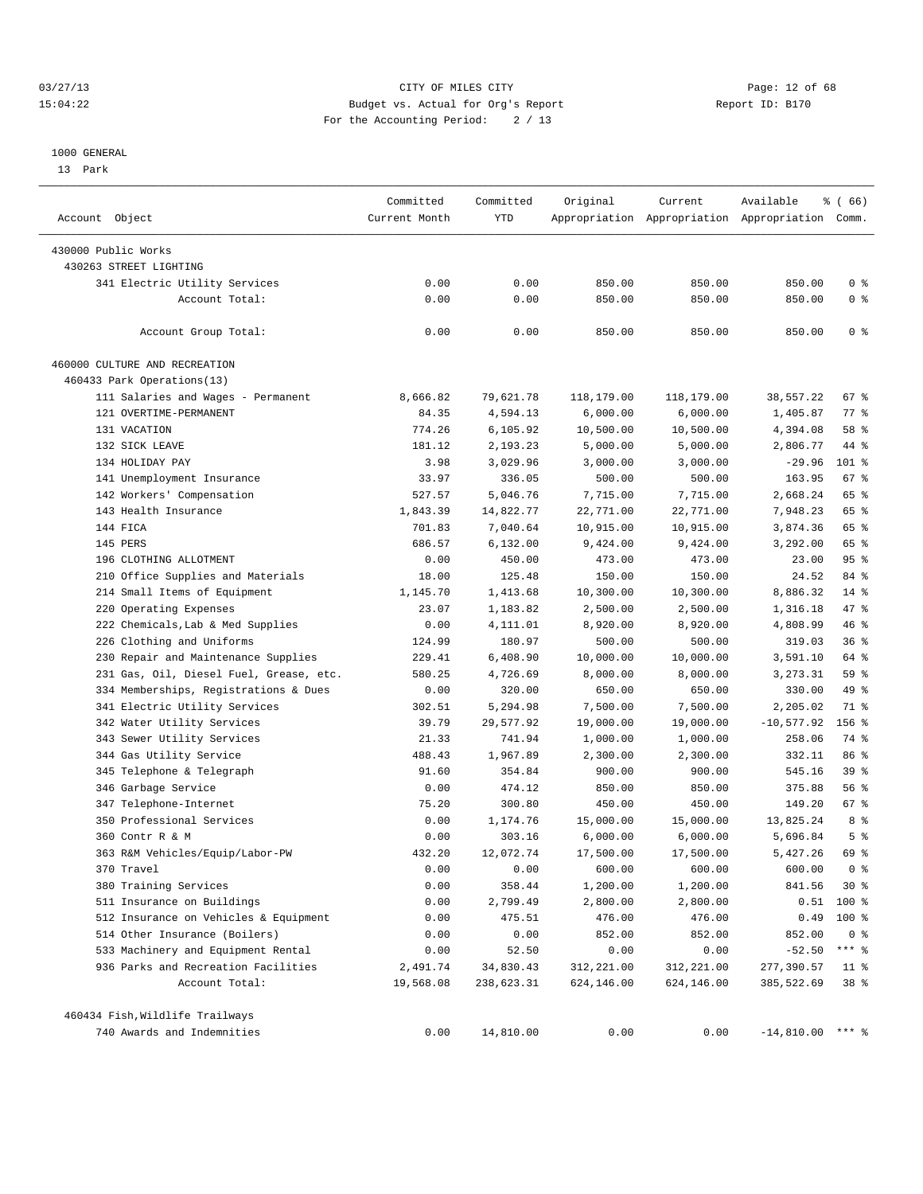CITY OF MILES CITY
Budget vs. Actual for Org's Report
For the Accounting Period: 2 / 13

03/27/13
15:04:22

Report ID: B170

1000 GENERAL
13 Park

| Account Object | Committed Current Month | Committed YTD | Original Appropriation | Current Appropriation | Available Appropriation | % ( 66) Comm. |
|---|---|---|---|---|---|---|
| 430000 Public Works | | | | | | |
| 430263 STREET LIGHTING | | | | | | |
| 341 Electric Utility Services | 0.00 | 0.00 | 850.00 | 850.00 | 850.00 | 0 % |
| Account Total: | 0.00 | 0.00 | 850.00 | 850.00 | 850.00 | 0 % |
| Account Group Total: | 0.00 | 0.00 | 850.00 | 850.00 | 850.00 | 0 % |
| 460000 CULTURE AND RECREATION | | | | | | |
| 460433 Park Operations(13) | | | | | | |
| 111 Salaries and Wages - Permanent | 8,666.82 | 79,621.78 | 118,179.00 | 118,179.00 | 38,557.22 | 67 % |
| 121 OVERTIME-PERMANENT | 84.35 | 4,594.13 | 6,000.00 | 6,000.00 | 1,405.87 | 77 % |
| 131 VACATION | 774.26 | 6,105.92 | 10,500.00 | 10,500.00 | 4,394.08 | 58 % |
| 132 SICK LEAVE | 181.12 | 2,193.23 | 5,000.00 | 5,000.00 | 2,806.77 | 44 % |
| 134 HOLIDAY PAY | 3.98 | 3,029.96 | 3,000.00 | 3,000.00 | -29.96 | 101 % |
| 141 Unemployment Insurance | 33.97 | 336.05 | 500.00 | 500.00 | 163.95 | 67 % |
| 142 Workers' Compensation | 527.57 | 5,046.76 | 7,715.00 | 7,715.00 | 2,668.24 | 65 % |
| 143 Health Insurance | 1,843.39 | 14,822.77 | 22,771.00 | 22,771.00 | 7,948.23 | 65 % |
| 144 FICA | 701.83 | 7,040.64 | 10,915.00 | 10,915.00 | 3,874.36 | 65 % |
| 145 PERS | 686.57 | 6,132.00 | 9,424.00 | 9,424.00 | 3,292.00 | 65 % |
| 196 CLOTHING ALLOTMENT | 0.00 | 450.00 | 473.00 | 473.00 | 23.00 | 95 % |
| 210 Office Supplies and Materials | 18.00 | 125.48 | 150.00 | 150.00 | 24.52 | 84 % |
| 214 Small Items of Equipment | 1,145.70 | 1,413.68 | 10,300.00 | 10,300.00 | 8,886.32 | 14 % |
| 220 Operating Expenses | 23.07 | 1,183.82 | 2,500.00 | 2,500.00 | 1,316.18 | 47 % |
| 222 Chemicals,Lab & Med Supplies | 0.00 | 4,111.01 | 8,920.00 | 8,920.00 | 4,808.99 | 46 % |
| 226 Clothing and Uniforms | 124.99 | 180.97 | 500.00 | 500.00 | 319.03 | 36 % |
| 230 Repair and Maintenance Supplies | 229.41 | 6,408.90 | 10,000.00 | 10,000.00 | 3,591.10 | 64 % |
| 231 Gas, Oil, Diesel Fuel, Grease, etc. | 580.25 | 4,726.69 | 8,000.00 | 8,000.00 | 3,273.31 | 59 % |
| 334 Memberships, Registrations & Dues | 0.00 | 320.00 | 650.00 | 650.00 | 330.00 | 49 % |
| 341 Electric Utility Services | 302.51 | 5,294.98 | 7,500.00 | 7,500.00 | 2,205.02 | 71 % |
| 342 Water Utility Services | 39.79 | 29,577.92 | 19,000.00 | 19,000.00 | -10,577.92 | 156 % |
| 343 Sewer Utility Services | 21.33 | 741.94 | 1,000.00 | 1,000.00 | 258.06 | 74 % |
| 344 Gas Utility Service | 488.43 | 1,967.89 | 2,300.00 | 2,300.00 | 332.11 | 86 % |
| 345 Telephone & Telegraph | 91.60 | 354.84 | 900.00 | 900.00 | 545.16 | 39 % |
| 346 Garbage Service | 0.00 | 474.12 | 850.00 | 850.00 | 375.88 | 56 % |
| 347 Telephone-Internet | 75.20 | 300.80 | 450.00 | 450.00 | 149.20 | 67 % |
| 350 Professional Services | 0.00 | 1,174.76 | 15,000.00 | 15,000.00 | 13,825.24 | 8 % |
| 360 Contr R & M | 0.00 | 303.16 | 6,000.00 | 6,000.00 | 5,696.84 | 5 % |
| 363 R&M Vehicles/Equip/Labor-PW | 432.20 | 12,072.74 | 17,500.00 | 17,500.00 | 5,427.26 | 69 % |
| 370 Travel | 0.00 | 0.00 | 600.00 | 600.00 | 600.00 | 0 % |
| 380 Training Services | 0.00 | 358.44 | 1,200.00 | 1,200.00 | 841.56 | 30 % |
| 511 Insurance on Buildings | 0.00 | 2,799.49 | 2,800.00 | 2,800.00 | 0.51 | 100 % |
| 512 Insurance on Vehicles & Equipment | 0.00 | 475.51 | 476.00 | 476.00 | 0.49 | 100 % |
| 514 Other Insurance (Boilers) | 0.00 | 0.00 | 852.00 | 852.00 | 852.00 | 0 % |
| 533 Machinery and Equipment Rental | 0.00 | 52.50 | 0.00 | 0.00 | -52.50 | *** % |
| 936 Parks and Recreation Facilities | 2,491.74 | 34,830.43 | 312,221.00 | 312,221.00 | 277,390.57 | 11 % |
| Account Total: | 19,568.08 | 238,623.31 | 624,146.00 | 624,146.00 | 385,522.69 | 38 % |
| 460434 Fish,Wildlife Trailways | | | | | | |
| 740 Awards and Indemnities | 0.00 | 14,810.00 | 0.00 | 0.00 | -14,810.00 | *** % |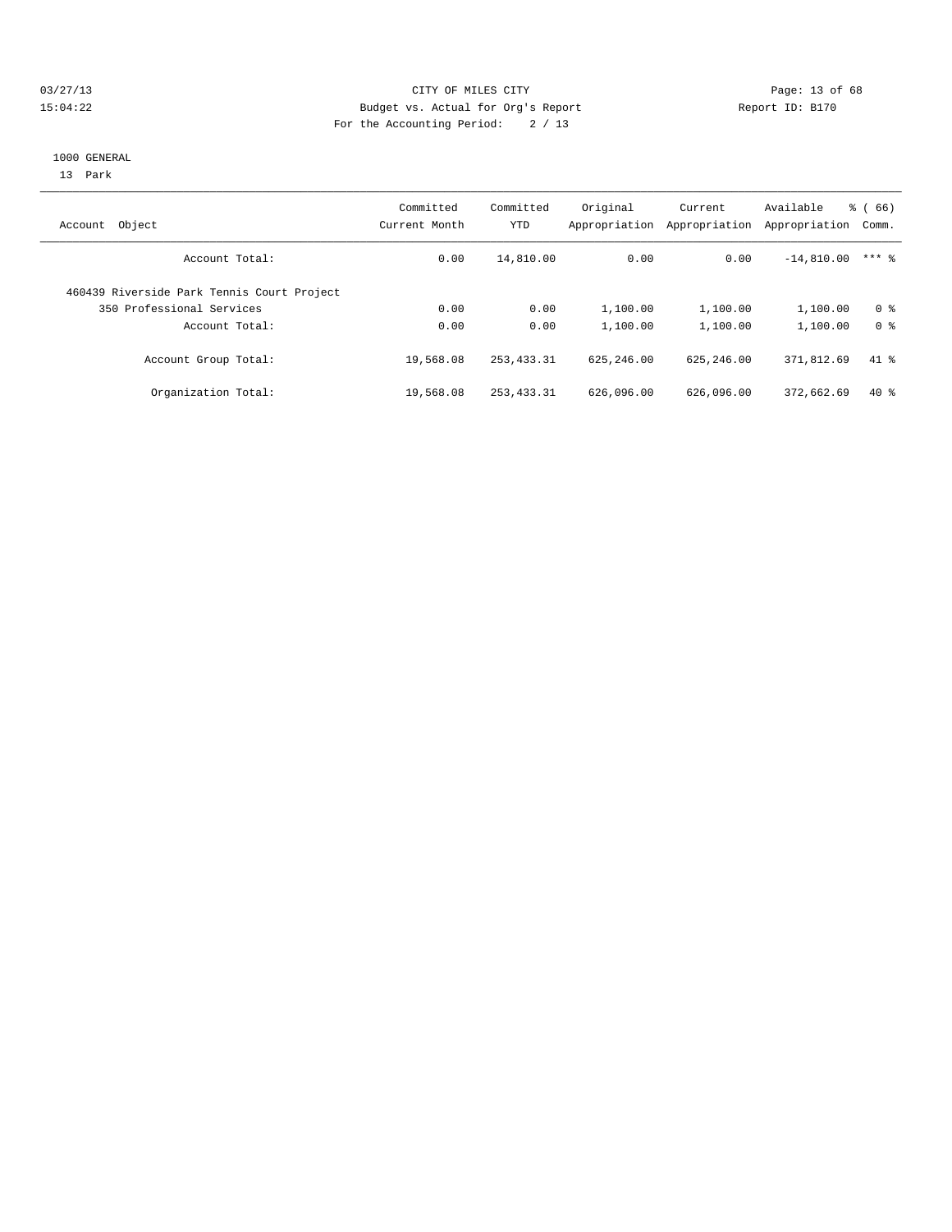CITY OF MILES CITY

Budget vs. Actual for Org's Report

For the Accounting Period: 2 / 13

1000 GENERAL

13 Park

| Account Object | Committed Current Month | Committed YTD | Original Appropriation | Current Appropriation | Available Appropriation | % ( 66) Comm. |
|---|---|---|---|---|---|---|
| Account Total: | 0.00 | 14,810.00 | 0.00 | 0.00 | -14,810.00 | *** % |
| 460439 Riverside Park Tennis Court Project | | | | | | |
| 350 Professional Services | 0.00 | 0.00 | 1,100.00 | 1,100.00 | 1,100.00 | 0 % |
| Account Total: | 0.00 | 0.00 | 1,100.00 | 1,100.00 | 1,100.00 | 0 % |
| Account Group Total: | 19,568.08 | 253,433.31 | 625,246.00 | 625,246.00 | 371,812.69 | 41 % |
| Organization Total: | 19,568.08 | 253,433.31 | 626,096.00 | 626,096.00 | 372,662.69 | 40 % |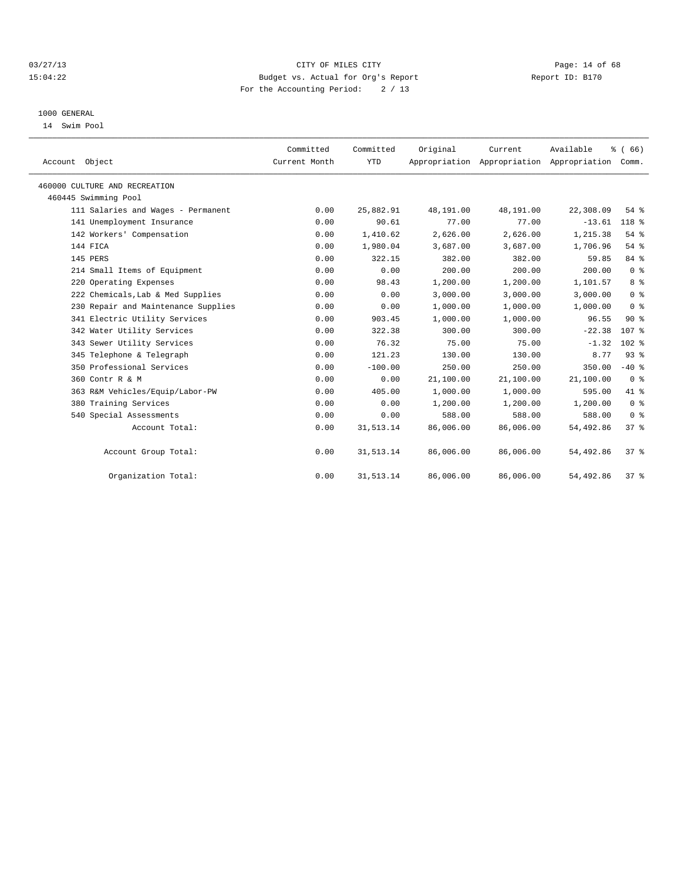CITY OF MILES CITY
Budget vs. Actual for Org's Report
For the Accounting Period: 2 / 13

1000 GENERAL
14 Swim Pool

| Account Object | Committed Current Month | Committed YTD | Original Appropriation | Current Appropriation | Available Appropriation | % ( 66) Comm. |
|---|---|---|---|---|---|---|
| 460000 CULTURE AND RECREATION | | | | | | |
| 460445 Swimming Pool | | | | | | |
| 111 Salaries and Wages - Permanent | 0.00 | 25,882.91 | 48,191.00 | 48,191.00 | 22,308.09 | 54 % |
| 141 Unemployment Insurance | 0.00 | 90.61 | 77.00 | 77.00 | -13.61 | 118 % |
| 142 Workers' Compensation | 0.00 | 1,410.62 | 2,626.00 | 2,626.00 | 1,215.38 | 54 % |
| 144 FICA | 0.00 | 1,980.04 | 3,687.00 | 3,687.00 | 1,706.96 | 54 % |
| 145 PERS | 0.00 | 322.15 | 382.00 | 382.00 | 59.85 | 84 % |
| 214 Small Items of Equipment | 0.00 | 0.00 | 200.00 | 200.00 | 200.00 | 0 % |
| 220 Operating Expenses | 0.00 | 98.43 | 1,200.00 | 1,200.00 | 1,101.57 | 8 % |
| 222 Chemicals,Lab & Med Supplies | 0.00 | 0.00 | 3,000.00 | 3,000.00 | 3,000.00 | 0 % |
| 230 Repair and Maintenance Supplies | 0.00 | 0.00 | 1,000.00 | 1,000.00 | 1,000.00 | 0 % |
| 341 Electric Utility Services | 0.00 | 903.45 | 1,000.00 | 1,000.00 | 96.55 | 90 % |
| 342 Water Utility Services | 0.00 | 322.38 | 300.00 | 300.00 | -22.38 | 107 % |
| 343 Sewer Utility Services | 0.00 | 76.32 | 75.00 | 75.00 | -1.32 | 102 % |
| 345 Telephone & Telegraph | 0.00 | 121.23 | 130.00 | 130.00 | 8.77 | 93 % |
| 350 Professional Services | 0.00 | -100.00 | 250.00 | 250.00 | 350.00 | -40 % |
| 360 Contr R & M | 0.00 | 0.00 | 21,100.00 | 21,100.00 | 21,100.00 | 0 % |
| 363 R&M Vehicles/Equip/Labor-PW | 0.00 | 405.00 | 1,000.00 | 1,000.00 | 595.00 | 41 % |
| 380 Training Services | 0.00 | 0.00 | 1,200.00 | 1,200.00 | 1,200.00 | 0 % |
| 540 Special Assessments | 0.00 | 0.00 | 588.00 | 588.00 | 588.00 | 0 % |
| Account Total: | 0.00 | 31,513.14 | 86,006.00 | 86,006.00 | 54,492.86 | 37 % |
| Account Group Total: | 0.00 | 31,513.14 | 86,006.00 | 86,006.00 | 54,492.86 | 37 % |
| Organization Total: | 0.00 | 31,513.14 | 86,006.00 | 86,006.00 | 54,492.86 | 37 % |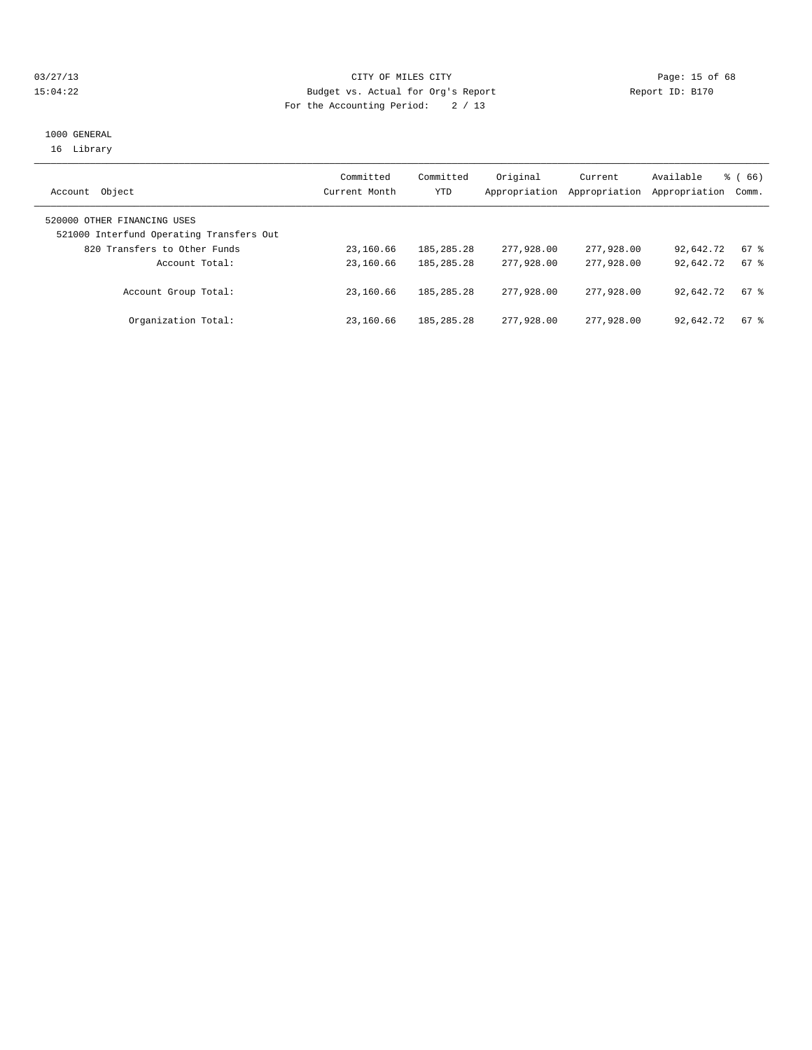CITY OF MILES CITY
Budget vs. Actual for Org's Report
For the Accounting Period: 2 / 13

03/27/13
15:04:22

Report ID: B170

1000 GENERAL
16 Library

| Account Object | Committed Current Month | Committed YTD | Original Appropriation | Current Appropriation | Available Appropriation | % ( 66) Comm. |
|---|---|---|---|---|---|---|
| 520000 OTHER FINANCING USES | | | | | | |
| 521000 Interfund Operating Transfers Out | | | | | | |
| 820 Transfers to Other Funds | 23,160.66 | 185,285.28 | 277,928.00 | 277,928.00 | 92,642.72 | 67 % |
| Account Total: | 23,160.66 | 185,285.28 | 277,928.00 | 277,928.00 | 92,642.72 | 67 % |
| Account Group Total: | 23,160.66 | 185,285.28 | 277,928.00 | 277,928.00 | 92,642.72 | 67 % |
| Organization Total: | 23,160.66 | 185,285.28 | 277,928.00 | 277,928.00 | 92,642.72 | 67 % |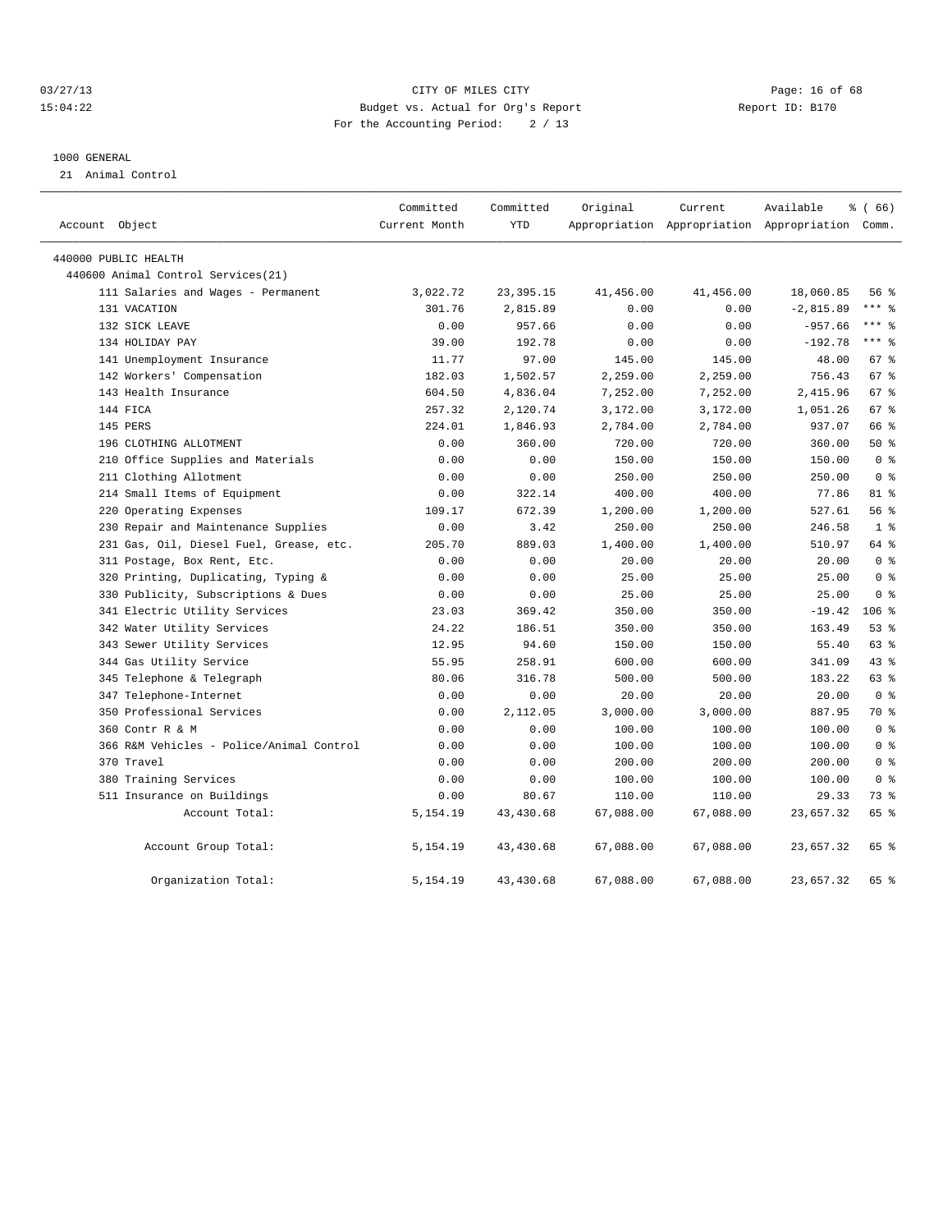CITY OF MILES CITY
Budget vs. Actual for Org's Report
For the Accounting Period: 2 / 13

1000 GENERAL
21 Animal Control

| Account Object | Committed Current Month | Committed YTD | Original Appropriation | Current Appropriation | Available Appropriation | % ( 66) Comm. |
|---|---|---|---|---|---|---|
| 440000 PUBLIC HEALTH | | | | | | |
| 440600 Animal Control Services(21) | | | | | | |
| 111 Salaries and Wages - Permanent | 3,022.72 | 23,395.15 | 41,456.00 | 41,456.00 | 18,060.85 | 56 % |
| 131 VACATION | 301.76 | 2,815.89 | 0.00 | 0.00 | -2,815.89 | *** % |
| 132 SICK LEAVE | 0.00 | 957.66 | 0.00 | 0.00 | -957.66 | *** % |
| 134 HOLIDAY PAY | 39.00 | 192.78 | 0.00 | 0.00 | -192.78 | *** % |
| 141 Unemployment Insurance | 11.77 | 97.00 | 145.00 | 145.00 | 48.00 | 67 % |
| 142 Workers' Compensation | 182.03 | 1,502.57 | 2,259.00 | 2,259.00 | 756.43 | 67 % |
| 143 Health Insurance | 604.50 | 4,836.04 | 7,252.00 | 7,252.00 | 2,415.96 | 67 % |
| 144 FICA | 257.32 | 2,120.74 | 3,172.00 | 3,172.00 | 1,051.26 | 67 % |
| 145 PERS | 224.01 | 1,846.93 | 2,784.00 | 2,784.00 | 937.07 | 66 % |
| 196 CLOTHING ALLOTMENT | 0.00 | 360.00 | 720.00 | 720.00 | 360.00 | 50 % |
| 210 Office Supplies and Materials | 0.00 | 0.00 | 150.00 | 150.00 | 150.00 | 0 % |
| 211 Clothing Allotment | 0.00 | 0.00 | 250.00 | 250.00 | 250.00 | 0 % |
| 214 Small Items of Equipment | 0.00 | 322.14 | 400.00 | 400.00 | 77.86 | 81 % |
| 220 Operating Expenses | 109.17 | 672.39 | 1,200.00 | 1,200.00 | 527.61 | 56 % |
| 230 Repair and Maintenance Supplies | 0.00 | 3.42 | 250.00 | 250.00 | 246.58 | 1 % |
| 231 Gas, Oil, Diesel Fuel, Grease, etc. | 205.70 | 889.03 | 1,400.00 | 1,400.00 | 510.97 | 64 % |
| 311 Postage, Box Rent, Etc. | 0.00 | 0.00 | 20.00 | 20.00 | 20.00 | 0 % |
| 320 Printing, Duplicating, Typing & | 0.00 | 0.00 | 25.00 | 25.00 | 25.00 | 0 % |
| 330 Publicity, Subscriptions & Dues | 0.00 | 0.00 | 25.00 | 25.00 | 25.00 | 0 % |
| 341 Electric Utility Services | 23.03 | 369.42 | 350.00 | 350.00 | -19.42 | 106 % |
| 342 Water Utility Services | 24.22 | 186.51 | 350.00 | 350.00 | 163.49 | 53 % |
| 343 Sewer Utility Services | 12.95 | 94.60 | 150.00 | 150.00 | 55.40 | 63 % |
| 344 Gas Utility Service | 55.95 | 258.91 | 600.00 | 600.00 | 341.09 | 43 % |
| 345 Telephone & Telegraph | 80.06 | 316.78 | 500.00 | 500.00 | 183.22 | 63 % |
| 347 Telephone-Internet | 0.00 | 0.00 | 20.00 | 20.00 | 20.00 | 0 % |
| 350 Professional Services | 0.00 | 2,112.05 | 3,000.00 | 3,000.00 | 887.95 | 70 % |
| 360 Contr R & M | 0.00 | 0.00 | 100.00 | 100.00 | 100.00 | 0 % |
| 366 R&M Vehicles - Police/Animal Control | 0.00 | 0.00 | 100.00 | 100.00 | 100.00 | 0 % |
| 370 Travel | 0.00 | 0.00 | 200.00 | 200.00 | 200.00 | 0 % |
| 380 Training Services | 0.00 | 0.00 | 100.00 | 100.00 | 100.00 | 0 % |
| 511 Insurance on Buildings | 0.00 | 80.67 | 110.00 | 110.00 | 29.33 | 73 % |
| Account Total: | 5,154.19 | 43,430.68 | 67,088.00 | 67,088.00 | 23,657.32 | 65 % |
| Account Group Total: | 5,154.19 | 43,430.68 | 67,088.00 | 67,088.00 | 23,657.32 | 65 % |
| Organization Total: | 5,154.19 | 43,430.68 | 67,088.00 | 67,088.00 | 23,657.32 | 65 % |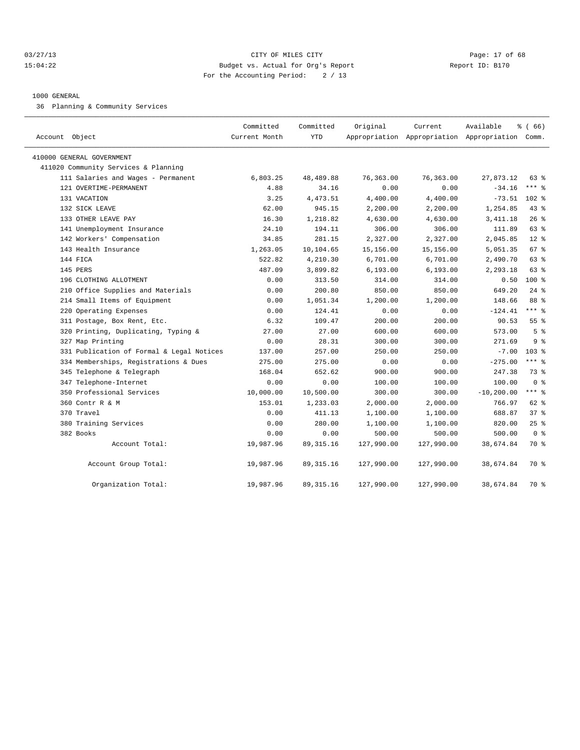CITY OF MILES CITY

Budget vs. Actual for Org's Report

For the Accounting Period: 2 / 13

03/27/13 15:04:22 — Report ID: B170

1000 GENERAL

36 Planning & Community Services

| Account Object | Committed Current Month | Committed YTD | Original Appropriation | Current Appropriation | Available Appropriation | % ( 66) Comm. |
|---|---|---|---|---|---|---|
| 410000 GENERAL GOVERNMENT | | | | | | |
| 411020 Community Services & Planning | | | | | | |
| 111 Salaries and Wages - Permanent | 6,803.25 | 48,489.88 | 76,363.00 | 76,363.00 | 27,873.12 | 63 % |
| 121 OVERTIME-PERMANENT | 4.88 | 34.16 | 0.00 | 0.00 | -34.16 | *** % |
| 131 VACATION | 3.25 | 4,473.51 | 4,400.00 | 4,400.00 | -73.51 | 102 % |
| 132 SICK LEAVE | 62.00 | 945.15 | 2,200.00 | 2,200.00 | 1,254.85 | 43 % |
| 133 OTHER LEAVE PAY | 16.30 | 1,218.82 | 4,630.00 | 4,630.00 | 3,411.18 | 26 % |
| 141 Unemployment Insurance | 24.10 | 194.11 | 306.00 | 306.00 | 111.89 | 63 % |
| 142 Workers' Compensation | 34.85 | 281.15 | 2,327.00 | 2,327.00 | 2,045.85 | 12 % |
| 143 Health Insurance | 1,263.05 | 10,104.65 | 15,156.00 | 15,156.00 | 5,051.35 | 67 % |
| 144 FICA | 522.82 | 4,210.30 | 6,701.00 | 6,701.00 | 2,490.70 | 63 % |
| 145 PERS | 487.09 | 3,899.82 | 6,193.00 | 6,193.00 | 2,293.18 | 63 % |
| 196 CLOTHING ALLOTMENT | 0.00 | 313.50 | 314.00 | 314.00 | 0.50 | 100 % |
| 210 Office Supplies and Materials | 0.00 | 200.80 | 850.00 | 850.00 | 649.20 | 24 % |
| 214 Small Items of Equipment | 0.00 | 1,051.34 | 1,200.00 | 1,200.00 | 148.66 | 88 % |
| 220 Operating Expenses | 0.00 | 124.41 | 0.00 | 0.00 | -124.41 | *** % |
| 311 Postage, Box Rent, Etc. | 6.32 | 109.47 | 200.00 | 200.00 | 90.53 | 55 % |
| 320 Printing, Duplicating, Typing & | 27.00 | 27.00 | 600.00 | 600.00 | 573.00 | 5 % |
| 327 Map Printing | 0.00 | 28.31 | 300.00 | 300.00 | 271.69 | 9 % |
| 331 Publication of Formal & Legal Notices | 137.00 | 257.00 | 250.00 | 250.00 | -7.00 | 103 % |
| 334 Memberships, Registrations & Dues | 275.00 | 275.00 | 0.00 | 0.00 | -275.00 | *** % |
| 345 Telephone & Telegraph | 168.04 | 652.62 | 900.00 | 900.00 | 247.38 | 73 % |
| 347 Telephone-Internet | 0.00 | 0.00 | 100.00 | 100.00 | 100.00 | 0 % |
| 350 Professional Services | 10,000.00 | 10,500.00 | 300.00 | 300.00 | -10,200.00 | *** % |
| 360 Contr R & M | 153.01 | 1,233.03 | 2,000.00 | 2,000.00 | 766.97 | 62 % |
| 370 Travel | 0.00 | 411.13 | 1,100.00 | 1,100.00 | 688.87 | 37 % |
| 380 Training Services | 0.00 | 280.00 | 1,100.00 | 1,100.00 | 820.00 | 25 % |
| 382 Books | 0.00 | 0.00 | 500.00 | 500.00 | 500.00 | 0 % |
| Account Total: | 19,987.96 | 89,315.16 | 127,990.00 | 127,990.00 | 38,674.84 | 70 % |
| Account Group Total: | 19,987.96 | 89,315.16 | 127,990.00 | 127,990.00 | 38,674.84 | 70 % |
| Organization Total: | 19,987.96 | 89,315.16 | 127,990.00 | 127,990.00 | 38,674.84 | 70 % |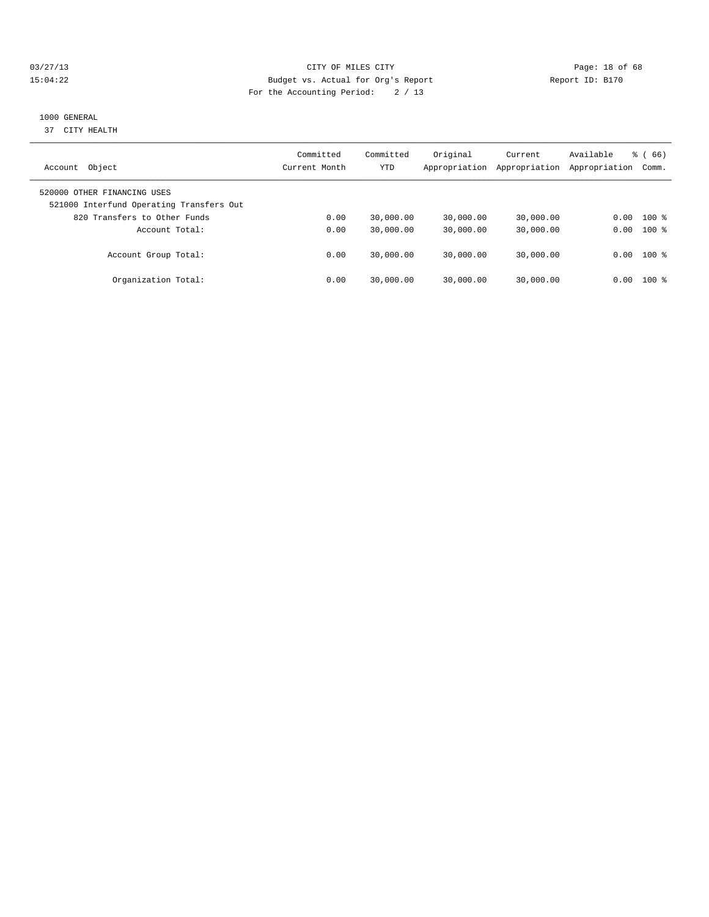CITY OF MILES CITY
Budget vs. Actual for Org's Report
For the Accounting Period: 2 / 13

Report ID: B170

1000 GENERAL
37 CITY HEALTH

| Account Object | Committed Current Month | Committed YTD | Original Appropriation | Current Appropriation | Available Appropriation | % ( 66) Comm. |
|---|---|---|---|---|---|---|
| 520000 OTHER FINANCING USES | | | | | | |
| 521000 Interfund Operating Transfers Out | | | | | | |
| 820 Transfers to Other Funds | 0.00 | 30,000.00 | 30,000.00 | 30,000.00 | 0.00 | 100 % |
| Account Total: | 0.00 | 30,000.00 | 30,000.00 | 30,000.00 | 0.00 | 100 % |
| Account Group Total: | 0.00 | 30,000.00 | 30,000.00 | 30,000.00 | 0.00 | 100 % |
| Organization Total: | 0.00 | 30,000.00 | 30,000.00 | 30,000.00 | 0.00 | 100 % |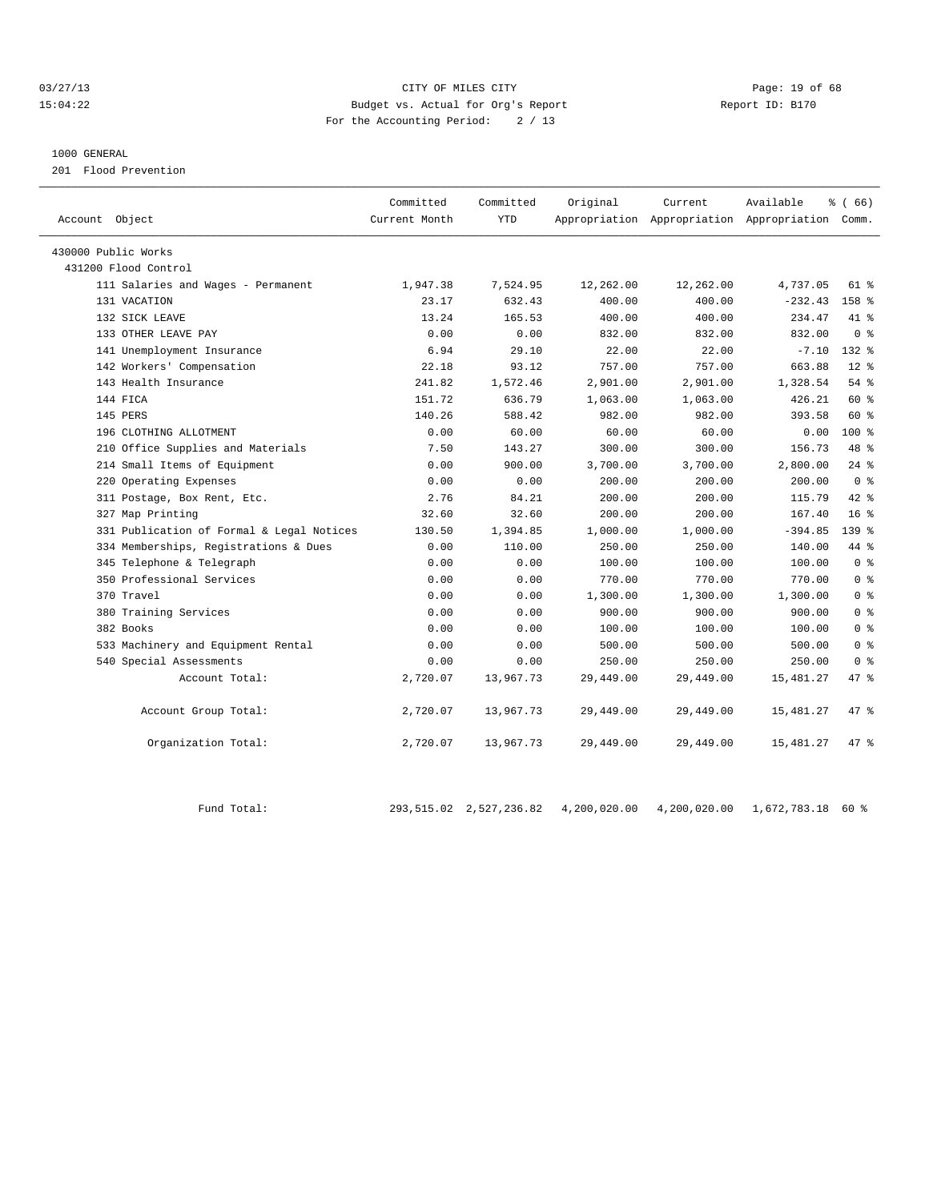CITY OF MILES CITY
Budget vs. Actual for Org's Report
For the Accounting Period: 2 / 13

Report ID: B170

1000 GENERAL
201 Flood Prevention

| Account Object | Committed Current Month | Committed YTD | Original Appropriation | Current Appropriation | Available Appropriation | % ( 66) Comm. |
|---|---|---|---|---|---|---|
| 430000 Public Works | | | | | | |
| 431200 Flood Control | | | | | | |
| 111 Salaries and Wages - Permanent | 1,947.38 | 7,524.95 | 12,262.00 | 12,262.00 | 4,737.05 | 61 % |
| 131 VACATION | 23.17 | 632.43 | 400.00 | 400.00 | -232.43 | 158 % |
| 132 SICK LEAVE | 13.24 | 165.53 | 400.00 | 400.00 | 234.47 | 41 % |
| 133 OTHER LEAVE PAY | 0.00 | 0.00 | 832.00 | 832.00 | 832.00 | 0 % |
| 141 Unemployment Insurance | 6.94 | 29.10 | 22.00 | 22.00 | -7.10 | 132 % |
| 142 Workers' Compensation | 22.18 | 93.12 | 757.00 | 757.00 | 663.88 | 12 % |
| 143 Health Insurance | 241.82 | 1,572.46 | 2,901.00 | 2,901.00 | 1,328.54 | 54 % |
| 144 FICA | 151.72 | 636.79 | 1,063.00 | 1,063.00 | 426.21 | 60 % |
| 145 PERS | 140.26 | 588.42 | 982.00 | 982.00 | 393.58 | 60 % |
| 196 CLOTHING ALLOTMENT | 0.00 | 60.00 | 60.00 | 60.00 | 0.00 | 100 % |
| 210 Office Supplies and Materials | 7.50 | 143.27 | 300.00 | 300.00 | 156.73 | 48 % |
| 214 Small Items of Equipment | 0.00 | 900.00 | 3,700.00 | 3,700.00 | 2,800.00 | 24 % |
| 220 Operating Expenses | 0.00 | 0.00 | 200.00 | 200.00 | 200.00 | 0 % |
| 311 Postage, Box Rent, Etc. | 2.76 | 84.21 | 200.00 | 200.00 | 115.79 | 42 % |
| 327 Map Printing | 32.60 | 32.60 | 200.00 | 200.00 | 167.40 | 16 % |
| 331 Publication of Formal & Legal Notices | 130.50 | 1,394.85 | 1,000.00 | 1,000.00 | -394.85 | 139 % |
| 334 Memberships, Registrations & Dues | 0.00 | 110.00 | 250.00 | 250.00 | 140.00 | 44 % |
| 345 Telephone & Telegraph | 0.00 | 0.00 | 100.00 | 100.00 | 100.00 | 0 % |
| 350 Professional Services | 0.00 | 0.00 | 770.00 | 770.00 | 770.00 | 0 % |
| 370 Travel | 0.00 | 0.00 | 1,300.00 | 1,300.00 | 1,300.00 | 0 % |
| 380 Training Services | 0.00 | 0.00 | 900.00 | 900.00 | 900.00 | 0 % |
| 382 Books | 0.00 | 0.00 | 100.00 | 100.00 | 100.00 | 0 % |
| 533 Machinery and Equipment Rental | 0.00 | 0.00 | 500.00 | 500.00 | 500.00 | 0 % |
| 540 Special Assessments | 0.00 | 0.00 | 250.00 | 250.00 | 250.00 | 0 % |
| Account Total: | 2,720.07 | 13,967.73 | 29,449.00 | 29,449.00 | 15,481.27 | 47 % |
| Account Group Total: | 2,720.07 | 13,967.73 | 29,449.00 | 29,449.00 | 15,481.27 | 47 % |
| Organization Total: | 2,720.07 | 13,967.73 | 29,449.00 | 29,449.00 | 15,481.27 | 47 % |
| Fund Total: | 293,515.02 | 2,527,236.82 | 4,200,020.00 | 4,200,020.00 | 1,672,783.18 | 60 % |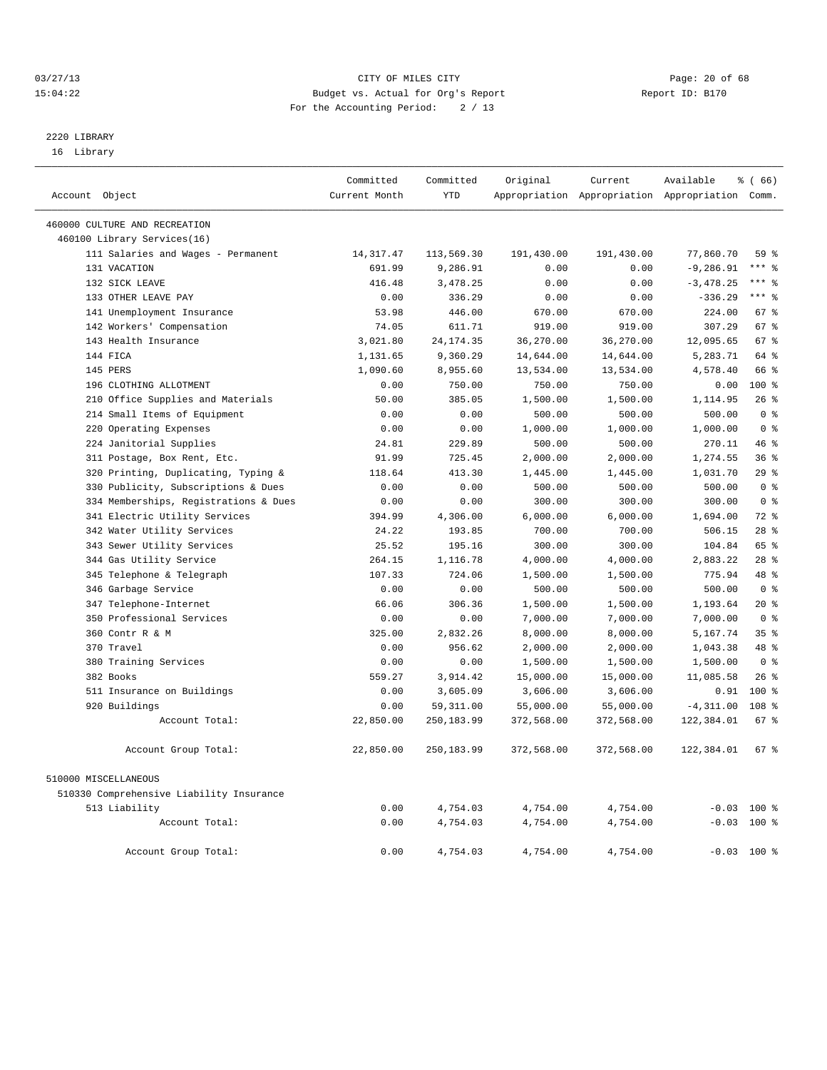# CITY OF MILES CITY

Budget vs. Actual for Org's Report

For the Accounting Period: 2 / 13

03/27/13 15:04:22 — Report ID: B170

## 2220 LIBRARY

16 Library

| Account Object | Committed Current Month | Committed YTD | Original Appropriation | Current Appropriation | Available Appropriation | % ( 66) Comm. |
|---|---|---|---|---|---|---|
| 460000 CULTURE AND RECREATION | | | | | | |
| 460100 Library Services(16) | | | | | | |
| 111 Salaries and Wages - Permanent | 14,317.47 | 113,569.30 | 191,430.00 | 191,430.00 | 77,860.70 | 59 % |
| 131 VACATION | 691.99 | 9,286.91 | 0.00 | 0.00 | -9,286.91 | *** % |
| 132 SICK LEAVE | 416.48 | 3,478.25 | 0.00 | 0.00 | -3,478.25 | *** % |
| 133 OTHER LEAVE PAY | 0.00 | 336.29 | 0.00 | 0.00 | -336.29 | *** % |
| 141 Unemployment Insurance | 53.98 | 446.00 | 670.00 | 670.00 | 224.00 | 67 % |
| 142 Workers' Compensation | 74.05 | 611.71 | 919.00 | 919.00 | 307.29 | 67 % |
| 143 Health Insurance | 3,021.80 | 24,174.35 | 36,270.00 | 36,270.00 | 12,095.65 | 67 % |
| 144 FICA | 1,131.65 | 9,360.29 | 14,644.00 | 14,644.00 | 5,283.71 | 64 % |
| 145 PERS | 1,090.60 | 8,955.60 | 13,534.00 | 13,534.00 | 4,578.40 | 66 % |
| 196 CLOTHING ALLOTMENT | 0.00 | 750.00 | 750.00 | 750.00 | 0.00 | 100 % |
| 210 Office Supplies and Materials | 50.00 | 385.05 | 1,500.00 | 1,500.00 | 1,114.95 | 26 % |
| 214 Small Items of Equipment | 0.00 | 0.00 | 500.00 | 500.00 | 500.00 | 0 % |
| 220 Operating Expenses | 0.00 | 0.00 | 1,000.00 | 1,000.00 | 1,000.00 | 0 % |
| 224 Janitorial Supplies | 24.81 | 229.89 | 500.00 | 500.00 | 270.11 | 46 % |
| 311 Postage, Box Rent, Etc. | 91.99 | 725.45 | 2,000.00 | 2,000.00 | 1,274.55 | 36 % |
| 320 Printing, Duplicating, Typing & | 118.64 | 413.30 | 1,445.00 | 1,445.00 | 1,031.70 | 29 % |
| 330 Publicity, Subscriptions & Dues | 0.00 | 0.00 | 500.00 | 500.00 | 500.00 | 0 % |
| 334 Memberships, Registrations & Dues | 0.00 | 0.00 | 300.00 | 300.00 | 300.00 | 0 % |
| 341 Electric Utility Services | 394.99 | 4,306.00 | 6,000.00 | 6,000.00 | 1,694.00 | 72 % |
| 342 Water Utility Services | 24.22 | 193.85 | 700.00 | 700.00 | 506.15 | 28 % |
| 343 Sewer Utility Services | 25.52 | 195.16 | 300.00 | 300.00 | 104.84 | 65 % |
| 344 Gas Utility Service | 264.15 | 1,116.78 | 4,000.00 | 4,000.00 | 2,883.22 | 28 % |
| 345 Telephone & Telegraph | 107.33 | 724.06 | 1,500.00 | 1,500.00 | 775.94 | 48 % |
| 346 Garbage Service | 0.00 | 0.00 | 500.00 | 500.00 | 500.00 | 0 % |
| 347 Telephone-Internet | 66.06 | 306.36 | 1,500.00 | 1,500.00 | 1,193.64 | 20 % |
| 350 Professional Services | 0.00 | 0.00 | 7,000.00 | 7,000.00 | 7,000.00 | 0 % |
| 360 Contr R & M | 325.00 | 2,832.26 | 8,000.00 | 8,000.00 | 5,167.74 | 35 % |
| 370 Travel | 0.00 | 956.62 | 2,000.00 | 2,000.00 | 1,043.38 | 48 % |
| 380 Training Services | 0.00 | 0.00 | 1,500.00 | 1,500.00 | 1,500.00 | 0 % |
| 382 Books | 559.27 | 3,914.42 | 15,000.00 | 15,000.00 | 11,085.58 | 26 % |
| 511 Insurance on Buildings | 0.00 | 3,605.09 | 3,606.00 | 3,606.00 | 0.91 | 100 % |
| 920 Buildings | 0.00 | 59,311.00 | 55,000.00 | 55,000.00 | -4,311.00 | 108 % |
| Account Total: | 22,850.00 | 250,183.99 | 372,568.00 | 372,568.00 | 122,384.01 | 67 % |
| Account Group Total: | 22,850.00 | 250,183.99 | 372,568.00 | 372,568.00 | 122,384.01 | 67 % |
| 510000 MISCELLANEOUS | | | | | | |
| 510330 Comprehensive Liability Insurance | | | | | | |
| 513 Liability | 0.00 | 4,754.03 | 4,754.00 | 4,754.00 | -0.03 | 100 % |
| Account Total: | 0.00 | 4,754.03 | 4,754.00 | 4,754.00 | -0.03 | 100 % |
| Account Group Total: | 0.00 | 4,754.03 | 4,754.00 | 4,754.00 | -0.03 | 100 % |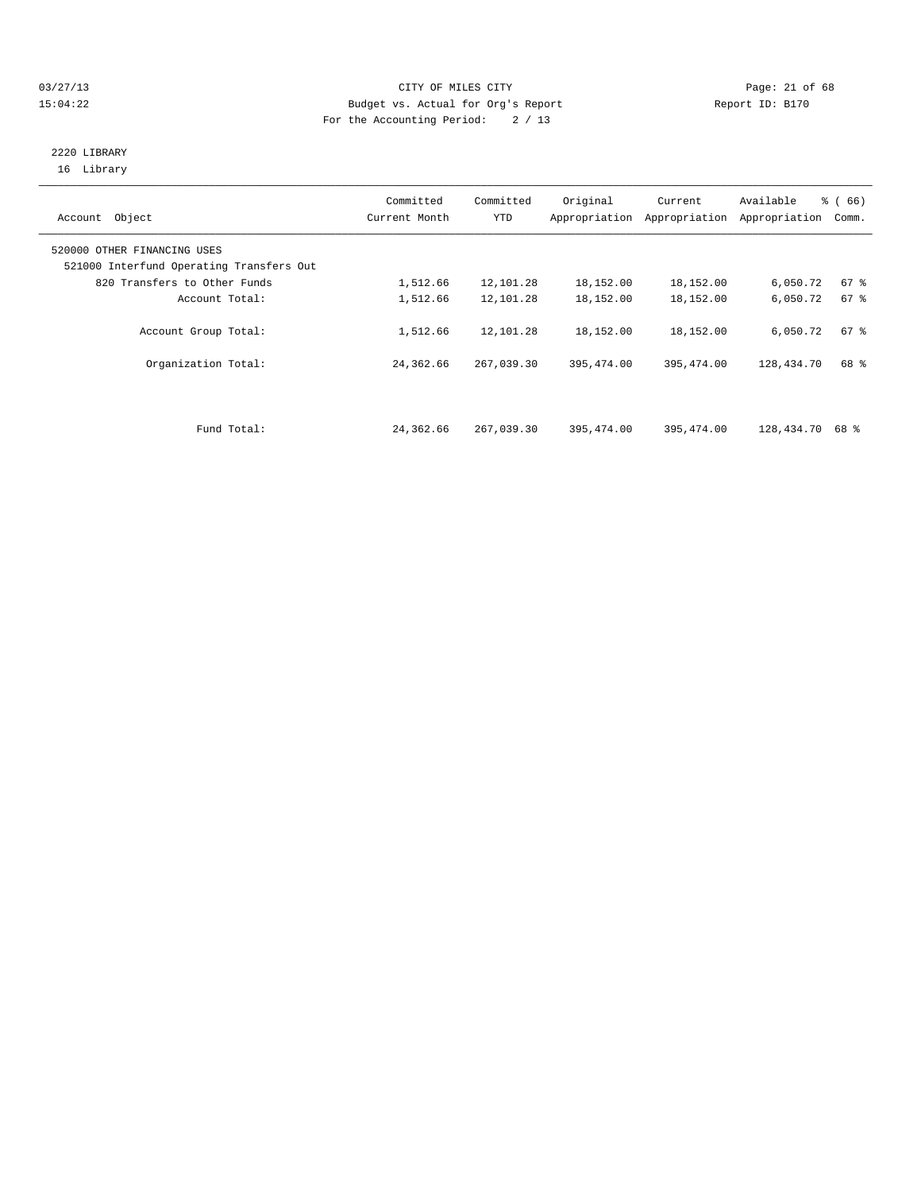CITY OF MILES CITY
Budget vs. Actual for Org's Report
For the Accounting Period: 2 / 13

03/27/13
15:04:22

Report ID: B170

2220 LIBRARY
16 Library

| Account Object | Committed Current Month | Committed YTD | Original Appropriation | Current Appropriation | Available Appropriation | % ( 66) Comm. |
|---|---|---|---|---|---|---|
| 520000 OTHER FINANCING USES | | | | | | |
| 521000 Interfund Operating Transfers Out | | | | | | |
| 820 Transfers to Other Funds | 1,512.66 | 12,101.28 | 18,152.00 | 18,152.00 | 6,050.72 | 67 % |
| Account Total: | 1,512.66 | 12,101.28 | 18,152.00 | 18,152.00 | 6,050.72 | 67 % |
| Account Group Total: | 1,512.66 | 12,101.28 | 18,152.00 | 18,152.00 | 6,050.72 | 67 % |
| Organization Total: | 24,362.66 | 267,039.30 | 395,474.00 | 395,474.00 | 128,434.70 | 68 % |
| Fund Total: | 24,362.66 | 267,039.30 | 395,474.00 | 395,474.00 | 128,434.70 | 68 % |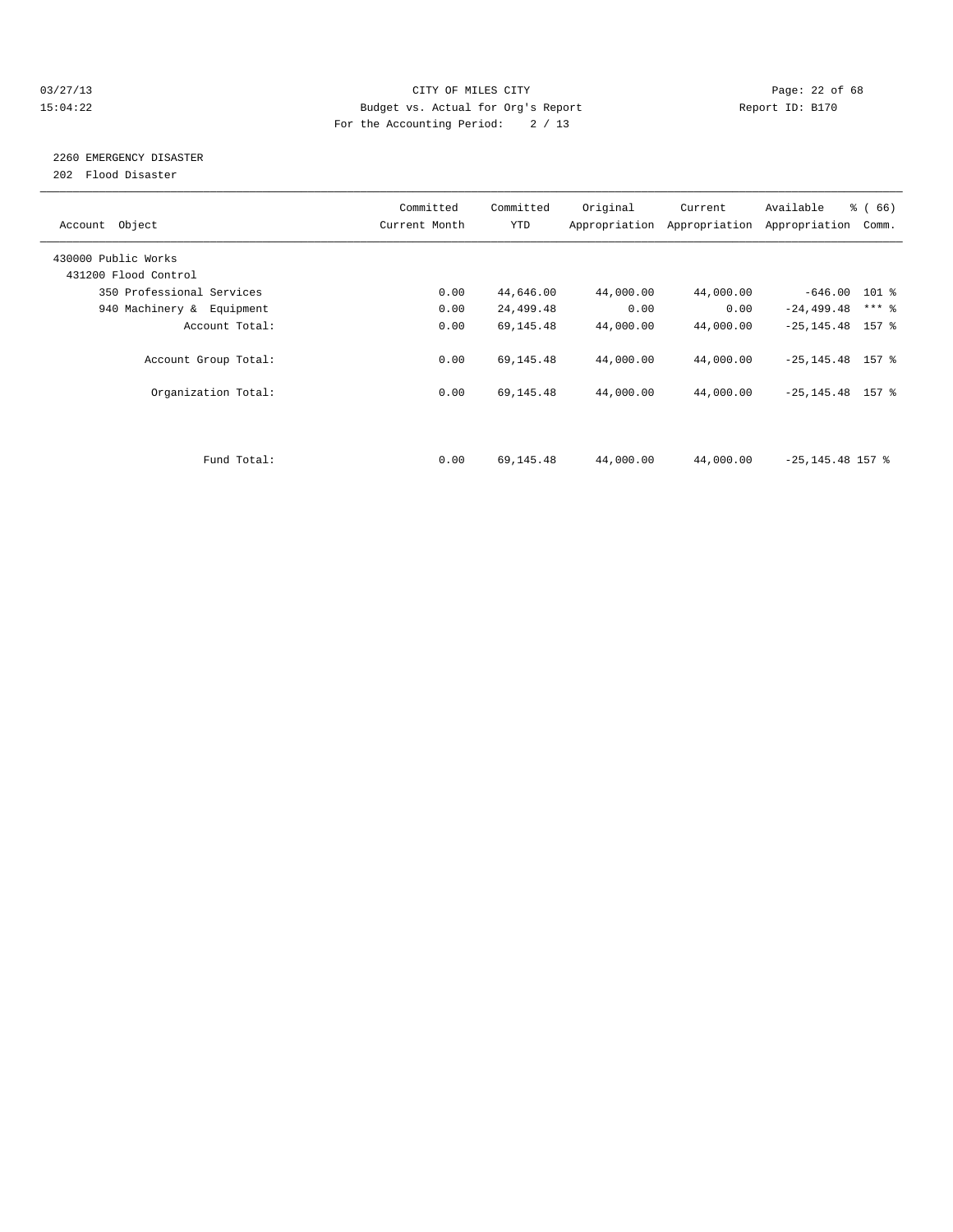CITY OF MILES CITY

Budget vs. Actual for Org's Report

For the Accounting Period: 2 / 13

03/27/13 15:04:22 — Report ID: B170

## 2260 EMERGENCY DISASTER

202 Flood Disaster

| Account Object | Committed Current Month | Committed YTD | Original Appropriation | Current Appropriation | Available Appropriation | % ( 66) Comm. |
|---|---|---|---|---|---|---|
| 430000 Public Works | | | | | | |
| 431200 Flood Control | | | | | | |
| 350 Professional Services | 0.00 | 44,646.00 | 44,000.00 | 44,000.00 | -646.00 | 101 % |
| 940 Machinery & Equipment | 0.00 | 24,499.48 | 0.00 | 0.00 | -24,499.48 | *** % |
| Account Total: | 0.00 | 69,145.48 | 44,000.00 | 44,000.00 | -25,145.48 | 157 % |
| Account Group Total: | 0.00 | 69,145.48 | 44,000.00 | 44,000.00 | -25,145.48 | 157 % |
| Organization Total: | 0.00 | 69,145.48 | 44,000.00 | 44,000.00 | -25,145.48 | 157 % |
| Fund Total: | 0.00 | 69,145.48 | 44,000.00 | 44,000.00 | -25,145.48 | 157 % |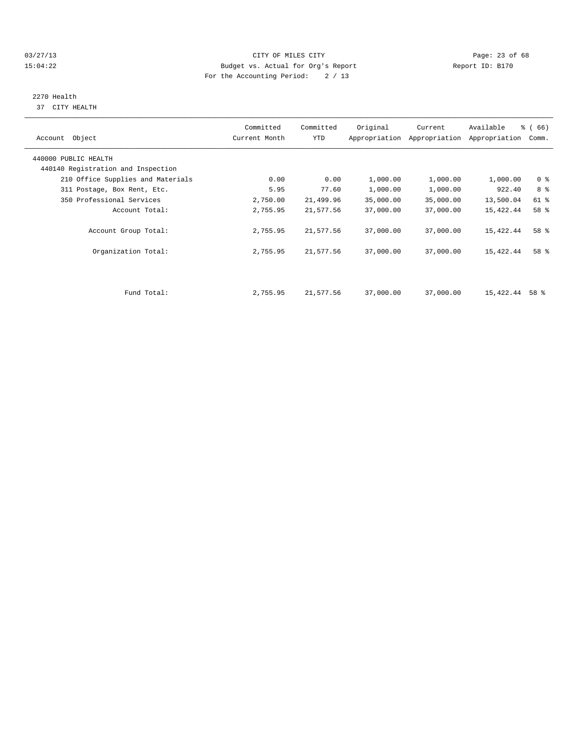# CITY OF MILES CITY

## Budget vs. Actual for Org's Report

For the Accounting Period: 2 / 13

03/27/13 15:04:22 — Report ID: B170

### 2270 Health

37 CITY HEALTH

| Account Object | Committed Current Month | Committed YTD | Original Appropriation | Current Appropriation | Available Appropriation | % ( 66) Comm. |
|---|---|---|---|---|---|---|
| 440000 PUBLIC HEALTH | | | | | | |
| 440140 Registration and Inspection | | | | | | |
| 210 Office Supplies and Materials | 0.00 | 0.00 | 1,000.00 | 1,000.00 | 1,000.00 | 0 % |
| 311 Postage, Box Rent, Etc. | 5.95 | 77.60 | 1,000.00 | 1,000.00 | 922.40 | 8 % |
| 350 Professional Services | 2,750.00 | 21,499.96 | 35,000.00 | 35,000.00 | 13,500.04 | 61 % |
| Account Total: | 2,755.95 | 21,577.56 | 37,000.00 | 37,000.00 | 15,422.44 | 58 % |
| Account Group Total: | 2,755.95 | 21,577.56 | 37,000.00 | 37,000.00 | 15,422.44 | 58 % |
| Organization Total: | 2,755.95 | 21,577.56 | 37,000.00 | 37,000.00 | 15,422.44 | 58 % |
| Fund Total: | 2,755.95 | 21,577.56 | 37,000.00 | 37,000.00 | 15,422.44 | 58 % |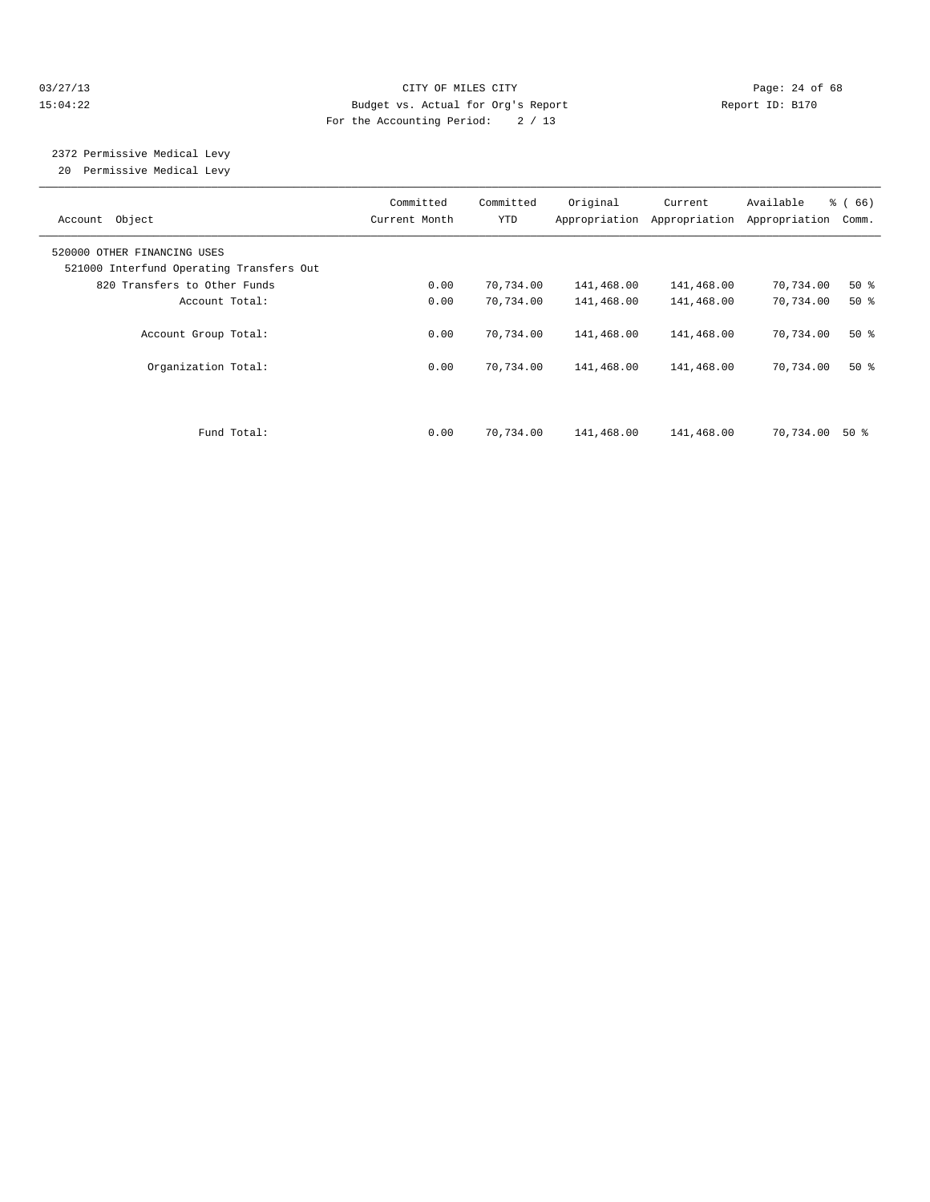CITY OF MILES CITY
Budget vs. Actual for Org's Report
For the Accounting Period: 2 / 13

03/27/13 15:04:22 Report ID: B170

## 2372 Permissive Medical Levy

20 Permissive Medical Levy

| Account Object | Committed Current Month | Committed YTD | Original Appropriation | Current Appropriation | Available Appropriation | % ( 66) Comm. |
|---|---|---|---|---|---|---|
| 520000 OTHER FINANCING USES | | | | | | |
| 521000 Interfund Operating Transfers Out | | | | | | |
| 820 Transfers to Other Funds | 0.00 | 70,734.00 | 141,468.00 | 141,468.00 | 70,734.00 | 50 % |
| Account Total: | 0.00 | 70,734.00 | 141,468.00 | 141,468.00 | 70,734.00 | 50 % |
| Account Group Total: | 0.00 | 70,734.00 | 141,468.00 | 141,468.00 | 70,734.00 | 50 % |
| Organization Total: | 0.00 | 70,734.00 | 141,468.00 | 141,468.00 | 70,734.00 | 50 % |
| Fund Total: | 0.00 | 70,734.00 | 141,468.00 | 141,468.00 | 70,734.00 | 50 % |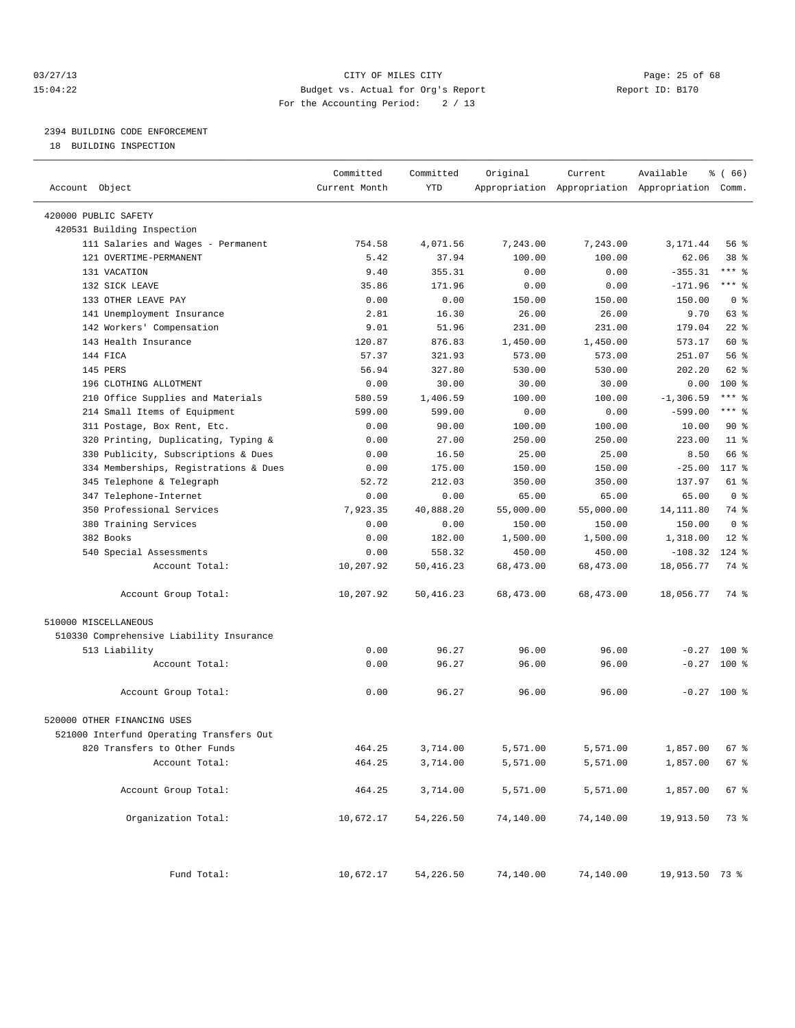CITY OF MILES CITY
Budget vs. Actual for Org's Report
For the Accounting Period: 2 / 13

03/27/13 15:04:22 Report ID: B170

2394 BUILDING CODE ENFORCEMENT
18 BUILDING INSPECTION

| Account Object | Committed Current Month | Committed YTD | Original Appropriation | Current Appropriation | Available Appropriation | % ( 66) Comm. |
|---|---|---|---|---|---|---|
| 420000 PUBLIC SAFETY | | | | | | |
| 420531 Building Inspection | | | | | | |
| 111 Salaries and Wages - Permanent | 754.58 | 4,071.56 | 7,243.00 | 7,243.00 | 3,171.44 | 56 % |
| 121 OVERTIME-PERMANENT | 5.42 | 37.94 | 100.00 | 100.00 | 62.06 | 38 % |
| 131 VACATION | 9.40 | 355.31 | 0.00 | 0.00 | -355.31 | *** % |
| 132 SICK LEAVE | 35.86 | 171.96 | 0.00 | 0.00 | -171.96 | *** % |
| 133 OTHER LEAVE PAY | 0.00 | 0.00 | 150.00 | 150.00 | 150.00 | 0 % |
| 141 Unemployment Insurance | 2.81 | 16.30 | 26.00 | 26.00 | 9.70 | 63 % |
| 142 Workers' Compensation | 9.01 | 51.96 | 231.00 | 231.00 | 179.04 | 22 % |
| 143 Health Insurance | 120.87 | 876.83 | 1,450.00 | 1,450.00 | 573.17 | 60 % |
| 144 FICA | 57.37 | 321.93 | 573.00 | 573.00 | 251.07 | 56 % |
| 145 PERS | 56.94 | 327.80 | 530.00 | 530.00 | 202.20 | 62 % |
| 196 CLOTHING ALLOTMENT | 0.00 | 30.00 | 30.00 | 30.00 | 0.00 | 100 % |
| 210 Office Supplies and Materials | 580.59 | 1,406.59 | 100.00 | 100.00 | -1,306.59 | *** % |
| 214 Small Items of Equipment | 599.00 | 599.00 | 0.00 | 0.00 | -599.00 | *** % |
| 311 Postage, Box Rent, Etc. | 0.00 | 90.00 | 100.00 | 100.00 | 10.00 | 90 % |
| 320 Printing, Duplicating, Typing & | 0.00 | 27.00 | 250.00 | 250.00 | 223.00 | 11 % |
| 330 Publicity, Subscriptions & Dues | 0.00 | 16.50 | 25.00 | 25.00 | 8.50 | 66 % |
| 334 Memberships, Registrations & Dues | 0.00 | 175.00 | 150.00 | 150.00 | -25.00 | 117 % |
| 345 Telephone & Telegraph | 52.72 | 212.03 | 350.00 | 350.00 | 137.97 | 61 % |
| 347 Telephone-Internet | 0.00 | 0.00 | 65.00 | 65.00 | 65.00 | 0 % |
| 350 Professional Services | 7,923.35 | 40,888.20 | 55,000.00 | 55,000.00 | 14,111.80 | 74 % |
| 380 Training Services | 0.00 | 0.00 | 150.00 | 150.00 | 150.00 | 0 % |
| 382 Books | 0.00 | 182.00 | 1,500.00 | 1,500.00 | 1,318.00 | 12 % |
| 540 Special Assessments | 0.00 | 558.32 | 450.00 | 450.00 | -108.32 | 124 % |
| Account Total: | 10,207.92 | 50,416.23 | 68,473.00 | 68,473.00 | 18,056.77 | 74 % |
| Account Group Total: | 10,207.92 | 50,416.23 | 68,473.00 | 68,473.00 | 18,056.77 | 74 % |
| 510000 MISCELLANEOUS | | | | | | |
| 510330 Comprehensive Liability Insurance | | | | | | |
| 513 Liability | 0.00 | 96.27 | 96.00 | 96.00 | -0.27 | 100 % |
| Account Total: | 0.00 | 96.27 | 96.00 | 96.00 | -0.27 | 100 % |
| Account Group Total: | 0.00 | 96.27 | 96.00 | 96.00 | -0.27 | 100 % |
| 520000 OTHER FINANCING USES | | | | | | |
| 521000 Interfund Operating Transfers Out | | | | | | |
| 820 Transfers to Other Funds | 464.25 | 3,714.00 | 5,571.00 | 5,571.00 | 1,857.00 | 67 % |
| Account Total: | 464.25 | 3,714.00 | 5,571.00 | 5,571.00 | 1,857.00 | 67 % |
| Account Group Total: | 464.25 | 3,714.00 | 5,571.00 | 5,571.00 | 1,857.00 | 67 % |
| Organization Total: | 10,672.17 | 54,226.50 | 74,140.00 | 74,140.00 | 19,913.50 | 73 % |
| Fund Total: | 10,672.17 | 54,226.50 | 74,140.00 | 74,140.00 | 19,913.50 | 73 % |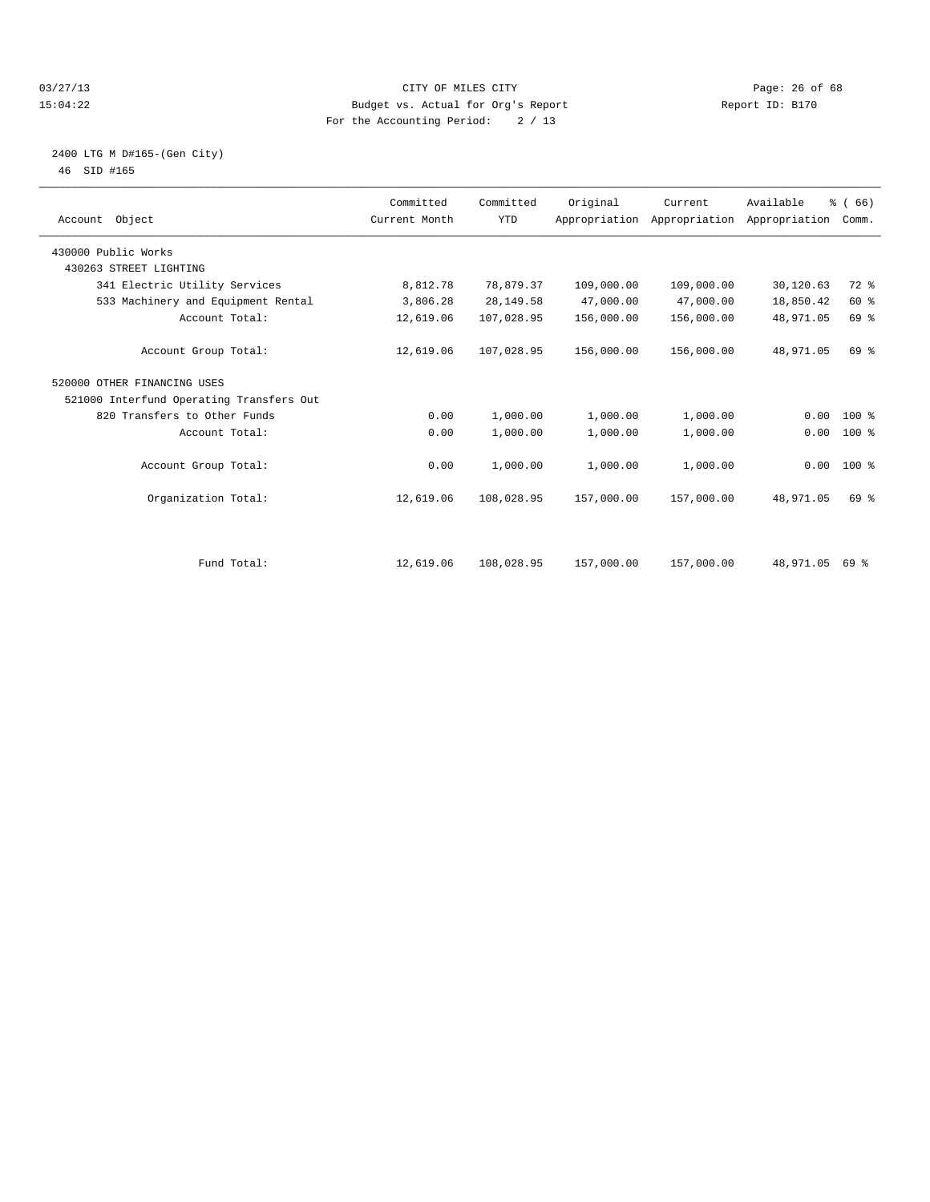CITY OF MILES CITY
Budget vs. Actual for Org's Report
For the Accounting Period: 2 / 13

03/27/13
15:04:22

Report ID: B170

2400 LTG M D#165-(Gen City)
46 SID #165

| Account Object | Committed Current Month | Committed YTD | Original Appropriation | Current Appropriation | Available Appropriation | % ( 66) Comm. |
|---|---|---|---|---|---|---|
| 430000 Public Works | | | | | | |
| 430263 STREET LIGHTING | | | | | | |
| 341 Electric Utility Services | 8,812.78 | 78,879.37 | 109,000.00 | 109,000.00 | 30,120.63 | 72 % |
| 533 Machinery and Equipment Rental | 3,806.28 | 28,149.58 | 47,000.00 | 47,000.00 | 18,850.42 | 60 % |
| Account Total: | 12,619.06 | 107,028.95 | 156,000.00 | 156,000.00 | 48,971.05 | 69 % |
| Account Group Total: | 12,619.06 | 107,028.95 | 156,000.00 | 156,000.00 | 48,971.05 | 69 % |
| 520000 OTHER FINANCING USES | | | | | | |
| 521000 Interfund Operating Transfers Out | | | | | | |
| 820 Transfers to Other Funds | 0.00 | 1,000.00 | 1,000.00 | 1,000.00 | 0.00 | 100 % |
| Account Total: | 0.00 | 1,000.00 | 1,000.00 | 1,000.00 | 0.00 | 100 % |
| Account Group Total: | 0.00 | 1,000.00 | 1,000.00 | 1,000.00 | 0.00 | 100 % |
| Organization Total: | 12,619.06 | 108,028.95 | 157,000.00 | 157,000.00 | 48,971.05 | 69 % |
| Fund Total: | 12,619.06 | 108,028.95 | 157,000.00 | 157,000.00 | 48,971.05 | 69 % |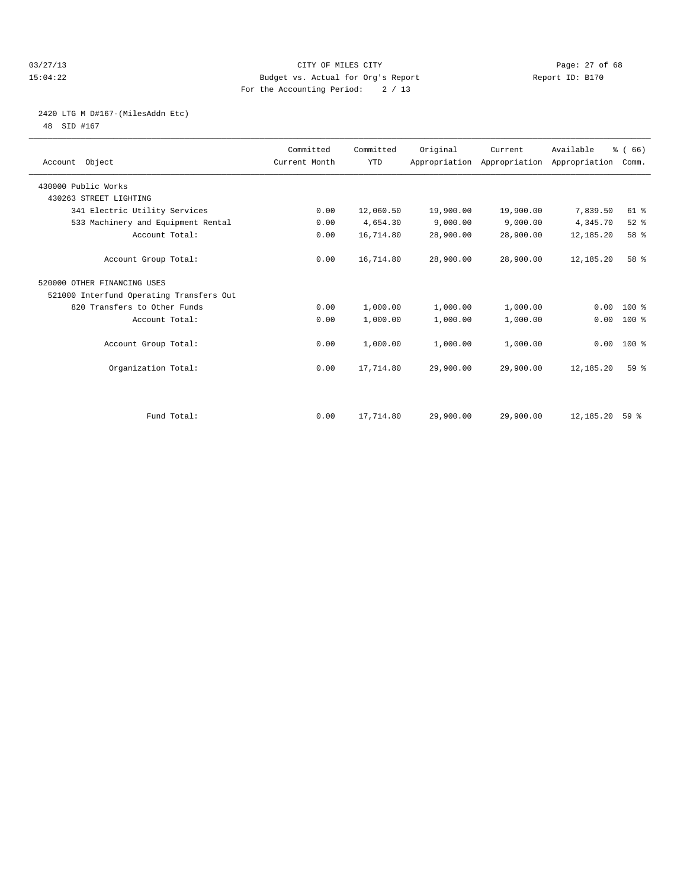CITY OF MILES CITY
Budget vs. Actual for Org's Report
For the Accounting Period: 2 / 13

03/27/13
15:04:22

Report ID: B170

## 2420 LTG M D#167-(MilesAddn Etc)

48 SID #167

| Account Object | Committed Current Month | Committed YTD | Original Appropriation | Current Appropriation | Available Appropriation | % ( 66) Comm. |
|---|---|---|---|---|---|---|
| 430000 Public Works | | | | | | |
| 430263 STREET LIGHTING | | | | | | |
| 341 Electric Utility Services | 0.00 | 12,060.50 | 19,900.00 | 19,900.00 | 7,839.50 | 61 % |
| 533 Machinery and Equipment Rental | 0.00 | 4,654.30 | 9,000.00 | 9,000.00 | 4,345.70 | 52 % |
| Account Total: | 0.00 | 16,714.80 | 28,900.00 | 28,900.00 | 12,185.20 | 58 % |
| Account Group Total: | 0.00 | 16,714.80 | 28,900.00 | 28,900.00 | 12,185.20 | 58 % |
| 520000 OTHER FINANCING USES | | | | | | |
| 521000 Interfund Operating Transfers Out | | | | | | |
| 820 Transfers to Other Funds | 0.00 | 1,000.00 | 1,000.00 | 1,000.00 | 0.00 | 100 % |
| Account Total: | 0.00 | 1,000.00 | 1,000.00 | 1,000.00 | 0.00 | 100 % |
| Account Group Total: | 0.00 | 1,000.00 | 1,000.00 | 1,000.00 | 0.00 | 100 % |
| Organization Total: | 0.00 | 17,714.80 | 29,900.00 | 29,900.00 | 12,185.20 | 59 % |
| Fund Total: | 0.00 | 17,714.80 | 29,900.00 | 29,900.00 | 12,185.20 | 59 % |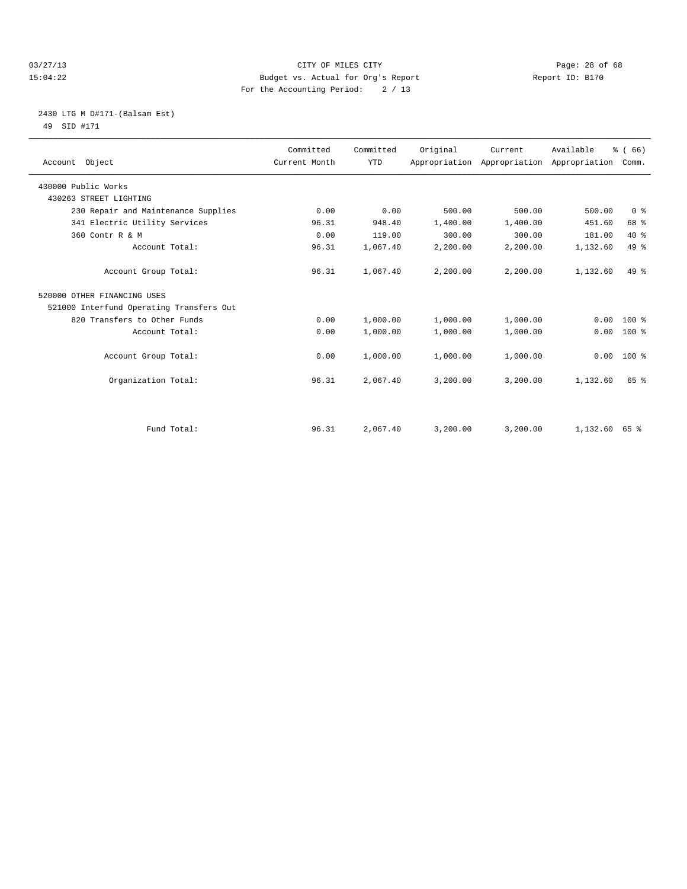CITY OF MILES CITY

Budget vs. Actual for Org's Report

For the Accounting Period: 2 / 13

03/27/13 15:04:22 — Report ID: B170

2430 LTG M D#171-(Balsam Est)

49 SID #171

| Account Object | Committed Current Month | Committed YTD | Original Appropriation | Current Appropriation | Available Appropriation | % ( 66) Comm. |
|---|---|---|---|---|---|---|
| 430000 Public Works | | | | | | |
| 430263 STREET LIGHTING | | | | | | |
| 230 Repair and Maintenance Supplies | 0.00 | 0.00 | 500.00 | 500.00 | 500.00 | 0 % |
| 341 Electric Utility Services | 96.31 | 948.40 | 1,400.00 | 1,400.00 | 451.60 | 68 % |
| 360 Contr R & M | 0.00 | 119.00 | 300.00 | 300.00 | 181.00 | 40 % |
| Account Total: | 96.31 | 1,067.40 | 2,200.00 | 2,200.00 | 1,132.60 | 49 % |
| Account Group Total: | 96.31 | 1,067.40 | 2,200.00 | 2,200.00 | 1,132.60 | 49 % |
| 520000 OTHER FINANCING USES | | | | | | |
| 521000 Interfund Operating Transfers Out | | | | | | |
| 820 Transfers to Other Funds | 0.00 | 1,000.00 | 1,000.00 | 1,000.00 | 0.00 | 100 % |
| Account Total: | 0.00 | 1,000.00 | 1,000.00 | 1,000.00 | 0.00 | 100 % |
| Account Group Total: | 0.00 | 1,000.00 | 1,000.00 | 1,000.00 | 0.00 | 100 % |
| Organization Total: | 96.31 | 2,067.40 | 3,200.00 | 3,200.00 | 1,132.60 | 65 % |
| Fund Total: | 96.31 | 2,067.40 | 3,200.00 | 3,200.00 | 1,132.60 | 65 % |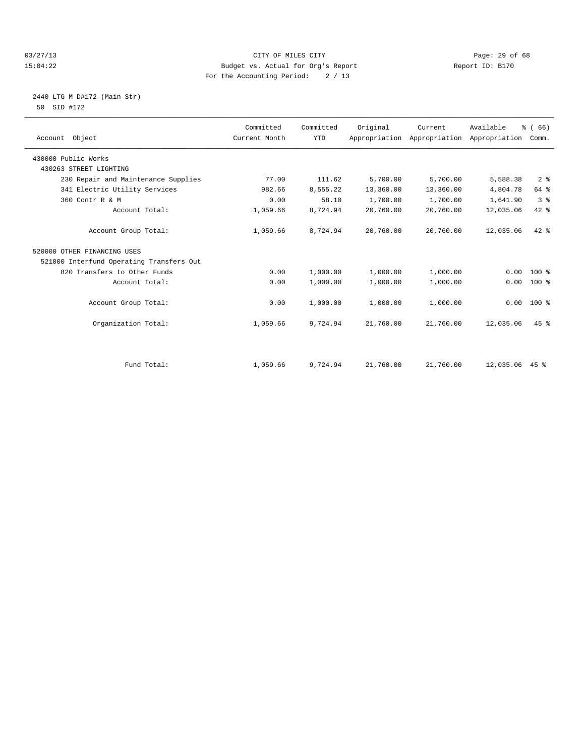CITY OF MILES CITY
Budget vs. Actual for Org's Report
For the Accounting Period: 2 / 13

03/27/13
15:04:22

Report ID: B170

2440 LTG M D#172-(Main Str)
50 SID #172

| Account Object | Committed Current Month | Committed YTD | Original Appropriation | Current Appropriation | Available Appropriation | % ( 66) Comm. |
|---|---|---|---|---|---|---|
| 430000 Public Works | | | | | | |
| 430263 STREET LIGHTING | | | | | | |
| 230 Repair and Maintenance Supplies | 77.00 | 111.62 | 5,700.00 | 5,700.00 | 5,588.38 | 2 % |
| 341 Electric Utility Services | 982.66 | 8,555.22 | 13,360.00 | 13,360.00 | 4,804.78 | 64 % |
| 360 Contr R & M | 0.00 | 58.10 | 1,700.00 | 1,700.00 | 1,641.90 | 3 % |
| Account Total: | 1,059.66 | 8,724.94 | 20,760.00 | 20,760.00 | 12,035.06 | 42 % |
| Account Group Total: | 1,059.66 | 8,724.94 | 20,760.00 | 20,760.00 | 12,035.06 | 42 % |
| 520000 OTHER FINANCING USES | | | | | | |
| 521000 Interfund Operating Transfers Out | | | | | | |
| 820 Transfers to Other Funds | 0.00 | 1,000.00 | 1,000.00 | 1,000.00 | 0.00 | 100 % |
| Account Total: | 0.00 | 1,000.00 | 1,000.00 | 1,000.00 | 0.00 | 100 % |
| Account Group Total: | 0.00 | 1,000.00 | 1,000.00 | 1,000.00 | 0.00 | 100 % |
| Organization Total: | 1,059.66 | 9,724.94 | 21,760.00 | 21,760.00 | 12,035.06 | 45 % |
| Fund Total: | 1,059.66 | 9,724.94 | 21,760.00 | 21,760.00 | 12,035.06 | 45 % |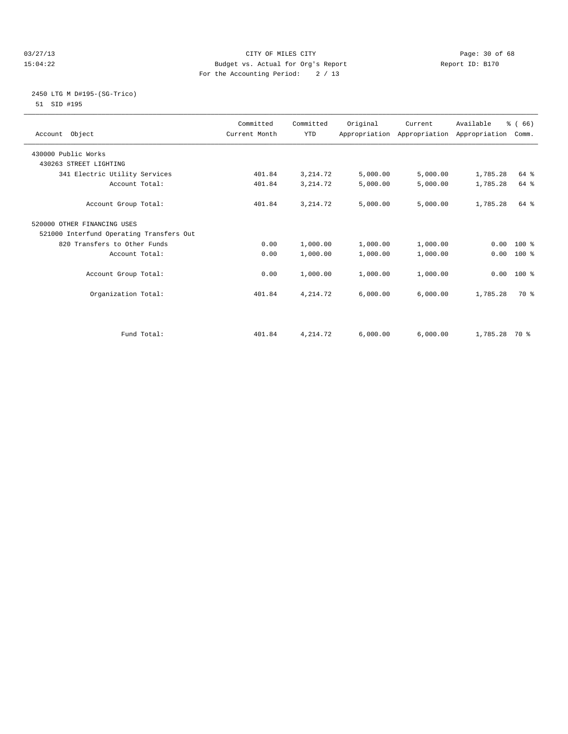CITY OF MILES CITY
Budget vs. Actual for Org's Report
For the Accounting Period: 2 / 13

03/27/13
15:04:22

Report ID: B170

## 2450 LTG M D#195-(SG-Trico)

51 SID #195

| Account Object | Committed Current Month | Committed YTD | Original Appropriation | Current Appropriation | Available Appropriation | % ( 66) Comm. |
|---|---|---|---|---|---|---|
| 430000 Public Works | | | | | | |
| 430263 STREET LIGHTING | | | | | | |
| 341 Electric Utility Services | 401.84 | 3,214.72 | 5,000.00 | 5,000.00 | 1,785.28 | 64 % |
| Account Total: | 401.84 | 3,214.72 | 5,000.00 | 5,000.00 | 1,785.28 | 64 % |
| Account Group Total: | 401.84 | 3,214.72 | 5,000.00 | 5,000.00 | 1,785.28 | 64 % |
| 520000 OTHER FINANCING USES | | | | | | |
| 521000 Interfund Operating Transfers Out | | | | | | |
| 820 Transfers to Other Funds | 0.00 | 1,000.00 | 1,000.00 | 1,000.00 | 0.00 | 100 % |
| Account Total: | 0.00 | 1,000.00 | 1,000.00 | 1,000.00 | 0.00 | 100 % |
| Account Group Total: | 0.00 | 1,000.00 | 1,000.00 | 1,000.00 | 0.00 | 100 % |
| Organization Total: | 401.84 | 4,214.72 | 6,000.00 | 6,000.00 | 1,785.28 | 70 % |
| Fund Total: | 401.84 | 4,214.72 | 6,000.00 | 6,000.00 | 1,785.28 | 70 % |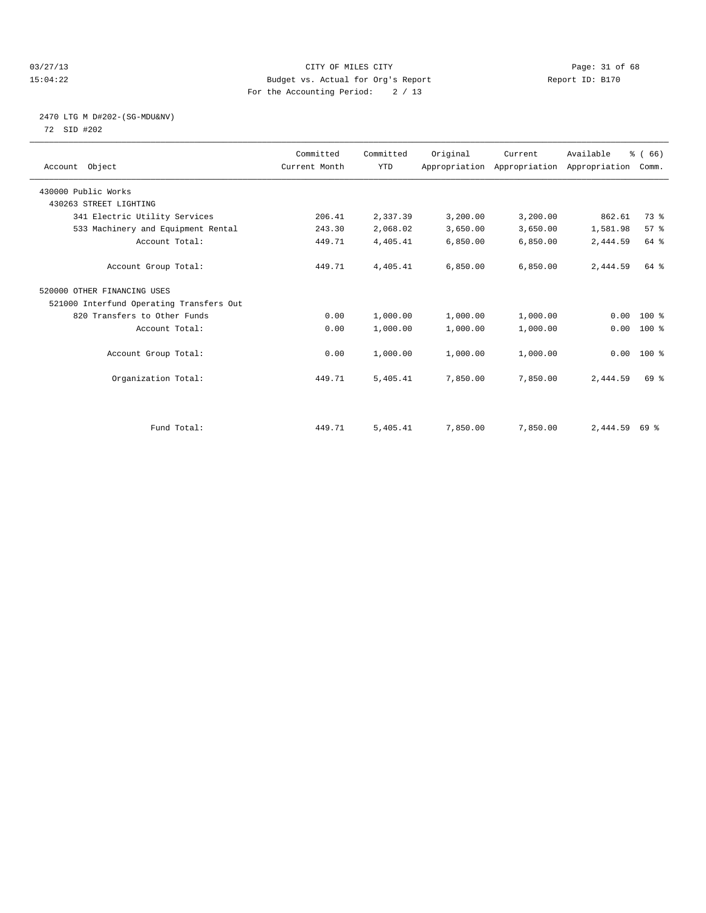CITY OF MILES CITY
Budget vs. Actual for Org's Report
For the Accounting Period: 2 / 13

03/27/13
15:04:22

Report ID: B170

## 2470 LTG M D#202-(SG-MDU&NV)

72 SID #202

| Account Object | Committed Current Month | Committed YTD | Original Appropriation | Current Appropriation | Available Appropriation | % ( 66) Comm. |
|---|---|---|---|---|---|---|
| 430000 Public Works | | | | | | |
| 430263 STREET LIGHTING | | | | | | |
| 341 Electric Utility Services | 206.41 | 2,337.39 | 3,200.00 | 3,200.00 | 862.61 | 73 % |
| 533 Machinery and Equipment Rental | 243.30 | 2,068.02 | 3,650.00 | 3,650.00 | 1,581.98 | 57 % |
| Account Total: | 449.71 | 4,405.41 | 6,850.00 | 6,850.00 | 2,444.59 | 64 % |
| Account Group Total: | 449.71 | 4,405.41 | 6,850.00 | 6,850.00 | 2,444.59 | 64 % |
| 520000 OTHER FINANCING USES | | | | | | |
| 521000 Interfund Operating Transfers Out | | | | | | |
| 820 Transfers to Other Funds | 0.00 | 1,000.00 | 1,000.00 | 1,000.00 | 0.00 | 100 % |
| Account Total: | 0.00 | 1,000.00 | 1,000.00 | 1,000.00 | 0.00 | 100 % |
| Account Group Total: | 0.00 | 1,000.00 | 1,000.00 | 1,000.00 | 0.00 | 100 % |
| Organization Total: | 449.71 | 5,405.41 | 7,850.00 | 7,850.00 | 2,444.59 | 69 % |
| Fund Total: | 449.71 | 5,405.41 | 7,850.00 | 7,850.00 | 2,444.59 | 69 % |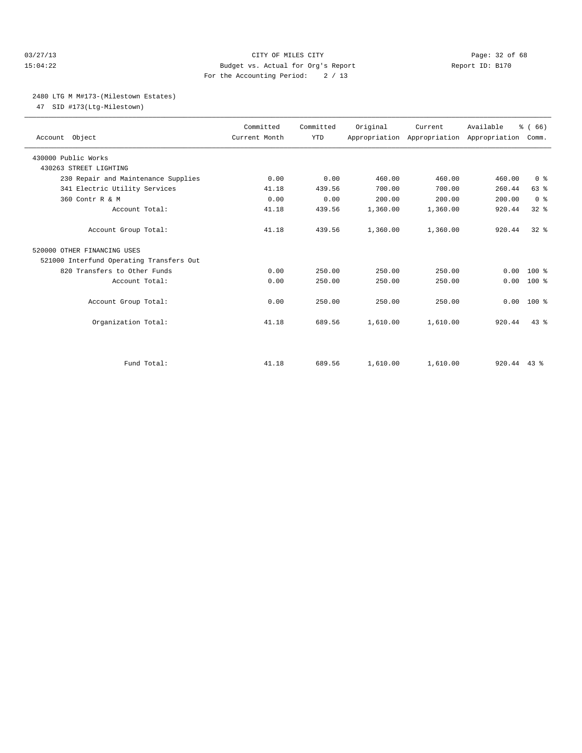CITY OF MILES CITY
Budget vs. Actual for Org's Report
For the Accounting Period: 2 / 13

03/27/13
15:04:22

Report ID: B170

## 2480 LTG M M#173-(Milestown Estates)

47 SID #173(Ltg-Milestown)

| Account Object | Committed Current Month | Committed YTD | Original Appropriation | Current Appropriation | Available Appropriation | % ( 66) Comm. |
|---|---|---|---|---|---|---|
| 430000 Public Works | | | | | | |
| 430263 STREET LIGHTING | | | | | | |
| 230 Repair and Maintenance Supplies | 0.00 | 0.00 | 460.00 | 460.00 | 460.00 | 0 % |
| 341 Electric Utility Services | 41.18 | 439.56 | 700.00 | 700.00 | 260.44 | 63 % |
| 360 Contr R & M | 0.00 | 0.00 | 200.00 | 200.00 | 200.00 | 0 % |
| Account Total: | 41.18 | 439.56 | 1,360.00 | 1,360.00 | 920.44 | 32 % |
| Account Group Total: | 41.18 | 439.56 | 1,360.00 | 1,360.00 | 920.44 | 32 % |
| 520000 OTHER FINANCING USES | | | | | | |
| 521000 Interfund Operating Transfers Out | | | | | | |
| 820 Transfers to Other Funds | 0.00 | 250.00 | 250.00 | 250.00 | 0.00 | 100 % |
| Account Total: | 0.00 | 250.00 | 250.00 | 250.00 | 0.00 | 100 % |
| Account Group Total: | 0.00 | 250.00 | 250.00 | 250.00 | 0.00 | 100 % |
| Organization Total: | 41.18 | 689.56 | 1,610.00 | 1,610.00 | 920.44 | 43 % |
| Fund Total: | 41.18 | 689.56 | 1,610.00 | 1,610.00 | 920.44 | 43 % |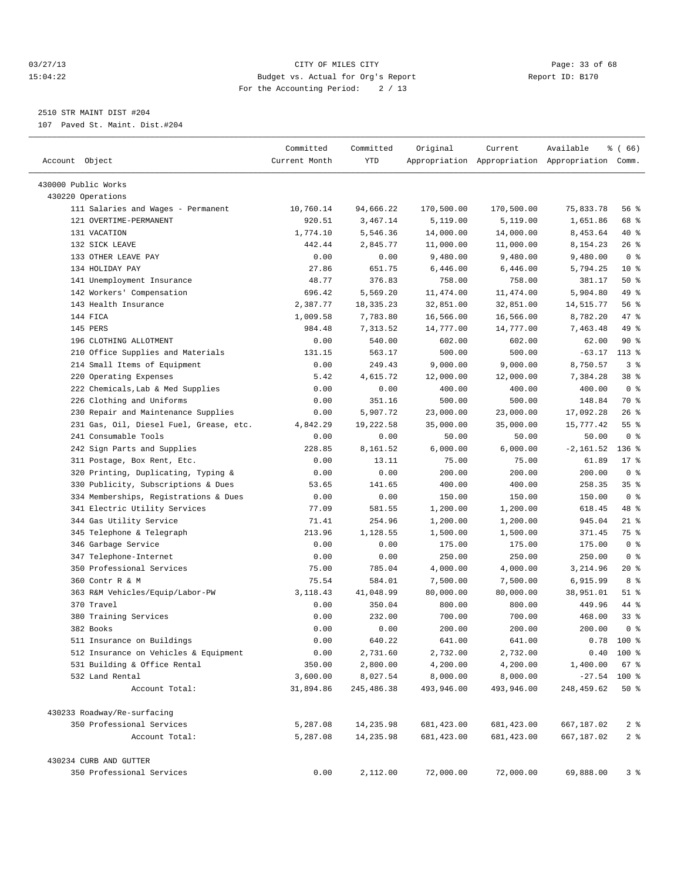2510 STR MAINT DIST #204

107 Paved St. Maint. Dist.#204

| Account Object | Committed Current Month | Committed YTD | Original Appropriation | Current Appropriation | Available Appropriation | % ( 66) Comm. |
|---|---|---|---|---|---|---|
| 430000 Public Works | | | | | | |
| 430220 Operations | | | | | | |
| 111 Salaries and Wages - Permanent | 10,760.14 | 94,666.22 | 170,500.00 | 170,500.00 | 75,833.78 | 56 % |
| 121 OVERTIME-PERMANENT | 920.51 | 3,467.14 | 5,119.00 | 5,119.00 | 1,651.86 | 68 % |
| 131 VACATION | 1,774.10 | 5,546.36 | 14,000.00 | 14,000.00 | 8,453.64 | 40 % |
| 132 SICK LEAVE | 442.44 | 2,845.77 | 11,000.00 | 11,000.00 | 8,154.23 | 26 % |
| 133 OTHER LEAVE PAY | 0.00 | 0.00 | 9,480.00 | 9,480.00 | 9,480.00 | 0 % |
| 134 HOLIDAY PAY | 27.86 | 651.75 | 6,446.00 | 6,446.00 | 5,794.25 | 10 % |
| 141 Unemployment Insurance | 48.77 | 376.83 | 758.00 | 758.00 | 381.17 | 50 % |
| 142 Workers' Compensation | 696.42 | 5,569.20 | 11,474.00 | 11,474.00 | 5,904.80 | 49 % |
| 143 Health Insurance | 2,387.77 | 18,335.23 | 32,851.00 | 32,851.00 | 14,515.77 | 56 % |
| 144 FICA | 1,009.58 | 7,783.80 | 16,566.00 | 16,566.00 | 8,782.20 | 47 % |
| 145 PERS | 984.48 | 7,313.52 | 14,777.00 | 14,777.00 | 7,463.48 | 49 % |
| 196 CLOTHING ALLOTMENT | 0.00 | 540.00 | 602.00 | 602.00 | 62.00 | 90 % |
| 210 Office Supplies and Materials | 131.15 | 563.17 | 500.00 | 500.00 | -63.17 | 113 % |
| 214 Small Items of Equipment | 0.00 | 249.43 | 9,000.00 | 9,000.00 | 8,750.57 | 3 % |
| 220 Operating Expenses | 5.42 | 4,615.72 | 12,000.00 | 12,000.00 | 7,384.28 | 38 % |
| 222 Chemicals,Lab & Med Supplies | 0.00 | 0.00 | 400.00 | 400.00 | 400.00 | 0 % |
| 226 Clothing and Uniforms | 0.00 | 351.16 | 500.00 | 500.00 | 148.84 | 70 % |
| 230 Repair and Maintenance Supplies | 0.00 | 5,907.72 | 23,000.00 | 23,000.00 | 17,092.28 | 26 % |
| 231 Gas, Oil, Diesel Fuel, Grease, etc. | 4,842.29 | 19,222.58 | 35,000.00 | 35,000.00 | 15,777.42 | 55 % |
| 241 Consumable Tools | 0.00 | 0.00 | 50.00 | 50.00 | 50.00 | 0 % |
| 242 Sign Parts and Supplies | 228.85 | 8,161.52 | 6,000.00 | 6,000.00 | -2,161.52 | 136 % |
| 311 Postage, Box Rent, Etc. | 0.00 | 13.11 | 75.00 | 75.00 | 61.89 | 17 % |
| 320 Printing, Duplicating, Typing & | 0.00 | 0.00 | 200.00 | 200.00 | 200.00 | 0 % |
| 330 Publicity, Subscriptions & Dues | 53.65 | 141.65 | 400.00 | 400.00 | 258.35 | 35 % |
| 334 Memberships, Registrations & Dues | 0.00 | 0.00 | 150.00 | 150.00 | 150.00 | 0 % |
| 341 Electric Utility Services | 77.09 | 581.55 | 1,200.00 | 1,200.00 | 618.45 | 48 % |
| 344 Gas Utility Service | 71.41 | 254.96 | 1,200.00 | 1,200.00 | 945.04 | 21 % |
| 345 Telephone & Telegraph | 213.96 | 1,128.55 | 1,500.00 | 1,500.00 | 371.45 | 75 % |
| 346 Garbage Service | 0.00 | 0.00 | 175.00 | 175.00 | 175.00 | 0 % |
| 347 Telephone-Internet | 0.00 | 0.00 | 250.00 | 250.00 | 250.00 | 0 % |
| 350 Professional Services | 75.00 | 785.04 | 4,000.00 | 4,000.00 | 3,214.96 | 20 % |
| 360 Contr R & M | 75.54 | 584.01 | 7,500.00 | 7,500.00 | 6,915.99 | 8 % |
| 363 R&M Vehicles/Equip/Labor-PW | 3,118.43 | 41,048.99 | 80,000.00 | 80,000.00 | 38,951.01 | 51 % |
| 370 Travel | 0.00 | 350.04 | 800.00 | 800.00 | 449.96 | 44 % |
| 380 Training Services | 0.00 | 232.00 | 700.00 | 700.00 | 468.00 | 33 % |
| 382 Books | 0.00 | 0.00 | 200.00 | 200.00 | 200.00 | 0 % |
| 511 Insurance on Buildings | 0.00 | 640.22 | 641.00 | 641.00 | 0.78 | 100 % |
| 512 Insurance on Vehicles & Equipment | 0.00 | 2,731.60 | 2,732.00 | 2,732.00 | 0.40 | 100 % |
| 531 Building & Office Rental | 350.00 | 2,800.00 | 4,200.00 | 4,200.00 | 1,400.00 | 67 % |
| 532 Land Rental | 3,600.00 | 8,027.54 | 8,000.00 | 8,000.00 | -27.54 | 100 % |
| Account Total: | 31,894.86 | 245,486.38 | 493,946.00 | 493,946.00 | 248,459.62 | 50 % |
| 430233 Roadway/Re-surfacing | | | | | | |
| 350 Professional Services | 5,287.08 | 14,235.98 | 681,423.00 | 681,423.00 | 667,187.02 | 2 % |
| Account Total: | 5,287.08 | 14,235.98 | 681,423.00 | 681,423.00 | 667,187.02 | 2 % |
| 430234 CURB AND GUTTER | | | | | | |
| 350 Professional Services | 0.00 | 2,112.00 | 72,000.00 | 72,000.00 | 69,888.00 | 3 % |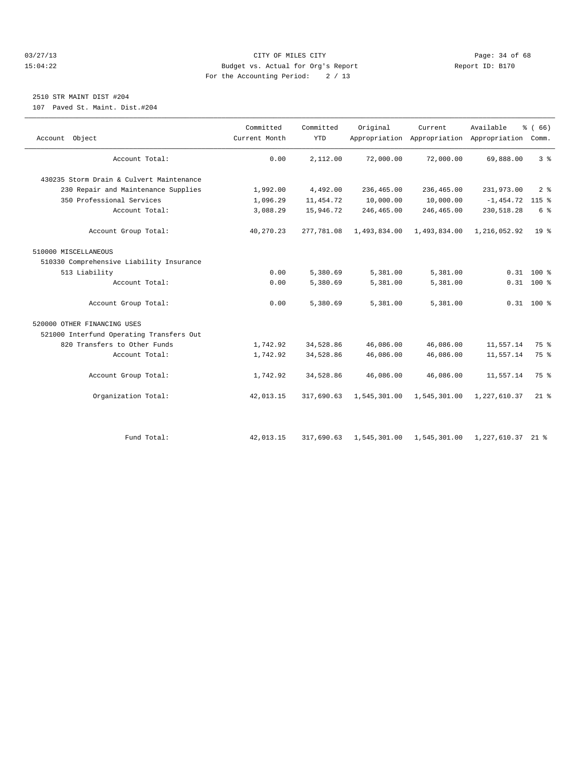CITY OF MILES CITY
Budget vs. Actual for Org's Report
For the Accounting Period: 2 / 13

Report ID: B170

2510 STR MAINT DIST #204
107 Paved St. Maint. Dist.#204

| Account Object | Committed Current Month | Committed YTD | Original Appropriation | Current Appropriation | Available Appropriation | % ( 66) Comm. |
|---|---|---|---|---|---|---|
| Account Total: | 0.00 | 2,112.00 | 72,000.00 | 72,000.00 | 69,888.00 | 3 % |
| 430235 Storm Drain & Culvert Maintenance | | | | | | |
| 230 Repair and Maintenance Supplies | 1,992.00 | 4,492.00 | 236,465.00 | 236,465.00 | 231,973.00 | 2 % |
| 350 Professional Services | 1,096.29 | 11,454.72 | 10,000.00 | 10,000.00 | -1,454.72 | 115 % |
| Account Total: | 3,088.29 | 15,946.72 | 246,465.00 | 246,465.00 | 230,518.28 | 6 % |
| Account Group Total: | 40,270.23 | 277,781.08 | 1,493,834.00 | 1,493,834.00 | 1,216,052.92 | 19 % |
| 510000 MISCELLANEOUS | | | | | | |
| 510330 Comprehensive Liability Insurance | | | | | | |
| 513 Liability | 0.00 | 5,380.69 | 5,381.00 | 5,381.00 | 0.31 | 100 % |
| Account Total: | 0.00 | 5,380.69 | 5,381.00 | 5,381.00 | 0.31 | 100 % |
| Account Group Total: | 0.00 | 5,380.69 | 5,381.00 | 5,381.00 | 0.31 | 100 % |
| 520000 OTHER FINANCING USES | | | | | | |
| 521000 Interfund Operating Transfers Out | | | | | | |
| 820 Transfers to Other Funds | 1,742.92 | 34,528.86 | 46,086.00 | 46,086.00 | 11,557.14 | 75 % |
| Account Total: | 1,742.92 | 34,528.86 | 46,086.00 | 46,086.00 | 11,557.14 | 75 % |
| Account Group Total: | 1,742.92 | 34,528.86 | 46,086.00 | 46,086.00 | 11,557.14 | 75 % |
| Organization Total: | 42,013.15 | 317,690.63 | 1,545,301.00 | 1,545,301.00 | 1,227,610.37 | 21 % |
| Fund Total: | 42,013.15 | 317,690.63 | 1,545,301.00 | 1,545,301.00 | 1,227,610.37 | 21 % |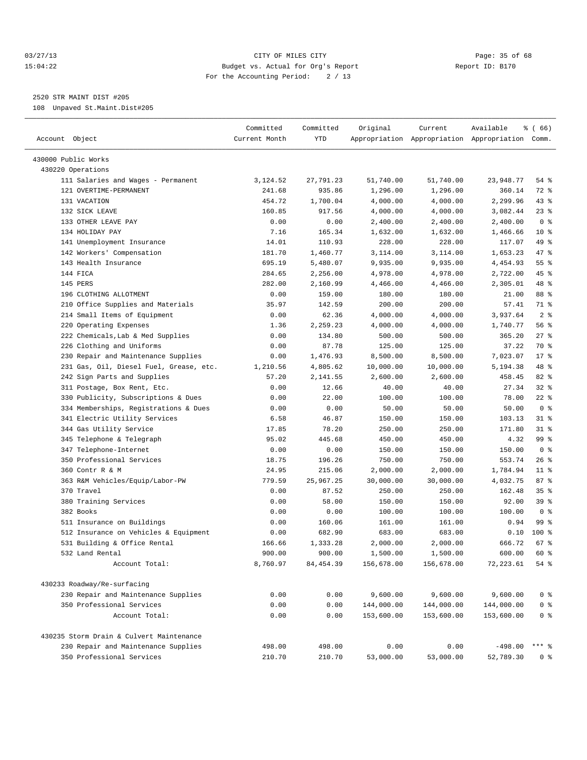CITY OF MILES CITY
Budget vs. Actual for Org's Report
For the Accounting Period: 2 / 13

03/27/13
15:04:22

Report ID: B170

## 2520 STR MAINT DIST #205

108 Unpaved St.Maint.Dist#205

| Account Object | Committed Current Month | Committed YTD | Original Appropriation | Current Appropriation | Available Appropriation | % ( 66) Comm. |
|---|---|---|---|---|---|---|
| 430000 Public Works | | | | | | |
| 430220 Operations | | | | | | |
| 111 Salaries and Wages - Permanent | 3,124.52 | 27,791.23 | 51,740.00 | 51,740.00 | 23,948.77 | 54 % |
| 121 OVERTIME-PERMANENT | 241.68 | 935.86 | 1,296.00 | 1,296.00 | 360.14 | 72 % |
| 131 VACATION | 454.72 | 1,700.04 | 4,000.00 | 4,000.00 | 2,299.96 | 43 % |
| 132 SICK LEAVE | 160.85 | 917.56 | 4,000.00 | 4,000.00 | 3,082.44 | 23 % |
| 133 OTHER LEAVE PAY | 0.00 | 0.00 | 2,400.00 | 2,400.00 | 2,400.00 | 0 % |
| 134 HOLIDAY PAY | 7.16 | 165.34 | 1,632.00 | 1,632.00 | 1,466.66 | 10 % |
| 141 Unemployment Insurance | 14.01 | 110.93 | 228.00 | 228.00 | 117.07 | 49 % |
| 142 Workers' Compensation | 181.70 | 1,460.77 | 3,114.00 | 3,114.00 | 1,653.23 | 47 % |
| 143 Health Insurance | 695.19 | 5,480.07 | 9,935.00 | 9,935.00 | 4,454.93 | 55 % |
| 144 FICA | 284.65 | 2,256.00 | 4,978.00 | 4,978.00 | 2,722.00 | 45 % |
| 145 PERS | 282.00 | 2,160.99 | 4,466.00 | 4,466.00 | 2,305.01 | 48 % |
| 196 CLOTHING ALLOTMENT | 0.00 | 159.00 | 180.00 | 180.00 | 21.00 | 88 % |
| 210 Office Supplies and Materials | 35.97 | 142.59 | 200.00 | 200.00 | 57.41 | 71 % |
| 214 Small Items of Equipment | 0.00 | 62.36 | 4,000.00 | 4,000.00 | 3,937.64 | 2 % |
| 220 Operating Expenses | 1.36 | 2,259.23 | 4,000.00 | 4,000.00 | 1,740.77 | 56 % |
| 222 Chemicals,Lab & Med Supplies | 0.00 | 134.80 | 500.00 | 500.00 | 365.20 | 27 % |
| 226 Clothing and Uniforms | 0.00 | 87.78 | 125.00 | 125.00 | 37.22 | 70 % |
| 230 Repair and Maintenance Supplies | 0.00 | 1,476.93 | 8,500.00 | 8,500.00 | 7,023.07 | 17 % |
| 231 Gas, Oil, Diesel Fuel, Grease, etc. | 1,210.56 | 4,805.62 | 10,000.00 | 10,000.00 | 5,194.38 | 48 % |
| 242 Sign Parts and Supplies | 57.20 | 2,141.55 | 2,600.00 | 2,600.00 | 458.45 | 82 % |
| 311 Postage, Box Rent, Etc. | 0.00 | 12.66 | 40.00 | 40.00 | 27.34 | 32 % |
| 330 Publicity, Subscriptions & Dues | 0.00 | 22.00 | 100.00 | 100.00 | 78.00 | 22 % |
| 334 Memberships, Registrations & Dues | 0.00 | 0.00 | 50.00 | 50.00 | 50.00 | 0 % |
| 341 Electric Utility Services | 6.58 | 46.87 | 150.00 | 150.00 | 103.13 | 31 % |
| 344 Gas Utility Service | 17.85 | 78.20 | 250.00 | 250.00 | 171.80 | 31 % |
| 345 Telephone & Telegraph | 95.02 | 445.68 | 450.00 | 450.00 | 4.32 | 99 % |
| 347 Telephone-Internet | 0.00 | 0.00 | 150.00 | 150.00 | 150.00 | 0 % |
| 350 Professional Services | 18.75 | 196.26 | 750.00 | 750.00 | 553.74 | 26 % |
| 360 Contr R & M | 24.95 | 215.06 | 2,000.00 | 2,000.00 | 1,784.94 | 11 % |
| 363 R&M Vehicles/Equip/Labor-PW | 779.59 | 25,967.25 | 30,000.00 | 30,000.00 | 4,032.75 | 87 % |
| 370 Travel | 0.00 | 87.52 | 250.00 | 250.00 | 162.48 | 35 % |
| 380 Training Services | 0.00 | 58.00 | 150.00 | 150.00 | 92.00 | 39 % |
| 382 Books | 0.00 | 0.00 | 100.00 | 100.00 | 100.00 | 0 % |
| 511 Insurance on Buildings | 0.00 | 160.06 | 161.00 | 161.00 | 0.94 | 99 % |
| 512 Insurance on Vehicles & Equipment | 0.00 | 682.90 | 683.00 | 683.00 | 0.10 | 100 % |
| 531 Building & Office Rental | 166.66 | 1,333.28 | 2,000.00 | 2,000.00 | 666.72 | 67 % |
| 532 Land Rental | 900.00 | 900.00 | 1,500.00 | 1,500.00 | 600.00 | 60 % |
| Account Total: | 8,760.97 | 84,454.39 | 156,678.00 | 156,678.00 | 72,223.61 | 54 % |
| 430233 Roadway/Re-surfacing | | | | | | |
| 230 Repair and Maintenance Supplies | 0.00 | 0.00 | 9,600.00 | 9,600.00 | 9,600.00 | 0 % |
| 350 Professional Services | 0.00 | 0.00 | 144,000.00 | 144,000.00 | 144,000.00 | 0 % |
| Account Total: | 0.00 | 0.00 | 153,600.00 | 153,600.00 | 153,600.00 | 0 % |
| 430235 Storm Drain & Culvert Maintenance | | | | | | |
| 230 Repair and Maintenance Supplies | 498.00 | 498.00 | 0.00 | 0.00 | -498.00 | *** % |
| 350 Professional Services | 210.70 | 210.70 | 53,000.00 | 53,000.00 | 52,789.30 | 0 % |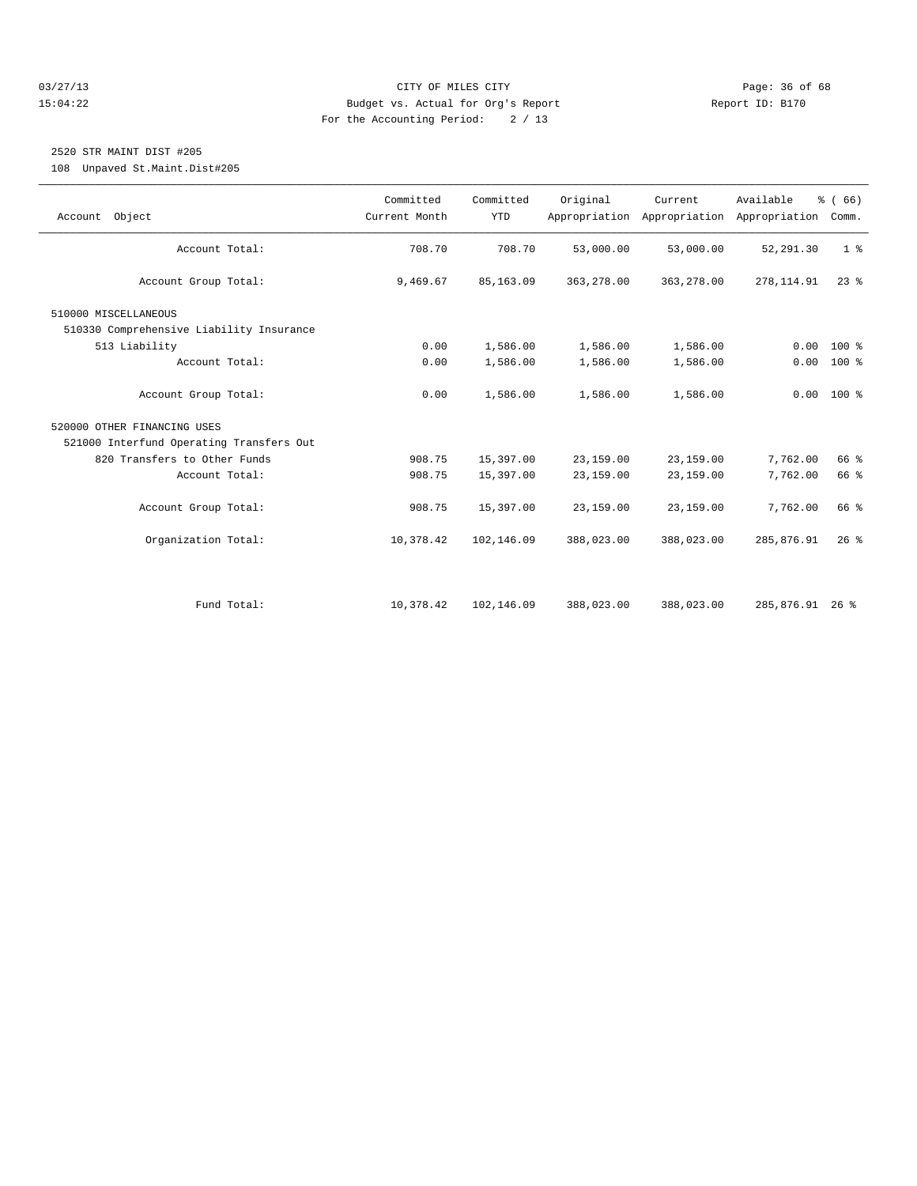CITY OF MILES CITY
Budget vs. Actual for Org's Report
For the Accounting Period: 2 / 13

03/27/13
15:04:22

Report ID: B170

## 2520 STR MAINT DIST #205

108 Unpaved St.Maint.Dist#205

| Account Object | Committed Current Month | Committed YTD | Original Appropriation | Current Appropriation | Available Appropriation | % ( 66) Comm. |
|---|---|---|---|---|---|---|
| Account Total: | 708.70 | 708.70 | 53,000.00 | 53,000.00 | 52,291.30 | 1 % |
| Account Group Total: | 9,469.67 | 85,163.09 | 363,278.00 | 363,278.00 | 278,114.91 | 23 % |
| 510000 MISCELLANEOUS | | | | | | |
| 510330 Comprehensive Liability Insurance | | | | | | |
| 513 Liability | 0.00 | 1,586.00 | 1,586.00 | 1,586.00 | 0.00 | 100 % |
| Account Total: | 0.00 | 1,586.00 | 1,586.00 | 1,586.00 | 0.00 | 100 % |
| Account Group Total: | 0.00 | 1,586.00 | 1,586.00 | 1,586.00 | 0.00 | 100 % |
| 520000 OTHER FINANCING USES | | | | | | |
| 521000 Interfund Operating Transfers Out | | | | | | |
| 820 Transfers to Other Funds | 908.75 | 15,397.00 | 23,159.00 | 23,159.00 | 7,762.00 | 66 % |
| Account Total: | 908.75 | 15,397.00 | 23,159.00 | 23,159.00 | 7,762.00 | 66 % |
| Account Group Total: | 908.75 | 15,397.00 | 23,159.00 | 23,159.00 | 7,762.00 | 66 % |
| Organization Total: | 10,378.42 | 102,146.09 | 388,023.00 | 388,023.00 | 285,876.91 | 26 % |
| Fund Total: | 10,378.42 | 102,146.09 | 388,023.00 | 388,023.00 | 285,876.91 | 26 % |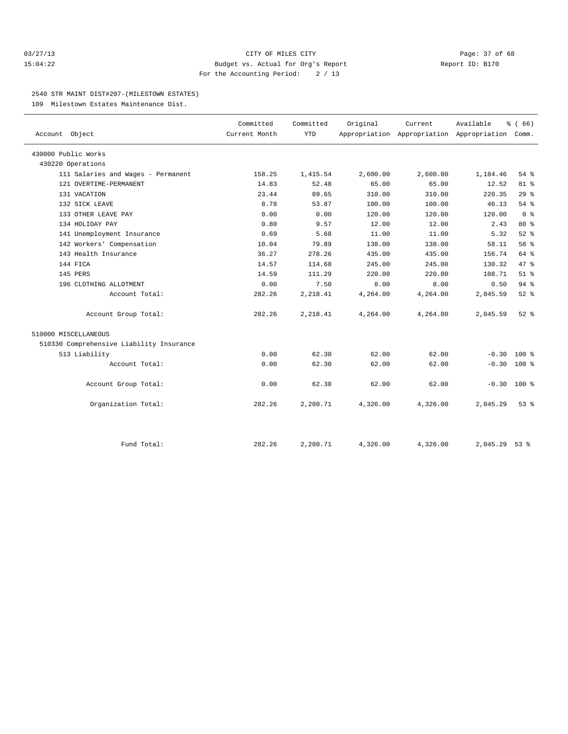CITY OF MILES CITY
Budget vs. Actual for Org's Report
For the Accounting Period: 2 / 13

03/27/13 15:04:22 — Report ID: B170

## 2540 STR MAINT DIST#207-(MILESTOWN ESTATES)

109 Milestown Estates Maintenance Dist.

| Account Object | Committed Current Month | Committed YTD | Original Appropriation | Current Appropriation | Available Appropriation | % ( 66) Comm. |
|---|---|---|---|---|---|---|
| 430000 Public Works | | | | | | |
| 430220 Operations | | | | | | |
| 111 Salaries and Wages - Permanent | 158.25 | 1,415.54 | 2,600.00 | 2,600.00 | 1,184.46 | 54 % |
| 121 OVERTIME-PERMANENT | 14.83 | 52.48 | 65.00 | 65.00 | 12.52 | 81 % |
| 131 VACATION | 23.44 | 89.65 | 310.00 | 310.00 | 220.35 | 29 % |
| 132 SICK LEAVE | 8.78 | 53.87 | 100.00 | 100.00 | 46.13 | 54 % |
| 133 OTHER LEAVE PAY | 0.00 | 0.00 | 120.00 | 120.00 | 120.00 | 0 % |
| 134 HOLIDAY PAY | 0.80 | 9.57 | 12.00 | 12.00 | 2.43 | 80 % |
| 141 Unemployment Insurance | 0.69 | 5.68 | 11.00 | 11.00 | 5.32 | 52 % |
| 142 Workers' Compensation | 10.04 | 79.89 | 138.00 | 138.00 | 58.11 | 58 % |
| 143 Health Insurance | 36.27 | 278.26 | 435.00 | 435.00 | 156.74 | 64 % |
| 144 FICA | 14.57 | 114.68 | 245.00 | 245.00 | 130.32 | 47 % |
| 145 PERS | 14.59 | 111.29 | 220.00 | 220.00 | 108.71 | 51 % |
| 196 CLOTHING ALLOTMENT | 0.00 | 7.50 | 8.00 | 8.00 | 0.50 | 94 % |
| Account Total: | 282.26 | 2,218.41 | 4,264.00 | 4,264.00 | 2,045.59 | 52 % |
| Account Group Total: | 282.26 | 2,218.41 | 4,264.00 | 4,264.00 | 2,045.59 | 52 % |
| 510000 MISCELLANEOUS | | | | | | |
| 510330 Comprehensive Liability Insurance | | | | | | |
| 513 Liability | 0.00 | 62.30 | 62.00 | 62.00 | -0.30 | 100 % |
| Account Total: | 0.00 | 62.30 | 62.00 | 62.00 | -0.30 | 100 % |
| Account Group Total: | 0.00 | 62.30 | 62.00 | 62.00 | -0.30 | 100 % |
| Organization Total: | 282.26 | 2,280.71 | 4,326.00 | 4,326.00 | 2,045.29 | 53 % |
| Fund Total: | 282.26 | 2,280.71 | 4,326.00 | 4,326.00 | 2,045.29 | 53 % |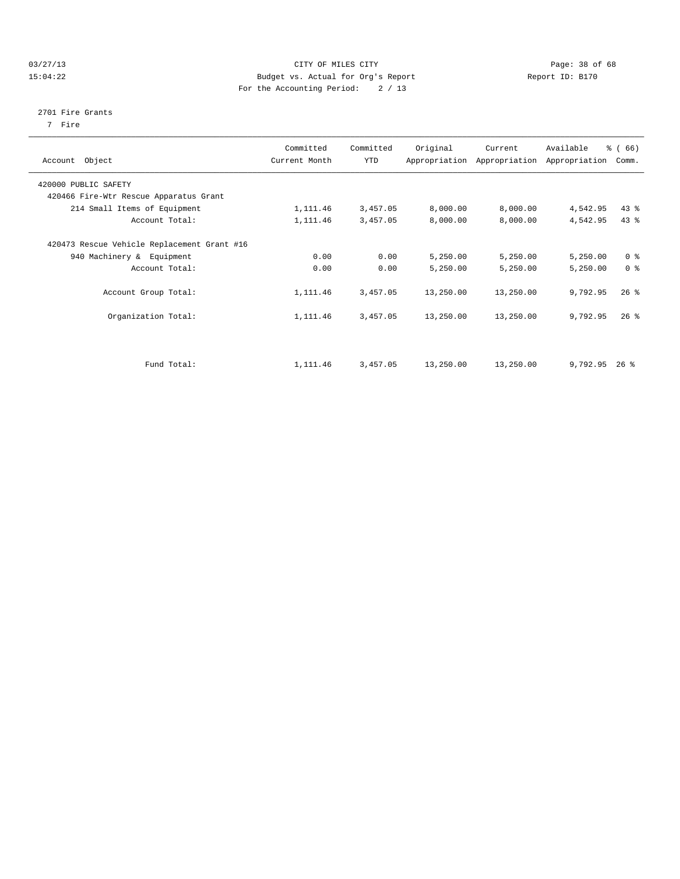CITY OF MILES CITY
Budget vs. Actual for Org's Report
For the Accounting Period: 2 / 13

03/27/13
15:04:22

Report ID: B170

2701 Fire Grants
7 Fire

| Account Object | Committed Current Month | Committed YTD | Original Appropriation | Current Appropriation | Available Appropriation | % ( 66) Comm. |
|---|---|---|---|---|---|---|
| 420000 PUBLIC SAFETY | | | | | | |
| 420466 Fire-Wtr Rescue Apparatus Grant | | | | | | |
| 214 Small Items of Equipment | 1,111.46 | 3,457.05 | 8,000.00 | 8,000.00 | 4,542.95 | 43 % |
| Account Total: | 1,111.46 | 3,457.05 | 8,000.00 | 8,000.00 | 4,542.95 | 43 % |
| 420473 Rescue Vehicle Replacement Grant #16 | | | | | | |
| 940 Machinery & Equipment | 0.00 | 0.00 | 5,250.00 | 5,250.00 | 5,250.00 | 0 % |
| Account Total: | 0.00 | 0.00 | 5,250.00 | 5,250.00 | 5,250.00 | 0 % |
| Account Group Total: | 1,111.46 | 3,457.05 | 13,250.00 | 13,250.00 | 9,792.95 | 26 % |
| Organization Total: | 1,111.46 | 3,457.05 | 13,250.00 | 13,250.00 | 9,792.95 | 26 % |
| Fund Total: | 1,111.46 | 3,457.05 | 13,250.00 | 13,250.00 | 9,792.95 | 26 % |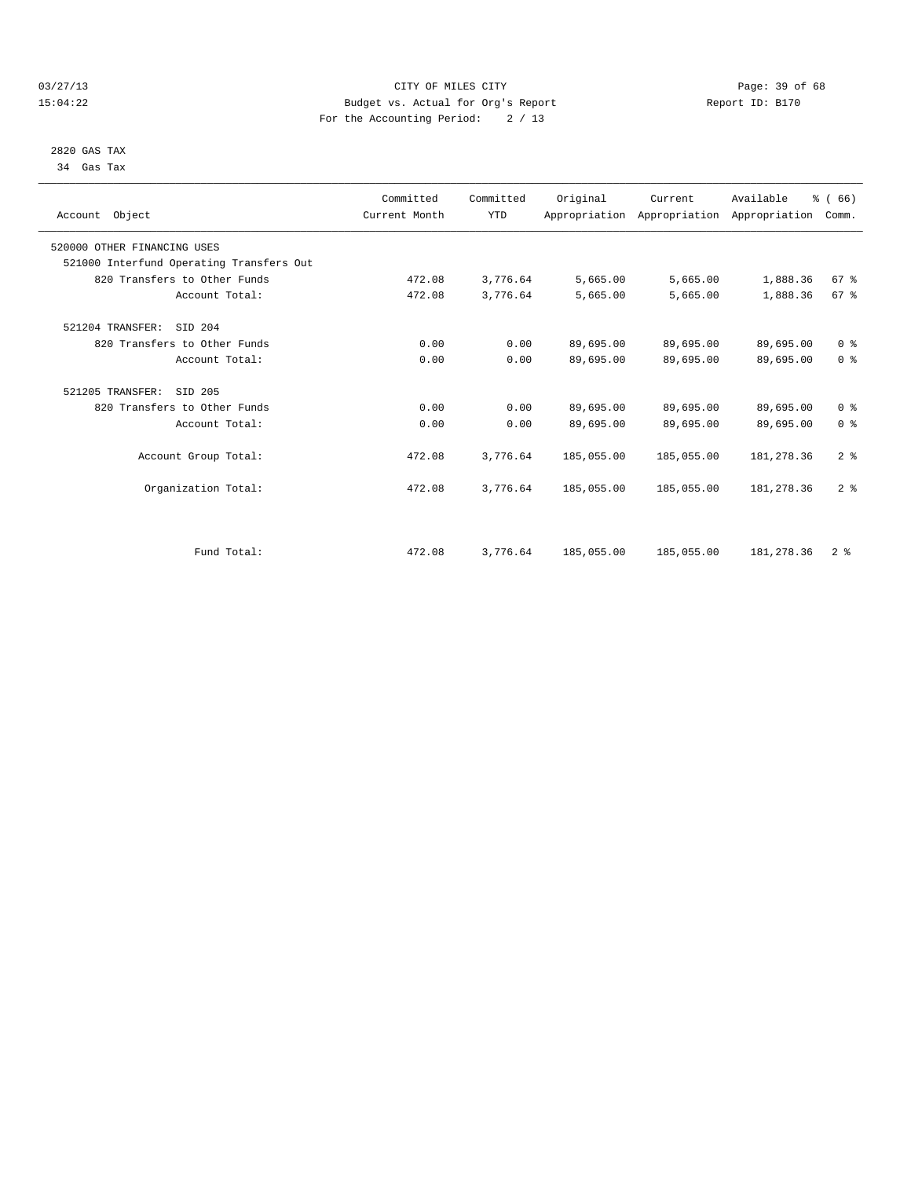CITY OF MILES CITY
Budget vs. Actual for Org's Report
For the Accounting Period: 2 / 13

03/27/13
15:04:22

Report ID: B170

2820 GAS TAX
34 Gas Tax

| Account Object | Committed Current Month | Committed YTD | Original Appropriation | Current Appropriation | Available Appropriation | % ( 66) Comm. |
|---|---|---|---|---|---|---|
| 520000 OTHER FINANCING USES | | | | | | |
| 521000 Interfund Operating Transfers Out | | | | | | |
| 820 Transfers to Other Funds | 472.08 | 3,776.64 | 5,665.00 | 5,665.00 | 1,888.36 | 67 % |
| Account Total: | 472.08 | 3,776.64 | 5,665.00 | 5,665.00 | 1,888.36 | 67 % |
| 521204 TRANSFER: SID 204 | | | | | | |
| 820 Transfers to Other Funds | 0.00 | 0.00 | 89,695.00 | 89,695.00 | 89,695.00 | 0 % |
| Account Total: | 0.00 | 0.00 | 89,695.00 | 89,695.00 | 89,695.00 | 0 % |
| 521205 TRANSFER: SID 205 | | | | | | |
| 820 Transfers to Other Funds | 0.00 | 0.00 | 89,695.00 | 89,695.00 | 89,695.00 | 0 % |
| Account Total: | 0.00 | 0.00 | 89,695.00 | 89,695.00 | 89,695.00 | 0 % |
| Account Group Total: | 472.08 | 3,776.64 | 185,055.00 | 185,055.00 | 181,278.36 | 2 % |
| Organization Total: | 472.08 | 3,776.64 | 185,055.00 | 185,055.00 | 181,278.36 | 2 % |
| Fund Total: | 472.08 | 3,776.64 | 185,055.00 | 185,055.00 | 181,278.36 | 2 % |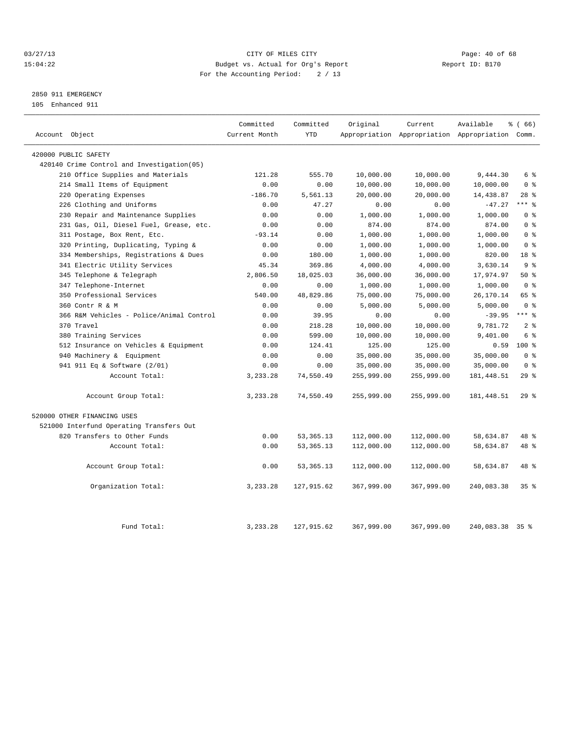CITY OF MILES CITY
Budget vs. Actual for Org's Report
For the Accounting Period: 2 / 13

03/27/13
15:04:22

Report ID: B170

## 2850 911 EMERGENCY
105 Enhanced 911

| Account Object | Committed Current Month | Committed YTD | Original Appropriation | Current Appropriation | Available Appropriation | % ( 66) Comm. |
|---|---|---|---|---|---|---|
| 420000 PUBLIC SAFETY | | | | | | |
| 420140 Crime Control and Investigation(05) | | | | | | |
| 210 Office Supplies and Materials | 121.28 | 555.70 | 10,000.00 | 10,000.00 | 9,444.30 | 6 % |
| 214 Small Items of Equipment | 0.00 | 0.00 | 10,000.00 | 10,000.00 | 10,000.00 | 0 % |
| 220 Operating Expenses | -186.70 | 5,561.13 | 20,000.00 | 20,000.00 | 14,438.87 | 28 % |
| 226 Clothing and Uniforms | 0.00 | 47.27 | 0.00 | 0.00 | -47.27 | *** % |
| 230 Repair and Maintenance Supplies | 0.00 | 0.00 | 1,000.00 | 1,000.00 | 1,000.00 | 0 % |
| 231 Gas, Oil, Diesel Fuel, Grease, etc. | 0.00 | 0.00 | 874.00 | 874.00 | 874.00 | 0 % |
| 311 Postage, Box Rent, Etc. | -93.14 | 0.00 | 1,000.00 | 1,000.00 | 1,000.00 | 0 % |
| 320 Printing, Duplicating, Typing & | 0.00 | 0.00 | 1,000.00 | 1,000.00 | 1,000.00 | 0 % |
| 334 Memberships, Registrations & Dues | 0.00 | 180.00 | 1,000.00 | 1,000.00 | 820.00 | 18 % |
| 341 Electric Utility Services | 45.34 | 369.86 | 4,000.00 | 4,000.00 | 3,630.14 | 9 % |
| 345 Telephone & Telegraph | 2,806.50 | 18,025.03 | 36,000.00 | 36,000.00 | 17,974.97 | 50 % |
| 347 Telephone-Internet | 0.00 | 0.00 | 1,000.00 | 1,000.00 | 1,000.00 | 0 % |
| 350 Professional Services | 540.00 | 48,829.86 | 75,000.00 | 75,000.00 | 26,170.14 | 65 % |
| 360 Contr R & M | 0.00 | 0.00 | 5,000.00 | 5,000.00 | 5,000.00 | 0 % |
| 366 R&M Vehicles - Police/Animal Control | 0.00 | 39.95 | 0.00 | 0.00 | -39.95 | *** % |
| 370 Travel | 0.00 | 218.28 | 10,000.00 | 10,000.00 | 9,781.72 | 2 % |
| 380 Training Services | 0.00 | 599.00 | 10,000.00 | 10,000.00 | 9,401.00 | 6 % |
| 512 Insurance on Vehicles & Equipment | 0.00 | 124.41 | 125.00 | 125.00 | 0.59 | 100 % |
| 940 Machinery & Equipment | 0.00 | 0.00 | 35,000.00 | 35,000.00 | 35,000.00 | 0 % |
| 941 911 Eq & Software (2/01) | 0.00 | 0.00 | 35,000.00 | 35,000.00 | 35,000.00 | 0 % |
| Account Total: | 3,233.28 | 74,550.49 | 255,999.00 | 255,999.00 | 181,448.51 | 29 % |
| Account Group Total: | 3,233.28 | 74,550.49 | 255,999.00 | 255,999.00 | 181,448.51 | 29 % |
| 520000 OTHER FINANCING USES | | | | | | |
| 521000 Interfund Operating Transfers Out | | | | | | |
| 820 Transfers to Other Funds | 0.00 | 53,365.13 | 112,000.00 | 112,000.00 | 58,634.87 | 48 % |
| Account Total: | 0.00 | 53,365.13 | 112,000.00 | 112,000.00 | 58,634.87 | 48 % |
| Account Group Total: | 0.00 | 53,365.13 | 112,000.00 | 112,000.00 | 58,634.87 | 48 % |
| Organization Total: | 3,233.28 | 127,915.62 | 367,999.00 | 367,999.00 | 240,083.38 | 35 % |
| Fund Total: | 3,233.28 | 127,915.62 | 367,999.00 | 367,999.00 | 240,083.38 | 35 % |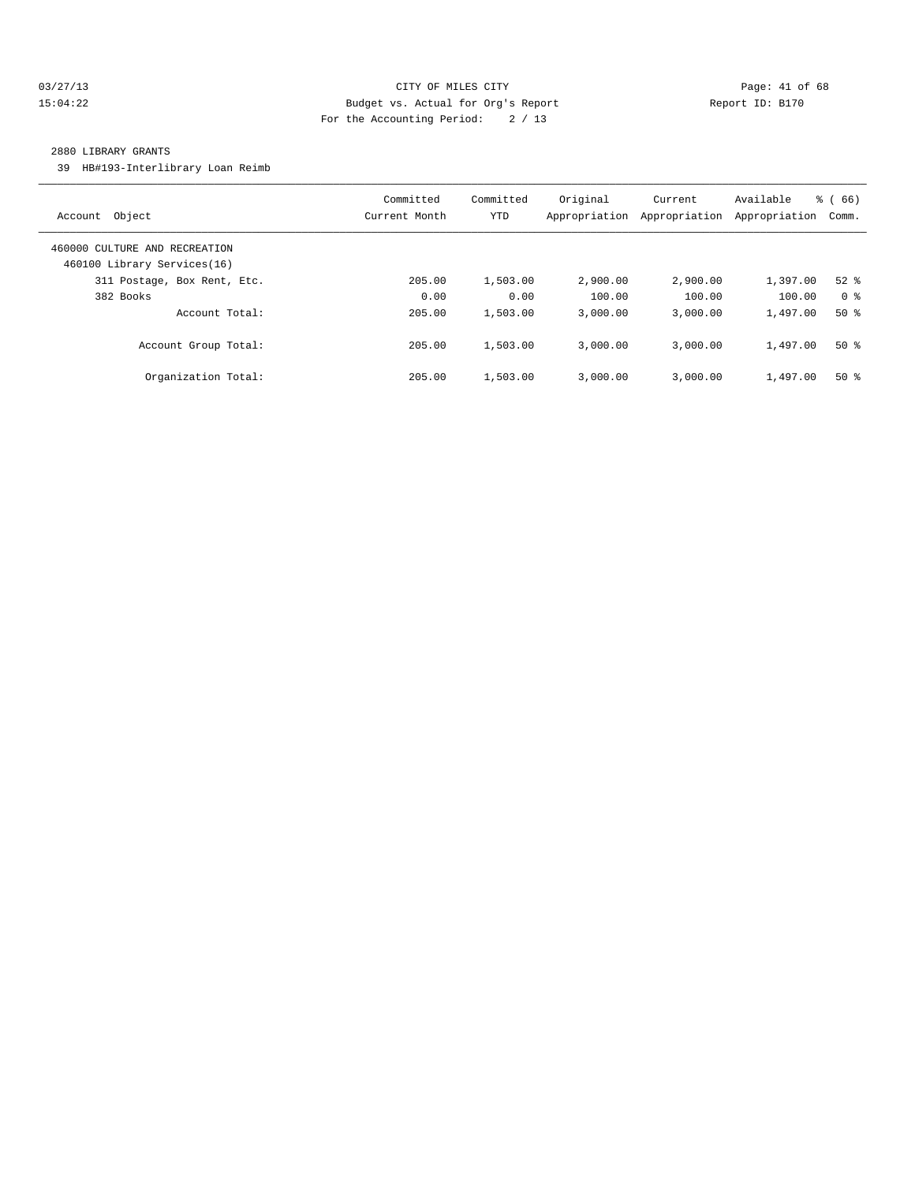CITY OF MILES CITY
Budget vs. Actual for Org's Report
For the Accounting Period: 2 / 13

03/27/13
15:04:22

Report ID: B170

## 2880 LIBRARY GRANTS

39 HB#193-Interlibrary Loan Reimb

| Account Object | Committed Current Month | Committed YTD | Original Appropriation | Current Appropriation | Available Appropriation | % ( 66) Comm. |
|---|---|---|---|---|---|---|
| 460000 CULTURE AND RECREATION | | | | | | |
| 460100 Library Services(16) | | | | | | |
| 311 Postage, Box Rent, Etc. | 205.00 | 1,503.00 | 2,900.00 | 2,900.00 | 1,397.00 | 52 % |
| 382 Books | 0.00 | 0.00 | 100.00 | 100.00 | 100.00 | 0 % |
| Account Total: | 205.00 | 1,503.00 | 3,000.00 | 3,000.00 | 1,497.00 | 50 % |
| Account Group Total: | 205.00 | 1,503.00 | 3,000.00 | 3,000.00 | 1,497.00 | 50 % |
| Organization Total: | 205.00 | 1,503.00 | 3,000.00 | 3,000.00 | 1,497.00 | 50 % |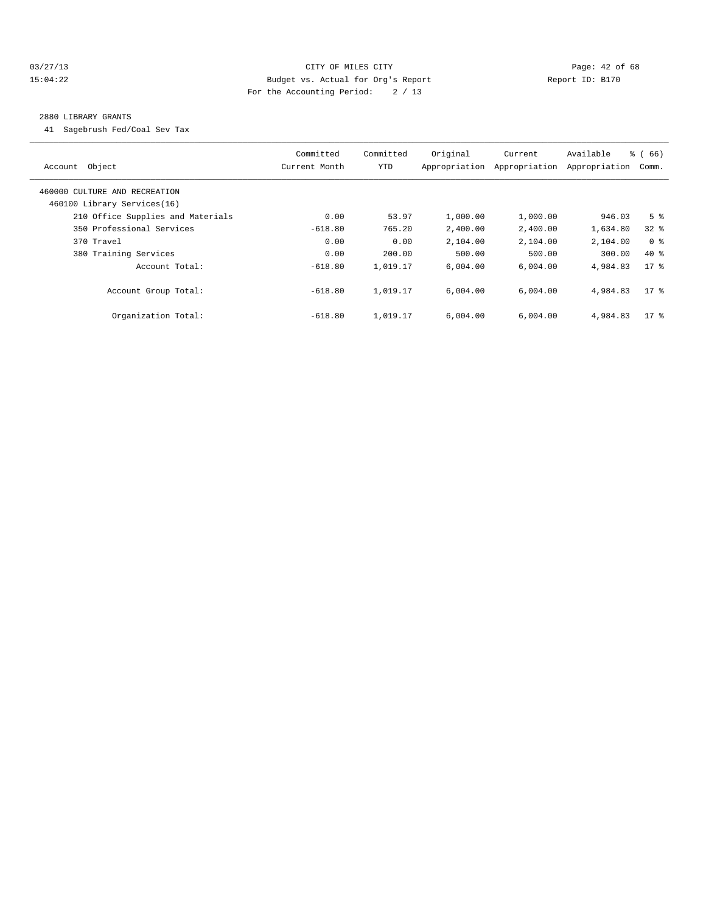CITY OF MILES CITY
Budget vs. Actual for Org's Report
For the Accounting Period: 2 / 13

2880 LIBRARY GRANTS

41 Sagebrush Fed/Coal Sev Tax

| Account Object | Committed Current Month | Committed YTD | Original Appropriation | Current Appropriation | Available Appropriation | % ( 66) Comm. |
|---|---|---|---|---|---|---|
| 460000 CULTURE AND RECREATION | | | | | | |
| 460100 Library Services(16) | | | | | | |
| 210 Office Supplies and Materials | 0.00 | 53.97 | 1,000.00 | 1,000.00 | 946.03 | 5 % |
| 350 Professional Services | -618.80 | 765.20 | 2,400.00 | 2,400.00 | 1,634.80 | 32 % |
| 370 Travel | 0.00 | 0.00 | 2,104.00 | 2,104.00 | 2,104.00 | 0 % |
| 380 Training Services | 0.00 | 200.00 | 500.00 | 500.00 | 300.00 | 40 % |
| Account Total: | -618.80 | 1,019.17 | 6,004.00 | 6,004.00 | 4,984.83 | 17 % |
| Account Group Total: | -618.80 | 1,019.17 | 6,004.00 | 6,004.00 | 4,984.83 | 17 % |
| Organization Total: | -618.80 | 1,019.17 | 6,004.00 | 6,004.00 | 4,984.83 | 17 % |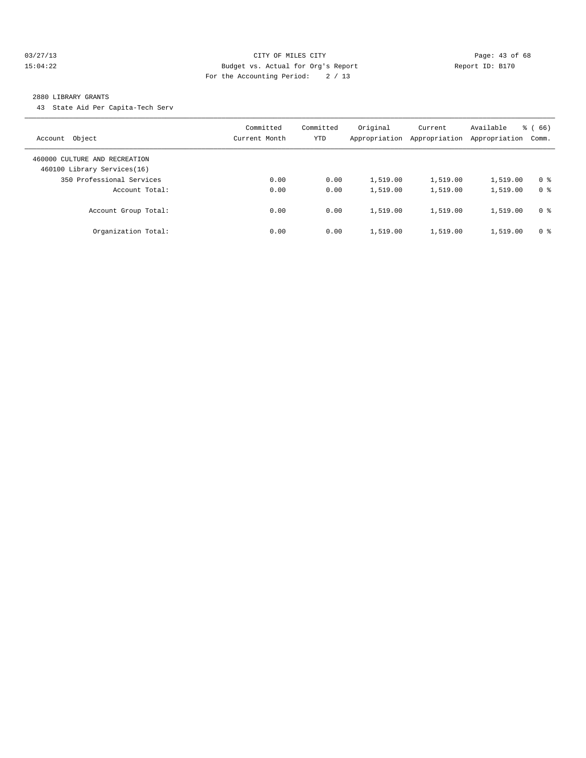CITY OF MILES CITY
Budget vs. Actual for Org's Report
For the Accounting Period: 2 / 13

2880 LIBRARY GRANTS

43 State Aid Per Capita-Tech Serv

| Account Object | Committed Current Month | Committed YTD | Original Appropriation | Current Appropriation | Available Appropriation | % ( 66) Comm. |
|---|---|---|---|---|---|---|
| 460000 CULTURE AND RECREATION | | | | | | |
| 460100 Library Services(16) | | | | | | |
| 350 Professional Services | 0.00 | 0.00 | 1,519.00 | 1,519.00 | 1,519.00 | 0 % |
| Account Total: | 0.00 | 0.00 | 1,519.00 | 1,519.00 | 1,519.00 | 0 % |
| Account Group Total: | 0.00 | 0.00 | 1,519.00 | 1,519.00 | 1,519.00 | 0 % |
| Organization Total: | 0.00 | 0.00 | 1,519.00 | 1,519.00 | 1,519.00 | 0 % |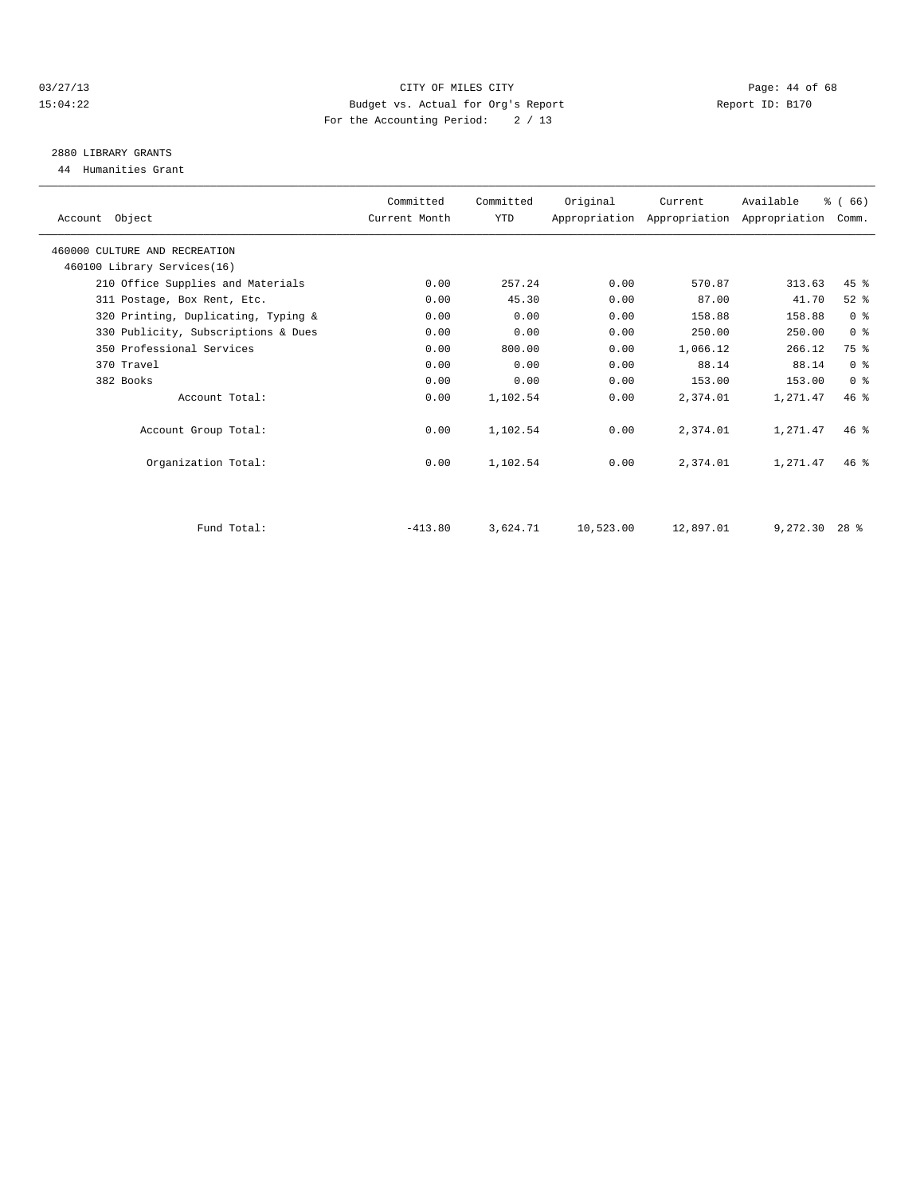CITY OF MILES CITY
Budget vs. Actual for Org's Report
For the Accounting Period: 2 / 13

03/27/13
15:04:22

Report ID: B170

## 2880 LIBRARY GRANTS

44 Humanities Grant

| Account Object | Committed Current Month | Committed YTD | Original Appropriation | Current Appropriation | Available Appropriation | % ( 66) Comm. |
|---|---|---|---|---|---|---|
| 460000 CULTURE AND RECREATION | | | | | | |
| 460100 Library Services(16) | | | | | | |
| 210 Office Supplies and Materials | 0.00 | 257.24 | 0.00 | 570.87 | 313.63 | 45 % |
| 311 Postage, Box Rent, Etc. | 0.00 | 45.30 | 0.00 | 87.00 | 41.70 | 52 % |
| 320 Printing, Duplicating, Typing & | 0.00 | 0.00 | 0.00 | 158.88 | 158.88 | 0 % |
| 330 Publicity, Subscriptions & Dues | 0.00 | 0.00 | 0.00 | 250.00 | 250.00 | 0 % |
| 350 Professional Services | 0.00 | 800.00 | 0.00 | 1,066.12 | 266.12 | 75 % |
| 370 Travel | 0.00 | 0.00 | 0.00 | 88.14 | 88.14 | 0 % |
| 382 Books | 0.00 | 0.00 | 0.00 | 153.00 | 153.00 | 0 % |
| Account Total: | 0.00 | 1,102.54 | 0.00 | 2,374.01 | 1,271.47 | 46 % |
| Account Group Total: | 0.00 | 1,102.54 | 0.00 | 2,374.01 | 1,271.47 | 46 % |
| Organization Total: | 0.00 | 1,102.54 | 0.00 | 2,374.01 | 1,271.47 | 46 % |
| Fund Total: | -413.80 | 3,624.71 | 10,523.00 | 12,897.01 | 9,272.30 | 28 % |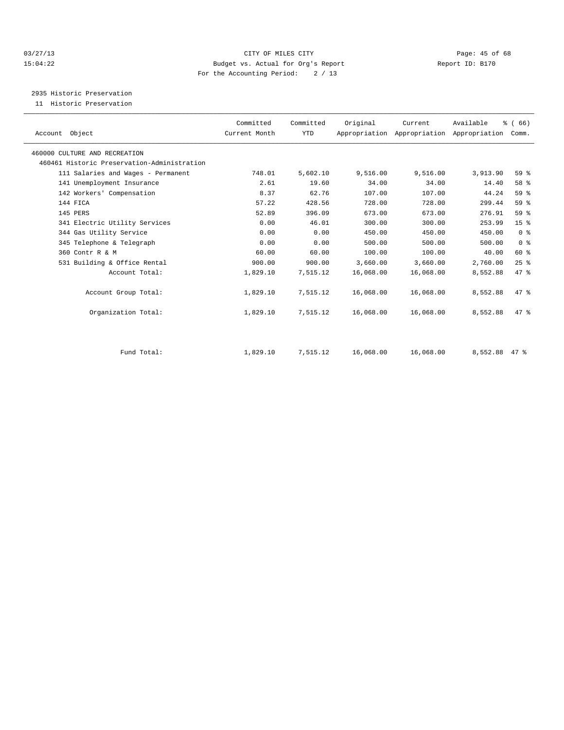03/27/13 CITY OF MILES CITY
15:04:22 Budget vs. Actual for Org's Report Report ID: B170
For the Accounting Period: 2 / 13

2935 Historic Preservation
11 Historic Preservation

| Account Object | Committed Current Month | Committed YTD | Original Appropriation | Current Appropriation | Available Appropriation | % ( 66) Comm. |
|---|---|---|---|---|---|---|
| 460000 CULTURE AND RECREATION | | | | | | |
| 460461 Historic Preservation-Administration | | | | | | |
| 111 Salaries and Wages - Permanent | 748.01 | 5,602.10 | 9,516.00 | 9,516.00 | 3,913.90 | 59 % |
| 141 Unemployment Insurance | 2.61 | 19.60 | 34.00 | 34.00 | 14.40 | 58 % |
| 142 Workers' Compensation | 8.37 | 62.76 | 107.00 | 107.00 | 44.24 | 59 % |
| 144 FICA | 57.22 | 428.56 | 728.00 | 728.00 | 299.44 | 59 % |
| 145 PERS | 52.89 | 396.09 | 673.00 | 673.00 | 276.91 | 59 % |
| 341 Electric Utility Services | 0.00 | 46.01 | 300.00 | 300.00 | 253.99 | 15 % |
| 344 Gas Utility Service | 0.00 | 0.00 | 450.00 | 450.00 | 450.00 | 0 % |
| 345 Telephone & Telegraph | 0.00 | 0.00 | 500.00 | 500.00 | 500.00 | 0 % |
| 360 Contr R & M | 60.00 | 60.00 | 100.00 | 100.00 | 40.00 | 60 % |
| 531 Building & Office Rental | 900.00 | 900.00 | 3,660.00 | 3,660.00 | 2,760.00 | 25 % |
| Account Total: | 1,829.10 | 7,515.12 | 16,068.00 | 16,068.00 | 8,552.88 | 47 % |
| Account Group Total: | 1,829.10 | 7,515.12 | 16,068.00 | 16,068.00 | 8,552.88 | 47 % |
| Organization Total: | 1,829.10 | 7,515.12 | 16,068.00 | 16,068.00 | 8,552.88 | 47 % |
| Fund Total: | 1,829.10 | 7,515.12 | 16,068.00 | 16,068.00 | 8,552.88 | 47 % |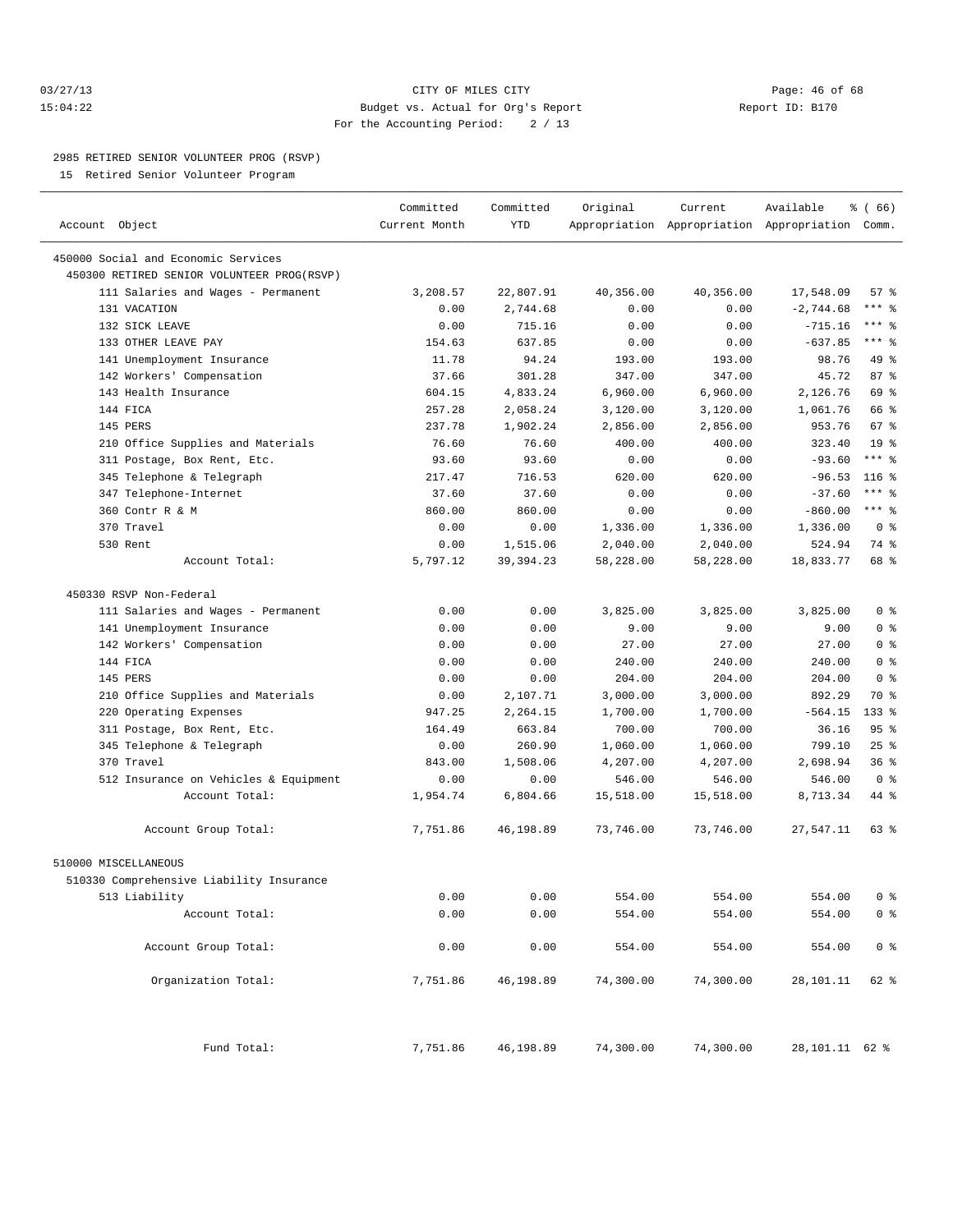CITY OF MILES CITY
Budget vs. Actual for Org's Report
For the Accounting Period: 2 / 13

2985 RETIRED SENIOR VOLUNTEER PROG (RSVP)
15 Retired Senior Volunteer Program

| Account Object | Committed Current Month | Committed YTD | Original Appropriation | Current Appropriation | Available Appropriation | % ( 66) Comm. |
|---|---|---|---|---|---|---|
| 450000 Social and Economic Services | | | | | | |
| 450300 RETIRED SENIOR VOLUNTEER PROG(RSVP) | | | | | | |
| 111 Salaries and Wages - Permanent | 3,208.57 | 22,807.91 | 40,356.00 | 40,356.00 | 17,548.09 | 57 % |
| 131 VACATION | 0.00 | 2,744.68 | 0.00 | 0.00 | -2,744.68 | *** % |
| 132 SICK LEAVE | 0.00 | 715.16 | 0.00 | 0.00 | -715.16 | *** % |
| 133 OTHER LEAVE PAY | 154.63 | 637.85 | 0.00 | 0.00 | -637.85 | *** % |
| 141 Unemployment Insurance | 11.78 | 94.24 | 193.00 | 193.00 | 98.76 | 49 % |
| 142 Workers' Compensation | 37.66 | 301.28 | 347.00 | 347.00 | 45.72 | 87 % |
| 143 Health Insurance | 604.15 | 4,833.24 | 6,960.00 | 6,960.00 | 2,126.76 | 69 % |
| 144 FICA | 257.28 | 2,058.24 | 3,120.00 | 3,120.00 | 1,061.76 | 66 % |
| 145 PERS | 237.78 | 1,902.24 | 2,856.00 | 2,856.00 | 953.76 | 67 % |
| 210 Office Supplies and Materials | 76.60 | 76.60 | 400.00 | 400.00 | 323.40 | 19 % |
| 311 Postage, Box Rent, Etc. | 93.60 | 93.60 | 0.00 | 0.00 | -93.60 | *** % |
| 345 Telephone & Telegraph | 217.47 | 716.53 | 620.00 | 620.00 | -96.53 | 116 % |
| 347 Telephone-Internet | 37.60 | 37.60 | 0.00 | 0.00 | -37.60 | *** % |
| 360 Contr R & M | 860.00 | 860.00 | 0.00 | 0.00 | -860.00 | *** % |
| 370 Travel | 0.00 | 0.00 | 1,336.00 | 1,336.00 | 1,336.00 | 0 % |
| 530 Rent | 0.00 | 1,515.06 | 2,040.00 | 2,040.00 | 524.94 | 74 % |
| Account Total: | 5,797.12 | 39,394.23 | 58,228.00 | 58,228.00 | 18,833.77 | 68 % |
| 450330 RSVP Non-Federal | | | | | | |
| 111 Salaries and Wages - Permanent | 0.00 | 0.00 | 3,825.00 | 3,825.00 | 3,825.00 | 0 % |
| 141 Unemployment Insurance | 0.00 | 0.00 | 9.00 | 9.00 | 9.00 | 0 % |
| 142 Workers' Compensation | 0.00 | 0.00 | 27.00 | 27.00 | 27.00 | 0 % |
| 144 FICA | 0.00 | 0.00 | 240.00 | 240.00 | 240.00 | 0 % |
| 145 PERS | 0.00 | 0.00 | 204.00 | 204.00 | 204.00 | 0 % |
| 210 Office Supplies and Materials | 0.00 | 2,107.71 | 3,000.00 | 3,000.00 | 892.29 | 70 % |
| 220 Operating Expenses | 947.25 | 2,264.15 | 1,700.00 | 1,700.00 | -564.15 | 133 % |
| 311 Postage, Box Rent, Etc. | 164.49 | 663.84 | 700.00 | 700.00 | 36.16 | 95 % |
| 345 Telephone & Telegraph | 0.00 | 260.90 | 1,060.00 | 1,060.00 | 799.10 | 25 % |
| 370 Travel | 843.00 | 1,508.06 | 4,207.00 | 4,207.00 | 2,698.94 | 36 % |
| 512 Insurance on Vehicles & Equipment | 0.00 | 0.00 | 546.00 | 546.00 | 546.00 | 0 % |
| Account Total: | 1,954.74 | 6,804.66 | 15,518.00 | 15,518.00 | 8,713.34 | 44 % |
| Account Group Total: | 7,751.86 | 46,198.89 | 73,746.00 | 73,746.00 | 27,547.11 | 63 % |
| 510000 MISCELLANEOUS | | | | | | |
| 510330 Comprehensive Liability Insurance | | | | | | |
| 513 Liability | 0.00 | 0.00 | 554.00 | 554.00 | 554.00 | 0 % |
| Account Total: | 0.00 | 0.00 | 554.00 | 554.00 | 554.00 | 0 % |
| Account Group Total: | 0.00 | 0.00 | 554.00 | 554.00 | 554.00 | 0 % |
| Organization Total: | 7,751.86 | 46,198.89 | 74,300.00 | 74,300.00 | 28,101.11 | 62 % |
| Fund Total: | 7,751.86 | 46,198.89 | 74,300.00 | 74,300.00 | 28,101.11 | 62 % |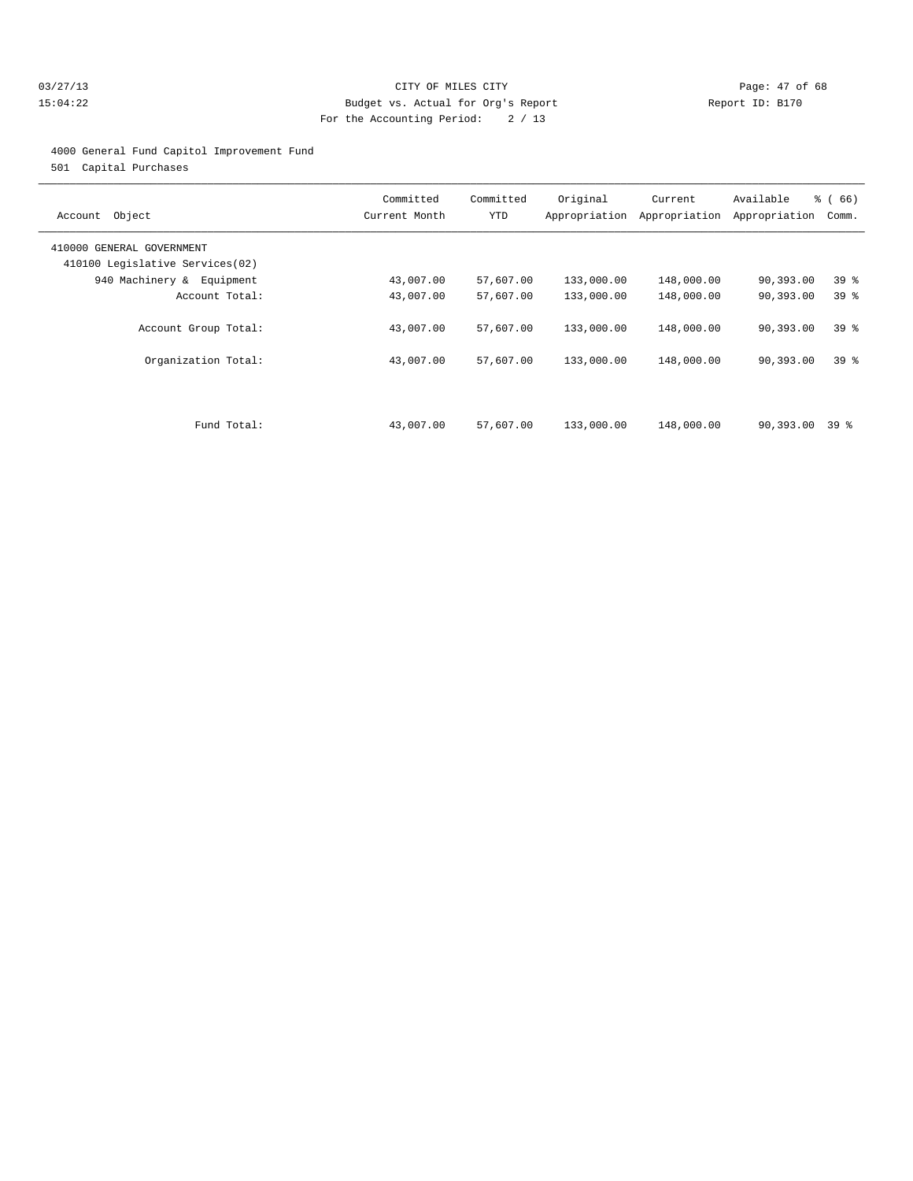CITY OF MILES CITY
Budget vs. Actual for Org's Report
For the Accounting Period: 2 / 13

03/27/13
15:04:22

Report ID: B170

4000 General Fund Capitol Improvement Fund

501 Capital Purchases

| Account Object | Committed Current Month | Committed YTD | Original Appropriation | Current Appropriation | Available Appropriation | % ( 66) Comm. |
|---|---|---|---|---|---|---|
| 410000 GENERAL GOVERNMENT | | | | | | |
| 410100 Legislative Services(02) | | | | | | |
| 940 Machinery & Equipment | 43,007.00 | 57,607.00 | 133,000.00 | 148,000.00 | 90,393.00 | 39 % |
| Account Total: | 43,007.00 | 57,607.00 | 133,000.00 | 148,000.00 | 90,393.00 | 39 % |
| Account Group Total: | 43,007.00 | 57,607.00 | 133,000.00 | 148,000.00 | 90,393.00 | 39 % |
| Organization Total: | 43,007.00 | 57,607.00 | 133,000.00 | 148,000.00 | 90,393.00 | 39 % |
| Fund Total: | 43,007.00 | 57,607.00 | 133,000.00 | 148,000.00 | 90,393.00 | 39 % |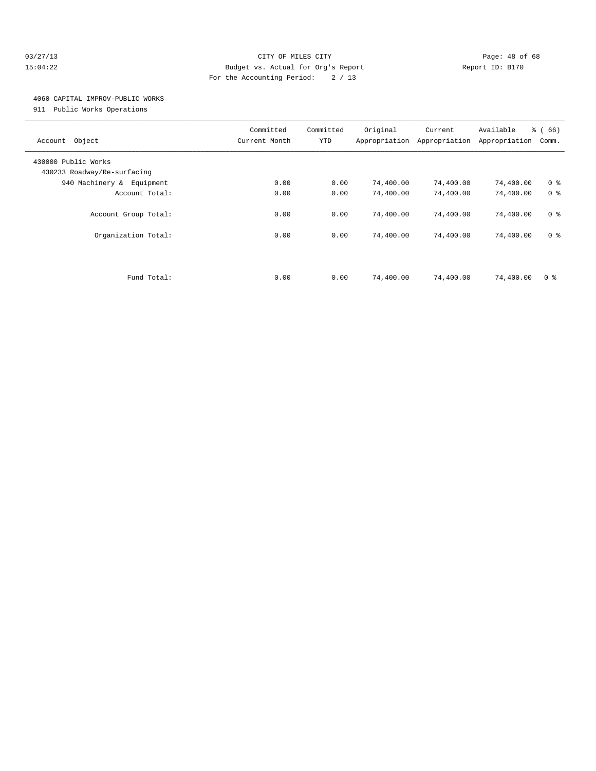CITY OF MILES CITY

Budget vs. Actual for Org's Report

For the Accounting Period: 2 / 13

03/27/13 15:04:22 Report ID: B170

4060 CAPITAL IMPROV-PUBLIC WORKS

911 Public Works Operations

| Account Object | Committed Current Month | Committed YTD | Original Appropriation | Current Appropriation | Available Appropriation | % ( 66) Comm. |
|---|---|---|---|---|---|---|
| 430000 Public Works | | | | | | |
| 430233 Roadway/Re-surfacing | | | | | | |
| 940 Machinery & Equipment | 0.00 | 0.00 | 74,400.00 | 74,400.00 | 74,400.00 | 0 % |
| Account Total: | 0.00 | 0.00 | 74,400.00 | 74,400.00 | 74,400.00 | 0 % |
| Account Group Total: | 0.00 | 0.00 | 74,400.00 | 74,400.00 | 74,400.00 | 0 % |
| Organization Total: | 0.00 | 0.00 | 74,400.00 | 74,400.00 | 74,400.00 | 0 % |
| Fund Total: | 0.00 | 0.00 | 74,400.00 | 74,400.00 | 74,400.00 | 0 % |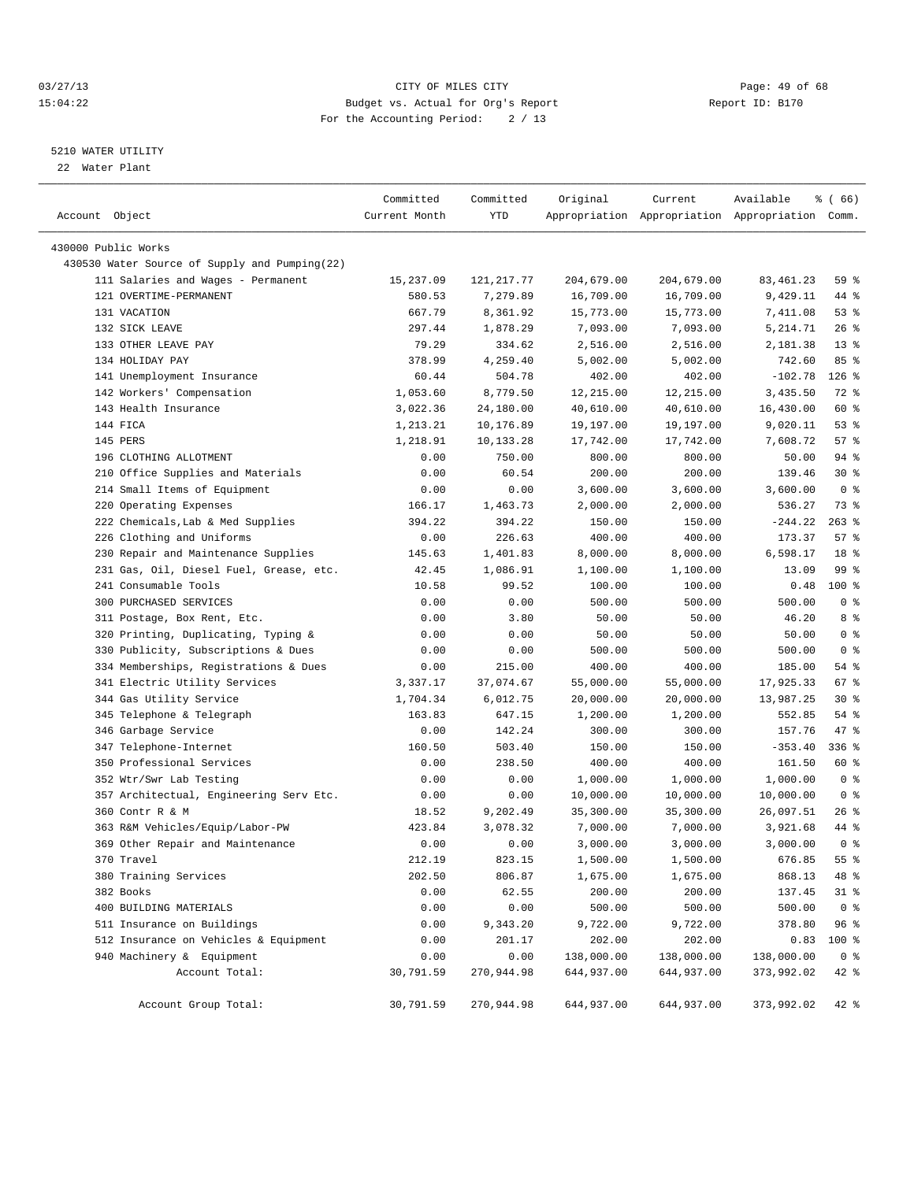# CITY OF MILES CITY

Budget vs. Actual for Org's Report

For the Accounting Period: 2 / 13

03/27/13 15:04:22 — Report ID: B170

## 5210 WATER UTILITY

22 Water Plant

| Account Object | Committed Current Month | Committed YTD | Original Appropriation | Current Appropriation | Available Appropriation | % ( 66) Comm. |
|---|---|---|---|---|---|---|
| 430000 Public Works | | | | | | |
| 430530 Water Source of Supply and Pumping(22) | | | | | | |
| 111 Salaries and Wages - Permanent | 15,237.09 | 121,217.77 | 204,679.00 | 204,679.00 | 83,461.23 | 59 % |
| 121 OVERTIME-PERMANENT | 580.53 | 7,279.89 | 16,709.00 | 16,709.00 | 9,429.11 | 44 % |
| 131 VACATION | 667.79 | 8,361.92 | 15,773.00 | 15,773.00 | 7,411.08 | 53 % |
| 132 SICK LEAVE | 297.44 | 1,878.29 | 7,093.00 | 7,093.00 | 5,214.71 | 26 % |
| 133 OTHER LEAVE PAY | 79.29 | 334.62 | 2,516.00 | 2,516.00 | 2,181.38 | 13 % |
| 134 HOLIDAY PAY | 378.99 | 4,259.40 | 5,002.00 | 5,002.00 | 742.60 | 85 % |
| 141 Unemployment Insurance | 60.44 | 504.78 | 402.00 | 402.00 | -102.78 | 126 % |
| 142 Workers' Compensation | 1,053.60 | 8,779.50 | 12,215.00 | 12,215.00 | 3,435.50 | 72 % |
| 143 Health Insurance | 3,022.36 | 24,180.00 | 40,610.00 | 40,610.00 | 16,430.00 | 60 % |
| 144 FICA | 1,213.21 | 10,176.89 | 19,197.00 | 19,197.00 | 9,020.11 | 53 % |
| 145 PERS | 1,218.91 | 10,133.28 | 17,742.00 | 17,742.00 | 7,608.72 | 57 % |
| 196 CLOTHING ALLOTMENT | 0.00 | 750.00 | 800.00 | 800.00 | 50.00 | 94 % |
| 210 Office Supplies and Materials | 0.00 | 60.54 | 200.00 | 200.00 | 139.46 | 30 % |
| 214 Small Items of Equipment | 0.00 | 0.00 | 3,600.00 | 3,600.00 | 3,600.00 | 0 % |
| 220 Operating Expenses | 166.17 | 1,463.73 | 2,000.00 | 2,000.00 | 536.27 | 73 % |
| 222 Chemicals,Lab & Med Supplies | 394.22 | 394.22 | 150.00 | 150.00 | -244.22 | 263 % |
| 226 Clothing and Uniforms | 0.00 | 226.63 | 400.00 | 400.00 | 173.37 | 57 % |
| 230 Repair and Maintenance Supplies | 145.63 | 1,401.83 | 8,000.00 | 8,000.00 | 6,598.17 | 18 % |
| 231 Gas, Oil, Diesel Fuel, Grease, etc. | 42.45 | 1,086.91 | 1,100.00 | 1,100.00 | 13.09 | 99 % |
| 241 Consumable Tools | 10.58 | 99.52 | 100.00 | 100.00 | 0.48 | 100 % |
| 300 PURCHASED SERVICES | 0.00 | 0.00 | 500.00 | 500.00 | 500.00 | 0 % |
| 311 Postage, Box Rent, Etc. | 0.00 | 3.80 | 50.00 | 50.00 | 46.20 | 8 % |
| 320 Printing, Duplicating, Typing & | 0.00 | 0.00 | 50.00 | 50.00 | 50.00 | 0 % |
| 330 Publicity, Subscriptions & Dues | 0.00 | 0.00 | 500.00 | 500.00 | 500.00 | 0 % |
| 334 Memberships, Registrations & Dues | 0.00 | 215.00 | 400.00 | 400.00 | 185.00 | 54 % |
| 341 Electric Utility Services | 3,337.17 | 37,074.67 | 55,000.00 | 55,000.00 | 17,925.33 | 67 % |
| 344 Gas Utility Service | 1,704.34 | 6,012.75 | 20,000.00 | 20,000.00 | 13,987.25 | 30 % |
| 345 Telephone & Telegraph | 163.83 | 647.15 | 1,200.00 | 1,200.00 | 552.85 | 54 % |
| 346 Garbage Service | 0.00 | 142.24 | 300.00 | 300.00 | 157.76 | 47 % |
| 347 Telephone-Internet | 160.50 | 503.40 | 150.00 | 150.00 | -353.40 | 336 % |
| 350 Professional Services | 0.00 | 238.50 | 400.00 | 400.00 | 161.50 | 60 % |
| 352 Wtr/Swr Lab Testing | 0.00 | 0.00 | 1,000.00 | 1,000.00 | 1,000.00 | 0 % |
| 357 Architectual, Engineering Serv Etc. | 0.00 | 0.00 | 10,000.00 | 10,000.00 | 10,000.00 | 0 % |
| 360 Contr R & M | 18.52 | 9,202.49 | 35,300.00 | 35,300.00 | 26,097.51 | 26 % |
| 363 R&M Vehicles/Equip/Labor-PW | 423.84 | 3,078.32 | 7,000.00 | 7,000.00 | 3,921.68 | 44 % |
| 369 Other Repair and Maintenance | 0.00 | 0.00 | 3,000.00 | 3,000.00 | 3,000.00 | 0 % |
| 370 Travel | 212.19 | 823.15 | 1,500.00 | 1,500.00 | 676.85 | 55 % |
| 380 Training Services | 202.50 | 806.87 | 1,675.00 | 1,675.00 | 868.13 | 48 % |
| 382 Books | 0.00 | 62.55 | 200.00 | 200.00 | 137.45 | 31 % |
| 400 BUILDING MATERIALS | 0.00 | 0.00 | 500.00 | 500.00 | 500.00 | 0 % |
| 511 Insurance on Buildings | 0.00 | 9,343.20 | 9,722.00 | 9,722.00 | 378.80 | 96 % |
| 512 Insurance on Vehicles & Equipment | 0.00 | 201.17 | 202.00 | 202.00 | 0.83 | 100 % |
| 940 Machinery & Equipment | 0.00 | 0.00 | 138,000.00 | 138,000.00 | 138,000.00 | 0 % |
| Account Total: | 30,791.59 | 270,944.98 | 644,937.00 | 644,937.00 | 373,992.02 | 42 % |
| Account Group Total: | 30,791.59 | 270,944.98 | 644,937.00 | 644,937.00 | 373,992.02 | 42 % |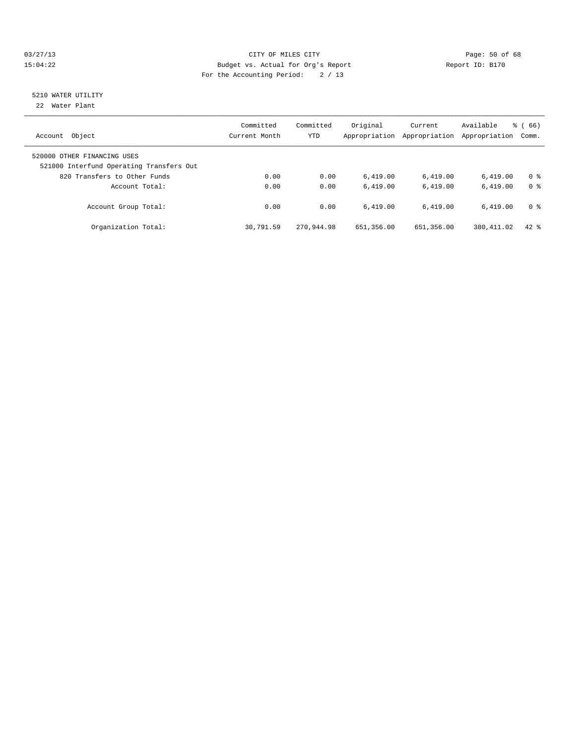CITY OF MILES CITY
Budget vs. Actual for Org's Report
For the Accounting Period: 2 / 13

03/27/13
15:04:22

Report ID: B170

## 5210 WATER UTILITY

22 Water Plant

| Account Object | Committed Current Month | Committed YTD | Original Appropriation | Current Appropriation | Available Appropriation | % ( 66) Comm. |
|---|---|---|---|---|---|---|
| 520000 OTHER FINANCING USES | | | | | | |
| 521000 Interfund Operating Transfers Out | | | | | | |
| 820 Transfers to Other Funds | 0.00 | 0.00 | 6,419.00 | 6,419.00 | 6,419.00 | 0 % |
| Account Total: | 0.00 | 0.00 | 6,419.00 | 6,419.00 | 6,419.00 | 0 % |
| Account Group Total: | 0.00 | 0.00 | 6,419.00 | 6,419.00 | 6,419.00 | 0 % |
| Organization Total: | 30,791.59 | 270,944.98 | 651,356.00 | 651,356.00 | 380,411.02 | 42 % |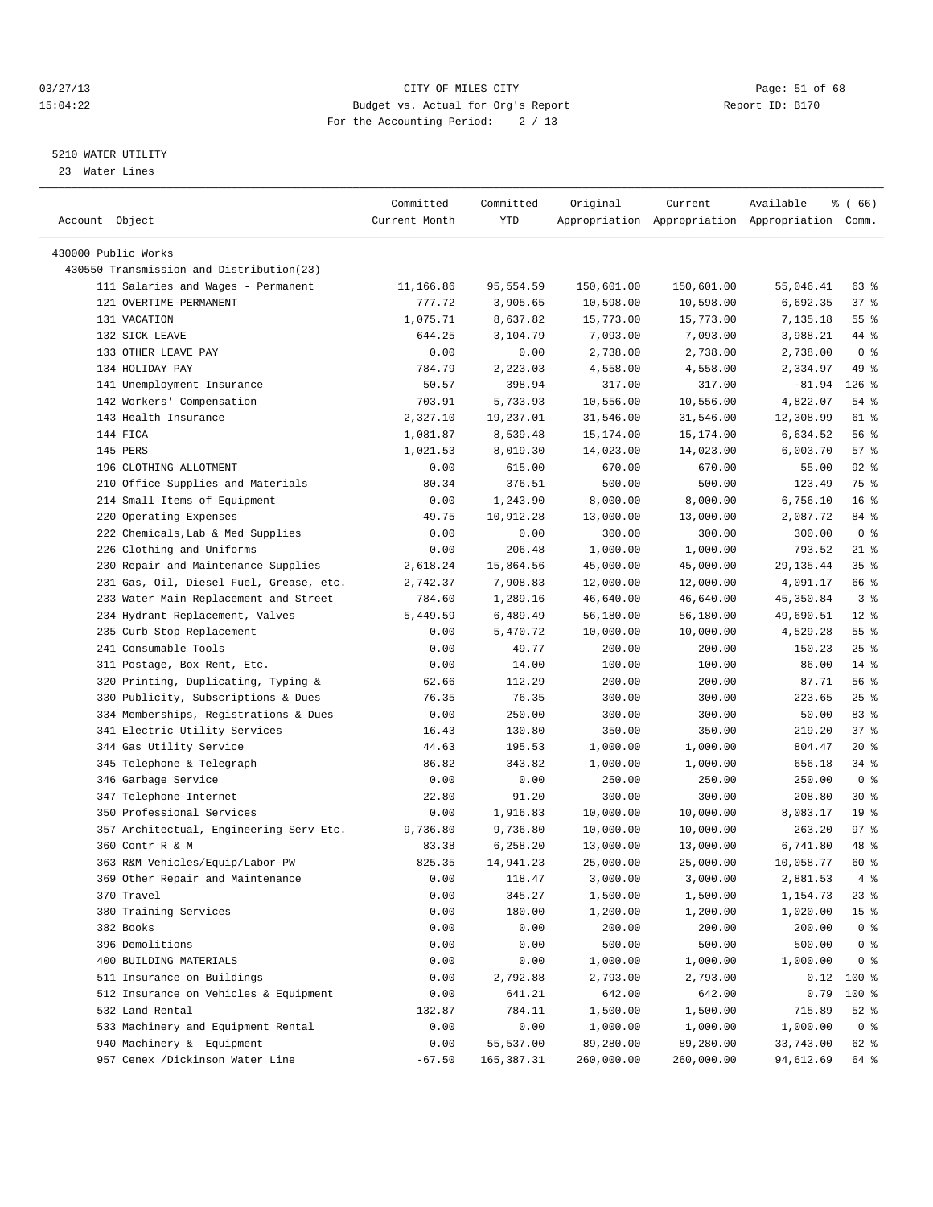03/27/13 CITY OF MILES CITY
15:04:22 Budget vs. Actual for Org's Report Report ID: B170
For the Accounting Period: 2 / 13

5210 WATER UTILITY
23 Water Lines

| Account Object | Committed Current Month | Committed YTD | Original Appropriation | Current Appropriation | Available Appropriation | % ( 66) Comm. |
|---|---|---|---|---|---|---|
| 430000 Public Works | | | | | | |
| 430550 Transmission and Distribution(23) | | | | | | |
| 111 Salaries and Wages - Permanent | 11,166.86 | 95,554.59 | 150,601.00 | 150,601.00 | 55,046.41 | 63 % |
| 121 OVERTIME-PERMANENT | 777.72 | 3,905.65 | 10,598.00 | 10,598.00 | 6,692.35 | 37 % |
| 131 VACATION | 1,075.71 | 8,637.82 | 15,773.00 | 15,773.00 | 7,135.18 | 55 % |
| 132 SICK LEAVE | 644.25 | 3,104.79 | 7,093.00 | 7,093.00 | 3,988.21 | 44 % |
| 133 OTHER LEAVE PAY | 0.00 | 0.00 | 2,738.00 | 2,738.00 | 2,738.00 | 0 % |
| 134 HOLIDAY PAY | 784.79 | 2,223.03 | 4,558.00 | 4,558.00 | 2,334.97 | 49 % |
| 141 Unemployment Insurance | 50.57 | 398.94 | 317.00 | 317.00 | -81.94 | 126 % |
| 142 Workers' Compensation | 703.91 | 5,733.93 | 10,556.00 | 10,556.00 | 4,822.07 | 54 % |
| 143 Health Insurance | 2,327.10 | 19,237.01 | 31,546.00 | 31,546.00 | 12,308.99 | 61 % |
| 144 FICA | 1,081.87 | 8,539.48 | 15,174.00 | 15,174.00 | 6,634.52 | 56 % |
| 145 PERS | 1,021.53 | 8,019.30 | 14,023.00 | 14,023.00 | 6,003.70 | 57 % |
| 196 CLOTHING ALLOTMENT | 0.00 | 615.00 | 670.00 | 670.00 | 55.00 | 92 % |
| 210 Office Supplies and Materials | 80.34 | 376.51 | 500.00 | 500.00 | 123.49 | 75 % |
| 214 Small Items of Equipment | 0.00 | 1,243.90 | 8,000.00 | 8,000.00 | 6,756.10 | 16 % |
| 220 Operating Expenses | 49.75 | 10,912.28 | 13,000.00 | 13,000.00 | 2,087.72 | 84 % |
| 222 Chemicals,Lab & Med Supplies | 0.00 | 0.00 | 300.00 | 300.00 | 300.00 | 0 % |
| 226 Clothing and Uniforms | 0.00 | 206.48 | 1,000.00 | 1,000.00 | 793.52 | 21 % |
| 230 Repair and Maintenance Supplies | 2,618.24 | 15,864.56 | 45,000.00 | 45,000.00 | 29,135.44 | 35 % |
| 231 Gas, Oil, Diesel Fuel, Grease, etc. | 2,742.37 | 7,908.83 | 12,000.00 | 12,000.00 | 4,091.17 | 66 % |
| 233 Water Main Replacement and Street | 784.60 | 1,289.16 | 46,640.00 | 46,640.00 | 45,350.84 | 3 % |
| 234 Hydrant Replacement, Valves | 5,449.59 | 6,489.49 | 56,180.00 | 56,180.00 | 49,690.51 | 12 % |
| 235 Curb Stop Replacement | 0.00 | 5,470.72 | 10,000.00 | 10,000.00 | 4,529.28 | 55 % |
| 241 Consumable Tools | 0.00 | 49.77 | 200.00 | 200.00 | 150.23 | 25 % |
| 311 Postage, Box Rent, Etc. | 0.00 | 14.00 | 100.00 | 100.00 | 86.00 | 14 % |
| 320 Printing, Duplicating, Typing & | 62.66 | 112.29 | 200.00 | 200.00 | 87.71 | 56 % |
| 330 Publicity, Subscriptions & Dues | 76.35 | 76.35 | 300.00 | 300.00 | 223.65 | 25 % |
| 334 Memberships, Registrations & Dues | 0.00 | 250.00 | 300.00 | 300.00 | 50.00 | 83 % |
| 341 Electric Utility Services | 16.43 | 130.80 | 350.00 | 350.00 | 219.20 | 37 % |
| 344 Gas Utility Service | 44.63 | 195.53 | 1,000.00 | 1,000.00 | 804.47 | 20 % |
| 345 Telephone & Telegraph | 86.82 | 343.82 | 1,000.00 | 1,000.00 | 656.18 | 34 % |
| 346 Garbage Service | 0.00 | 0.00 | 250.00 | 250.00 | 250.00 | 0 % |
| 347 Telephone-Internet | 22.80 | 91.20 | 300.00 | 300.00 | 208.80 | 30 % |
| 350 Professional Services | 0.00 | 1,916.83 | 10,000.00 | 10,000.00 | 8,083.17 | 19 % |
| 357 Architectual, Engineering Serv Etc. | 9,736.80 | 9,736.80 | 10,000.00 | 10,000.00 | 263.20 | 97 % |
| 360 Contr R & M | 83.38 | 6,258.20 | 13,000.00 | 13,000.00 | 6,741.80 | 48 % |
| 363 R&M Vehicles/Equip/Labor-PW | 825.35 | 14,941.23 | 25,000.00 | 25,000.00 | 10,058.77 | 60 % |
| 369 Other Repair and Maintenance | 0.00 | 118.47 | 3,000.00 | 3,000.00 | 2,881.53 | 4 % |
| 370 Travel | 0.00 | 345.27 | 1,500.00 | 1,500.00 | 1,154.73 | 23 % |
| 380 Training Services | 0.00 | 180.00 | 1,200.00 | 1,200.00 | 1,020.00 | 15 % |
| 382 Books | 0.00 | 0.00 | 200.00 | 200.00 | 200.00 | 0 % |
| 396 Demolitions | 0.00 | 0.00 | 500.00 | 500.00 | 500.00 | 0 % |
| 400 BUILDING MATERIALS | 0.00 | 0.00 | 1,000.00 | 1,000.00 | 1,000.00 | 0 % |
| 511 Insurance on Buildings | 0.00 | 2,792.88 | 2,793.00 | 2,793.00 | 0.12 | 100 % |
| 512 Insurance on Vehicles & Equipment | 0.00 | 641.21 | 642.00 | 642.00 | 0.79 | 100 % |
| 532 Land Rental | 132.87 | 784.11 | 1,500.00 | 1,500.00 | 715.89 | 52 % |
| 533 Machinery and Equipment Rental | 0.00 | 0.00 | 1,000.00 | 1,000.00 | 1,000.00 | 0 % |
| 940 Machinery & Equipment | 0.00 | 55,537.00 | 89,280.00 | 89,280.00 | 33,743.00 | 62 % |
| 957 Cenex /Dickinson Water Line | -67.50 | 165,387.31 | 260,000.00 | 260,000.00 | 94,612.69 | 64 % |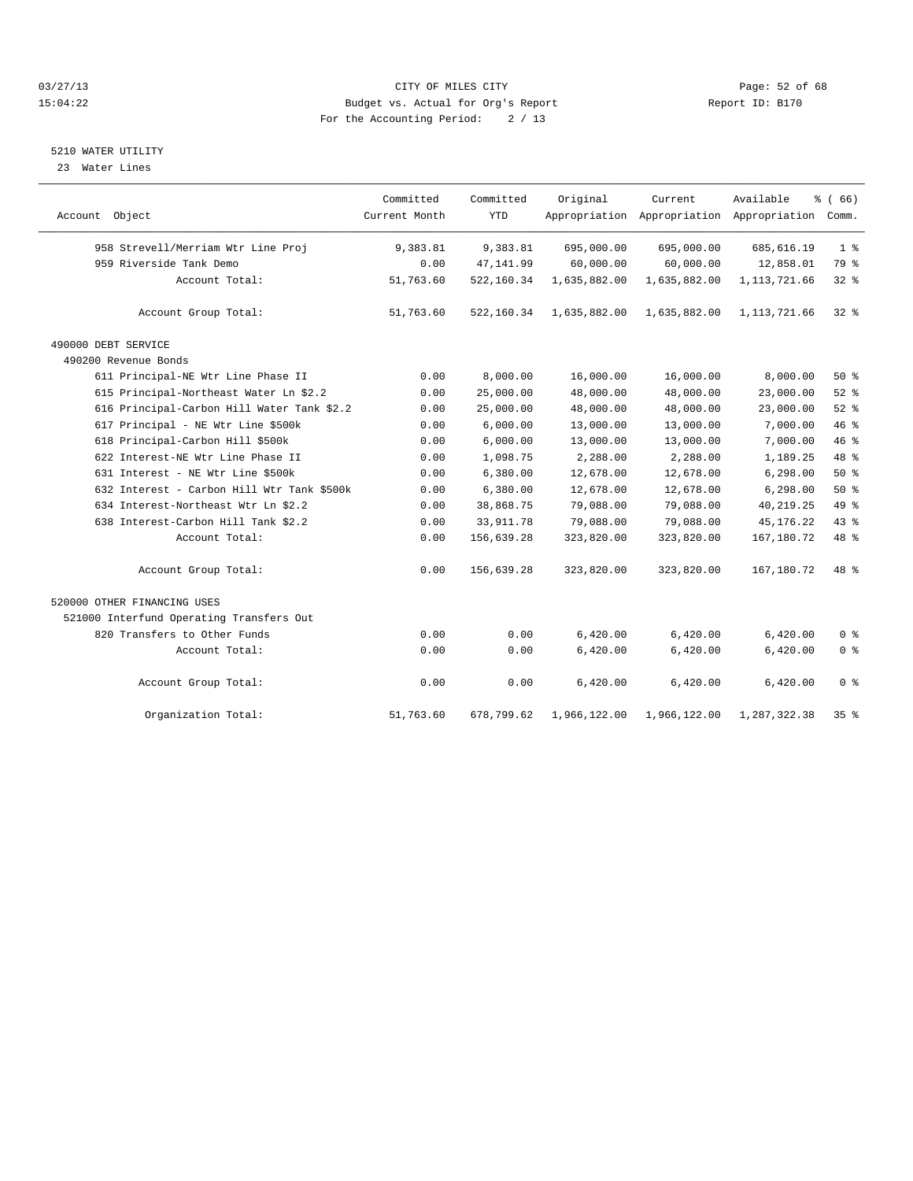CITY OF MILES CITY
Budget vs. Actual for Org's Report
For the Accounting Period: 2 / 13

03/27/13
15:04:22

Report ID: B170

5210 WATER UTILITY
23 Water Lines

| Account Object | Committed Current Month | Committed YTD | Original Appropriation | Current Appropriation | Available Appropriation | % ( 66) Comm. |
|---|---|---|---|---|---|---|
| 958 Strevell/Merriam Wtr Line Proj | 9,383.81 | 9,383.81 | 695,000.00 | 695,000.00 | 685,616.19 | 1 % |
| 959 Riverside Tank Demo | 0.00 | 47,141.99 | 60,000.00 | 60,000.00 | 12,858.01 | 79 % |
| Account Total: | 51,763.60 | 522,160.34 | 1,635,882.00 | 1,635,882.00 | 1,113,721.66 | 32 % |
| Account Group Total: | 51,763.60 | 522,160.34 | 1,635,882.00 | 1,635,882.00 | 1,113,721.66 | 32 % |
| 490000 DEBT SERVICE | | | | | | |
| 490200 Revenue Bonds | | | | | | |
| 611 Principal-NE Wtr Line Phase II | 0.00 | 8,000.00 | 16,000.00 | 16,000.00 | 8,000.00 | 50 % |
| 615 Principal-Northeast Water Ln $2.2 | 0.00 | 25,000.00 | 48,000.00 | 48,000.00 | 23,000.00 | 52 % |
| 616 Principal-Carbon Hill Water Tank $2.2 | 0.00 | 25,000.00 | 48,000.00 | 48,000.00 | 23,000.00 | 52 % |
| 617 Principal - NE Wtr Line $500k | 0.00 | 6,000.00 | 13,000.00 | 13,000.00 | 7,000.00 | 46 % |
| 618 Principal-Carbon Hill $500k | 0.00 | 6,000.00 | 13,000.00 | 13,000.00 | 7,000.00 | 46 % |
| 622 Interest-NE Wtr Line Phase II | 0.00 | 1,098.75 | 2,288.00 | 2,288.00 | 1,189.25 | 48 % |
| 631 Interest - NE Wtr Line $500k | 0.00 | 6,380.00 | 12,678.00 | 12,678.00 | 6,298.00 | 50 % |
| 632 Interest - Carbon Hill Wtr Tank $500k | 0.00 | 6,380.00 | 12,678.00 | 12,678.00 | 6,298.00 | 50 % |
| 634 Interest-Northeast Wtr Ln $2.2 | 0.00 | 38,868.75 | 79,088.00 | 79,088.00 | 40,219.25 | 49 % |
| 638 Interest-Carbon Hill Tank $2.2 | 0.00 | 33,911.78 | 79,088.00 | 79,088.00 | 45,176.22 | 43 % |
| Account Total: | 0.00 | 156,639.28 | 323,820.00 | 323,820.00 | 167,180.72 | 48 % |
| Account Group Total: | 0.00 | 156,639.28 | 323,820.00 | 323,820.00 | 167,180.72 | 48 % |
| 520000 OTHER FINANCING USES | | | | | | |
| 521000 Interfund Operating Transfers Out | | | | | | |
| 820 Transfers to Other Funds | 0.00 | 0.00 | 6,420.00 | 6,420.00 | 6,420.00 | 0 % |
| Account Total: | 0.00 | 0.00 | 6,420.00 | 6,420.00 | 6,420.00 | 0 % |
| Account Group Total: | 0.00 | 0.00 | 6,420.00 | 6,420.00 | 6,420.00 | 0 % |
| Organization Total: | 51,763.60 | 678,799.62 | 1,966,122.00 | 1,966,122.00 | 1,287,322.38 | 35 % |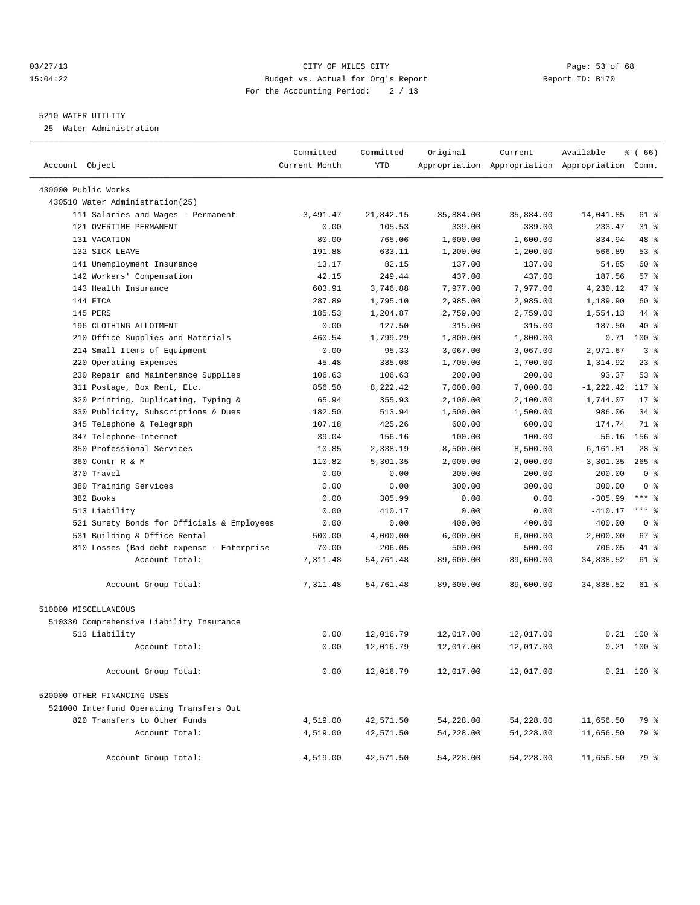CITY OF MILES CITY
Budget vs. Actual for Org's Report
For the Accounting Period: 2 / 13

03/27/13
15:04:22
Report ID: B170

5210 WATER UTILITY
25 Water Administration

| Account Object | Committed Current Month | Committed YTD | Original Appropriation | Current Appropriation | Available Appropriation | % ( 66) Comm. |
|---|---|---|---|---|---|---|
| 430000 Public Works | | | | | | |
| 430510 Water Administration(25) | | | | | | |
| 111 Salaries and Wages - Permanent | 3,491.47 | 21,842.15 | 35,884.00 | 35,884.00 | 14,041.85 | 61 % |
| 121 OVERTIME-PERMANENT | 0.00 | 105.53 | 339.00 | 339.00 | 233.47 | 31 % |
| 131 VACATION | 80.00 | 765.06 | 1,600.00 | 1,600.00 | 834.94 | 48 % |
| 132 SICK LEAVE | 191.88 | 633.11 | 1,200.00 | 1,200.00 | 566.89 | 53 % |
| 141 Unemployment Insurance | 13.17 | 82.15 | 137.00 | 137.00 | 54.85 | 60 % |
| 142 Workers' Compensation | 42.15 | 249.44 | 437.00 | 437.00 | 187.56 | 57 % |
| 143 Health Insurance | 603.91 | 3,746.88 | 7,977.00 | 7,977.00 | 4,230.12 | 47 % |
| 144 FICA | 287.89 | 1,795.10 | 2,985.00 | 2,985.00 | 1,189.90 | 60 % |
| 145 PERS | 185.53 | 1,204.87 | 2,759.00 | 2,759.00 | 1,554.13 | 44 % |
| 196 CLOTHING ALLOTMENT | 0.00 | 127.50 | 315.00 | 315.00 | 187.50 | 40 % |
| 210 Office Supplies and Materials | 460.54 | 1,799.29 | 1,800.00 | 1,800.00 | 0.71 | 100 % |
| 214 Small Items of Equipment | 0.00 | 95.33 | 3,067.00 | 3,067.00 | 2,971.67 | 3 % |
| 220 Operating Expenses | 45.48 | 385.08 | 1,700.00 | 1,700.00 | 1,314.92 | 23 % |
| 230 Repair and Maintenance Supplies | 106.63 | 106.63 | 200.00 | 200.00 | 93.37 | 53 % |
| 311 Postage, Box Rent, Etc. | 856.50 | 8,222.42 | 7,000.00 | 7,000.00 | -1,222.42 | 117 % |
| 320 Printing, Duplicating, Typing & | 65.94 | 355.93 | 2,100.00 | 2,100.00 | 1,744.07 | 17 % |
| 330 Publicity, Subscriptions & Dues | 182.50 | 513.94 | 1,500.00 | 1,500.00 | 986.06 | 34 % |
| 345 Telephone & Telegraph | 107.18 | 425.26 | 600.00 | 600.00 | 174.74 | 71 % |
| 347 Telephone-Internet | 39.04 | 156.16 | 100.00 | 100.00 | -56.16 | 156 % |
| 350 Professional Services | 10.85 | 2,338.19 | 8,500.00 | 8,500.00 | 6,161.81 | 28 % |
| 360 Contr R & M | 110.82 | 5,301.35 | 2,000.00 | 2,000.00 | -3,301.35 | 265 % |
| 370 Travel | 0.00 | 0.00 | 200.00 | 200.00 | 200.00 | 0 % |
| 380 Training Services | 0.00 | 0.00 | 300.00 | 300.00 | 300.00 | 0 % |
| 382 Books | 0.00 | 305.99 | 0.00 | 0.00 | -305.99 | *** % |
| 513 Liability | 0.00 | 410.17 | 0.00 | 0.00 | -410.17 | *** % |
| 521 Surety Bonds for Officials & Employees | 0.00 | 0.00 | 400.00 | 400.00 | 400.00 | 0 % |
| 531 Building & Office Rental | 500.00 | 4,000.00 | 6,000.00 | 6,000.00 | 2,000.00 | 67 % |
| 810 Losses (Bad debt expense - Enterprise | -70.00 | -206.05 | 500.00 | 500.00 | 706.05 | -41 % |
| Account Total: | 7,311.48 | 54,761.48 | 89,600.00 | 89,600.00 | 34,838.52 | 61 % |
| Account Group Total: | 7,311.48 | 54,761.48 | 89,600.00 | 89,600.00 | 34,838.52 | 61 % |
| 510000 MISCELLANEOUS | | | | | | |
| 510330 Comprehensive Liability Insurance | | | | | | |
| 513 Liability | 0.00 | 12,016.79 | 12,017.00 | 12,017.00 | 0.21 | 100 % |
| Account Total: | 0.00 | 12,016.79 | 12,017.00 | 12,017.00 | 0.21 | 100 % |
| Account Group Total: | 0.00 | 12,016.79 | 12,017.00 | 12,017.00 | 0.21 | 100 % |
| 520000 OTHER FINANCING USES | | | | | | |
| 521000 Interfund Operating Transfers Out | | | | | | |
| 820 Transfers to Other Funds | 4,519.00 | 42,571.50 | 54,228.00 | 54,228.00 | 11,656.50 | 79 % |
| Account Total: | 4,519.00 | 42,571.50 | 54,228.00 | 54,228.00 | 11,656.50 | 79 % |
| Account Group Total: | 4,519.00 | 42,571.50 | 54,228.00 | 54,228.00 | 11,656.50 | 79 % |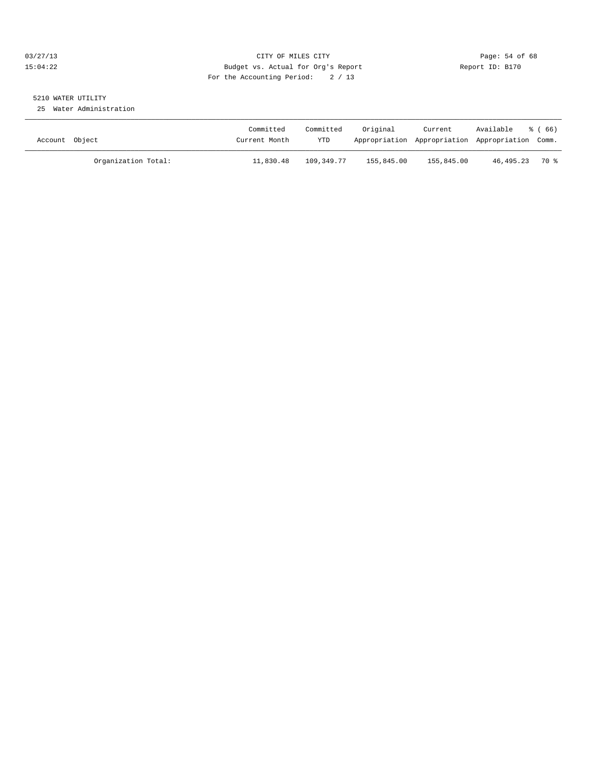CITY OF MILES CITY
Budget vs. Actual for Org's Report
For the Accounting Period: 2 / 13

03/27/13
15:04:22

Report ID: B170

5210 WATER UTILITY

25 Water Administration

| Account Object | Committed Current Month | Committed YTD | Original Appropriation | Current Appropriation | Available Appropriation | % ( 66) Comm. |
|---|---|---|---|---|---|---|
| Organization Total: | 11,830.48 | 109,349.77 | 155,845.00 | 155,845.00 | 46,495.23 | 70 % |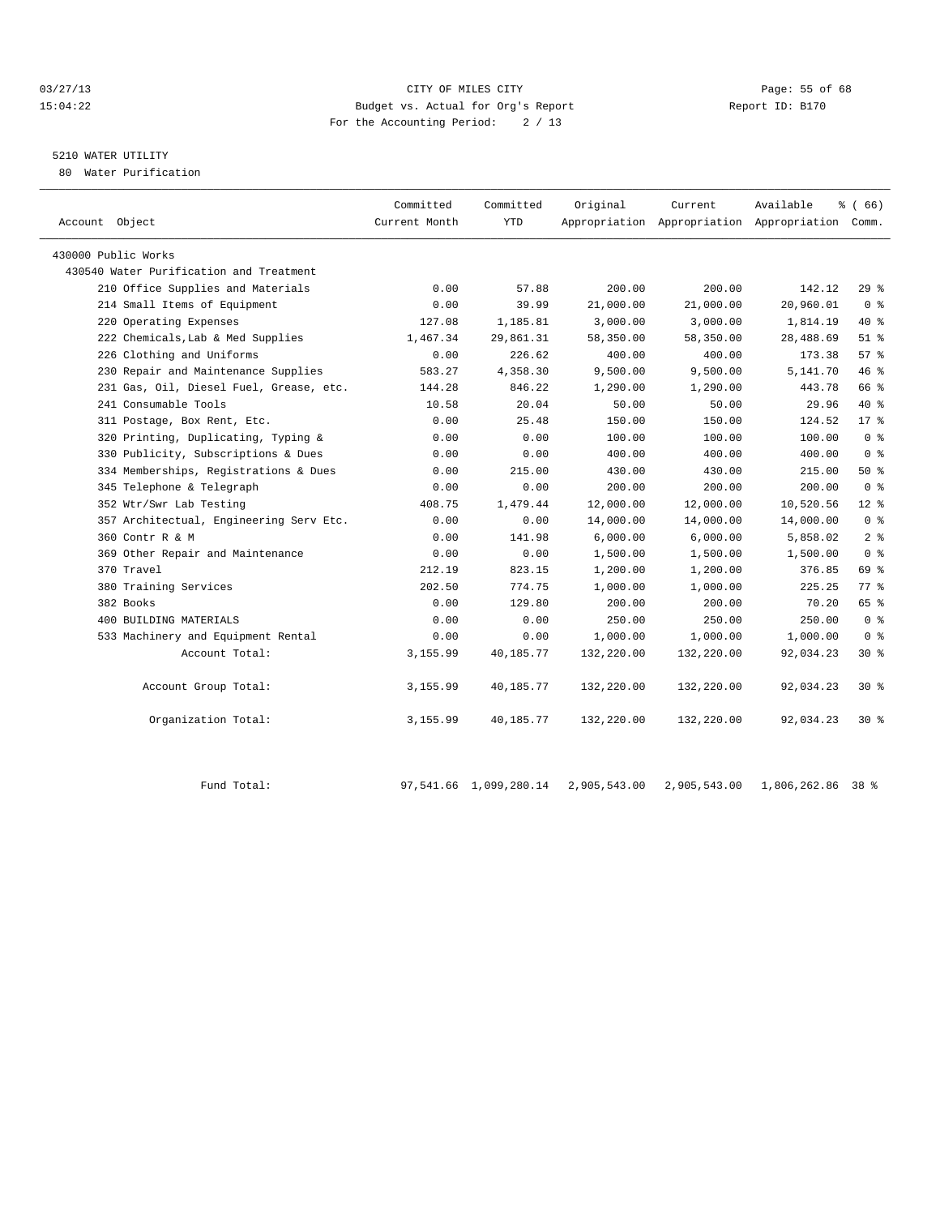CITY OF MILES CITY
Budget vs. Actual for Org's Report
For the Accounting Period: 2 / 13

03/27/13
15:04:22

Report ID: B170

## 5210 WATER UTILITY

80 Water Purification

| Account Object | Committed Current Month | Committed YTD | Original Appropriation | Current Appropriation | Available Appropriation | % ( 66) Comm. |
|---|---|---|---|---|---|---|
| 430000 Public Works | | | | | | |
| 430540 Water Purification and Treatment | | | | | | |
| 210 Office Supplies and Materials | 0.00 | 57.88 | 200.00 | 200.00 | 142.12 | 29 % |
| 214 Small Items of Equipment | 0.00 | 39.99 | 21,000.00 | 21,000.00 | 20,960.01 | 0 % |
| 220 Operating Expenses | 127.08 | 1,185.81 | 3,000.00 | 3,000.00 | 1,814.19 | 40 % |
| 222 Chemicals,Lab & Med Supplies | 1,467.34 | 29,861.31 | 58,350.00 | 58,350.00 | 28,488.69 | 51 % |
| 226 Clothing and Uniforms | 0.00 | 226.62 | 400.00 | 400.00 | 173.38 | 57 % |
| 230 Repair and Maintenance Supplies | 583.27 | 4,358.30 | 9,500.00 | 9,500.00 | 5,141.70 | 46 % |
| 231 Gas, Oil, Diesel Fuel, Grease, etc. | 144.28 | 846.22 | 1,290.00 | 1,290.00 | 443.78 | 66 % |
| 241 Consumable Tools | 10.58 | 20.04 | 50.00 | 50.00 | 29.96 | 40 % |
| 311 Postage, Box Rent, Etc. | 0.00 | 25.48 | 150.00 | 150.00 | 124.52 | 17 % |
| 320 Printing, Duplicating, Typing & | 0.00 | 0.00 | 100.00 | 100.00 | 100.00 | 0 % |
| 330 Publicity, Subscriptions & Dues | 0.00 | 0.00 | 400.00 | 400.00 | 400.00 | 0 % |
| 334 Memberships, Registrations & Dues | 0.00 | 215.00 | 430.00 | 430.00 | 215.00 | 50 % |
| 345 Telephone & Telegraph | 0.00 | 0.00 | 200.00 | 200.00 | 200.00 | 0 % |
| 352 Wtr/Swr Lab Testing | 408.75 | 1,479.44 | 12,000.00 | 12,000.00 | 10,520.56 | 12 % |
| 357 Architectual, Engineering Serv Etc. | 0.00 | 0.00 | 14,000.00 | 14,000.00 | 14,000.00 | 0 % |
| 360 Contr R & M | 0.00 | 141.98 | 6,000.00 | 6,000.00 | 5,858.02 | 2 % |
| 369 Other Repair and Maintenance | 0.00 | 0.00 | 1,500.00 | 1,500.00 | 1,500.00 | 0 % |
| 370 Travel | 212.19 | 823.15 | 1,200.00 | 1,200.00 | 376.85 | 69 % |
| 380 Training Services | 202.50 | 774.75 | 1,000.00 | 1,000.00 | 225.25 | 77 % |
| 382 Books | 0.00 | 129.80 | 200.00 | 200.00 | 70.20 | 65 % |
| 400 BUILDING MATERIALS | 0.00 | 0.00 | 250.00 | 250.00 | 250.00 | 0 % |
| 533 Machinery and Equipment Rental | 0.00 | 0.00 | 1,000.00 | 1,000.00 | 1,000.00 | 0 % |
| Account Total: | 3,155.99 | 40,185.77 | 132,220.00 | 132,220.00 | 92,034.23 | 30 % |
| Account Group Total: | 3,155.99 | 40,185.77 | 132,220.00 | 132,220.00 | 92,034.23 | 30 % |
| Organization Total: | 3,155.99 | 40,185.77 | 132,220.00 | 132,220.00 | 92,034.23 | 30 % |
| Fund Total: | 97,541.66 | 1,099,280.14 | 2,905,543.00 | 2,905,543.00 | 1,806,262.86 | 38 % |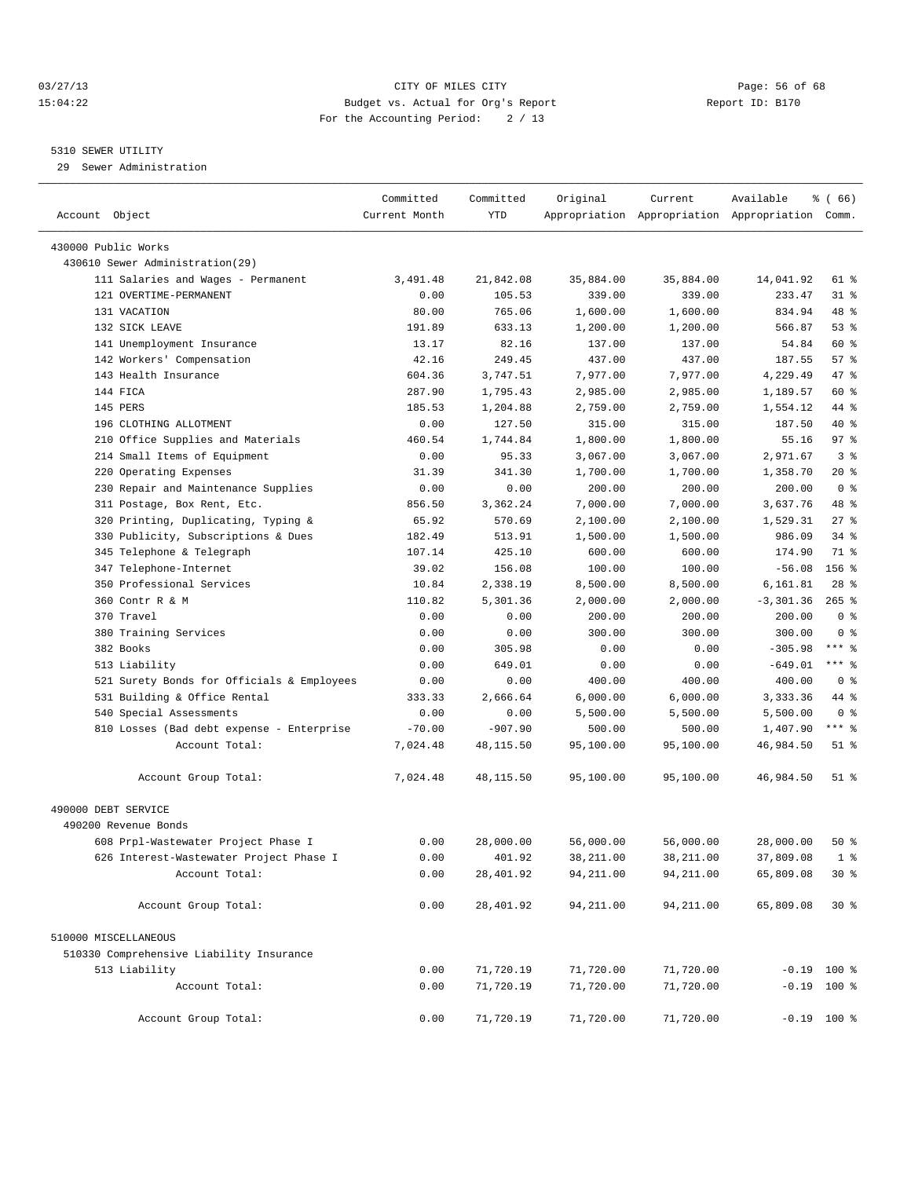03/27/13 CITY OF MILES CITY
15:04:22 Budget vs. Actual for Org's Report Report ID: B170
For the Accounting Period: 2 / 13

5310 SEWER UTILITY
29 Sewer Administration

| Account Object | Committed Current Month | Committed YTD | Original Appropriation | Current Appropriation | Available Appropriation | % ( 66) Comm. |
|---|---|---|---|---|---|---|
| 430000 Public Works | | | | | | |
| 430610 Sewer Administration(29) | | | | | | |
| 111 Salaries and Wages - Permanent | 3,491.48 | 21,842.08 | 35,884.00 | 35,884.00 | 14,041.92 | 61 % |
| 121 OVERTIME-PERMANENT | 0.00 | 105.53 | 339.00 | 339.00 | 233.47 | 31 % |
| 131 VACATION | 80.00 | 765.06 | 1,600.00 | 1,600.00 | 834.94 | 48 % |
| 132 SICK LEAVE | 191.89 | 633.13 | 1,200.00 | 1,200.00 | 566.87 | 53 % |
| 141 Unemployment Insurance | 13.17 | 82.16 | 137.00 | 137.00 | 54.84 | 60 % |
| 142 Workers' Compensation | 42.16 | 249.45 | 437.00 | 437.00 | 187.55 | 57 % |
| 143 Health Insurance | 604.36 | 3,747.51 | 7,977.00 | 7,977.00 | 4,229.49 | 47 % |
| 144 FICA | 287.90 | 1,795.43 | 2,985.00 | 2,985.00 | 1,189.57 | 60 % |
| 145 PERS | 185.53 | 1,204.88 | 2,759.00 | 2,759.00 | 1,554.12 | 44 % |
| 196 CLOTHING ALLOTMENT | 0.00 | 127.50 | 315.00 | 315.00 | 187.50 | 40 % |
| 210 Office Supplies and Materials | 460.54 | 1,744.84 | 1,800.00 | 1,800.00 | 55.16 | 97 % |
| 214 Small Items of Equipment | 0.00 | 95.33 | 3,067.00 | 3,067.00 | 2,971.67 | 3 % |
| 220 Operating Expenses | 31.39 | 341.30 | 1,700.00 | 1,700.00 | 1,358.70 | 20 % |
| 230 Repair and Maintenance Supplies | 0.00 | 0.00 | 200.00 | 200.00 | 200.00 | 0 % |
| 311 Postage, Box Rent, Etc. | 856.50 | 3,362.24 | 7,000.00 | 7,000.00 | 3,637.76 | 48 % |
| 320 Printing, Duplicating, Typing & | 65.92 | 570.69 | 2,100.00 | 2,100.00 | 1,529.31 | 27 % |
| 330 Publicity, Subscriptions & Dues | 182.49 | 513.91 | 1,500.00 | 1,500.00 | 986.09 | 34 % |
| 345 Telephone & Telegraph | 107.14 | 425.10 | 600.00 | 600.00 | 174.90 | 71 % |
| 347 Telephone-Internet | 39.02 | 156.08 | 100.00 | 100.00 | -56.08 | 156 % |
| 350 Professional Services | 10.84 | 2,338.19 | 8,500.00 | 8,500.00 | 6,161.81 | 28 % |
| 360 Contr R & M | 110.82 | 5,301.36 | 2,000.00 | 2,000.00 | -3,301.36 | 265 % |
| 370 Travel | 0.00 | 0.00 | 200.00 | 200.00 | 200.00 | 0 % |
| 380 Training Services | 0.00 | 0.00 | 300.00 | 300.00 | 300.00 | 0 % |
| 382 Books | 0.00 | 305.98 | 0.00 | 0.00 | -305.98 | *** % |
| 513 Liability | 0.00 | 649.01 | 0.00 | 0.00 | -649.01 | *** % |
| 521 Surety Bonds for Officials & Employees | 0.00 | 0.00 | 400.00 | 400.00 | 400.00 | 0 % |
| 531 Building & Office Rental | 333.33 | 2,666.64 | 6,000.00 | 6,000.00 | 3,333.36 | 44 % |
| 540 Special Assessments | 0.00 | 0.00 | 5,500.00 | 5,500.00 | 5,500.00 | 0 % |
| 810 Losses (Bad debt expense - Enterprise | -70.00 | -907.90 | 500.00 | 500.00 | 1,407.90 | *** % |
| Account Total: | 7,024.48 | 48,115.50 | 95,100.00 | 95,100.00 | 46,984.50 | 51 % |
| Account Group Total: | 7,024.48 | 48,115.50 | 95,100.00 | 95,100.00 | 46,984.50 | 51 % |
| 490000 DEBT SERVICE | | | | | | |
| 490200 Revenue Bonds | | | | | | |
| 608 Prpl-Wastewater Project Phase I | 0.00 | 28,000.00 | 56,000.00 | 56,000.00 | 28,000.00 | 50 % |
| 626 Interest-Wastewater Project Phase I | 0.00 | 401.92 | 38,211.00 | 38,211.00 | 37,809.08 | 1 % |
| Account Total: | 0.00 | 28,401.92 | 94,211.00 | 94,211.00 | 65,809.08 | 30 % |
| Account Group Total: | 0.00 | 28,401.92 | 94,211.00 | 94,211.00 | 65,809.08 | 30 % |
| 510000 MISCELLANEOUS | | | | | | |
| 510330 Comprehensive Liability Insurance | | | | | | |
| 513 Liability | 0.00 | 71,720.19 | 71,720.00 | 71,720.00 | -0.19 | 100 % |
| Account Total: | 0.00 | 71,720.19 | 71,720.00 | 71,720.00 | -0.19 | 100 % |
| Account Group Total: | 0.00 | 71,720.19 | 71,720.00 | 71,720.00 | -0.19 | 100 % |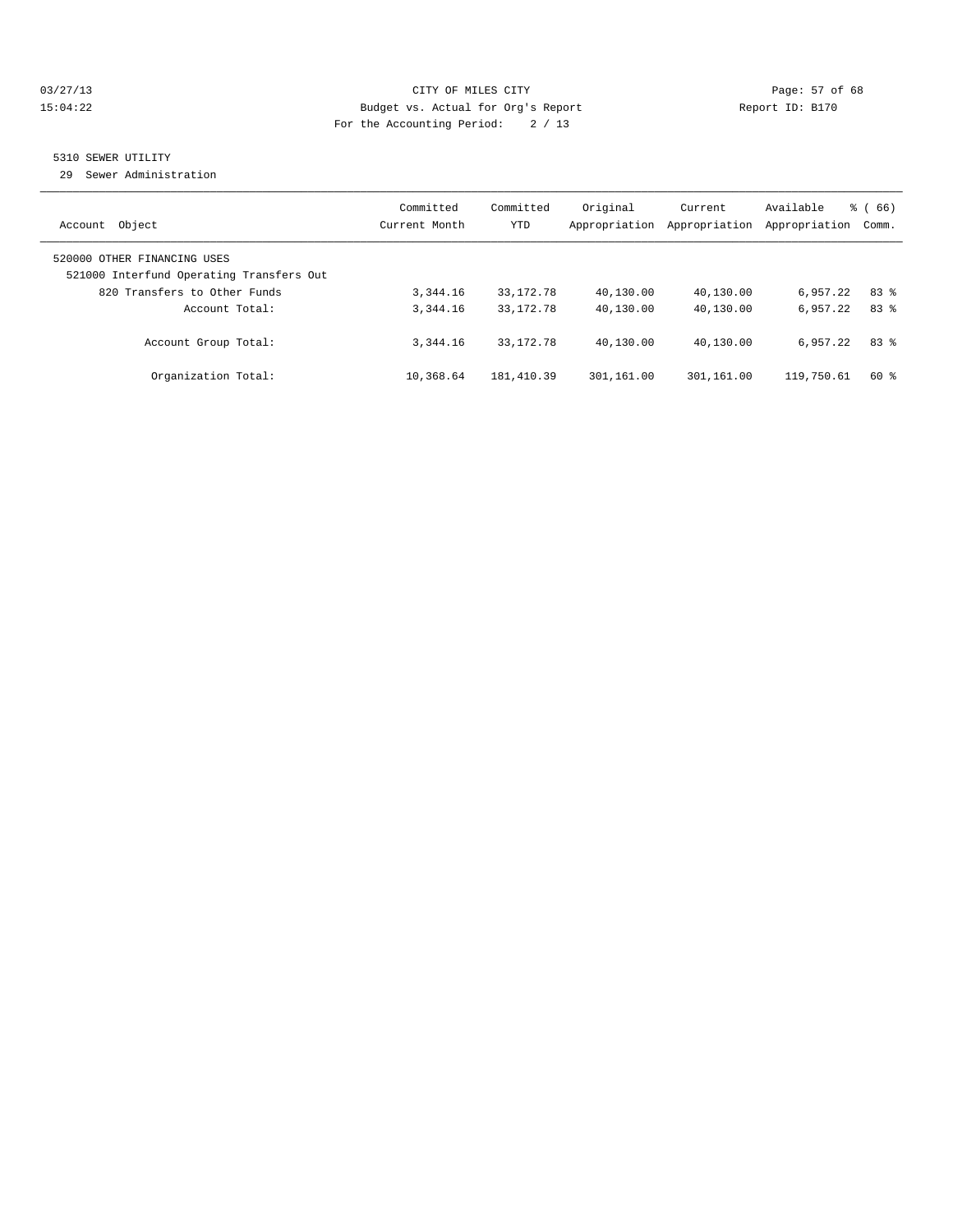CITY OF MILES CITY
Budget vs. Actual for Org's Report
For the Accounting Period: 2 / 13

03/27/13
15:04:22

Report ID: B170

## 5310 SEWER UTILITY

29 Sewer Administration

| Account Object | Committed Current Month | Committed YTD | Original Appropriation | Current Appropriation | Available Appropriation | % ( 66) Comm. |
|---|---|---|---|---|---|---|
| 520000 OTHER FINANCING USES | | | | | | |
| 521000 Interfund Operating Transfers Out | | | | | | |
| 820 Transfers to Other Funds | 3,344.16 | 33,172.78 | 40,130.00 | 40,130.00 | 6,957.22 | 83 % |
| Account Total: | 3,344.16 | 33,172.78 | 40,130.00 | 40,130.00 | 6,957.22 | 83 % |
| Account Group Total: | 3,344.16 | 33,172.78 | 40,130.00 | 40,130.00 | 6,957.22 | 83 % |
| Organization Total: | 10,368.64 | 181,410.39 | 301,161.00 | 301,161.00 | 119,750.61 | 60 % |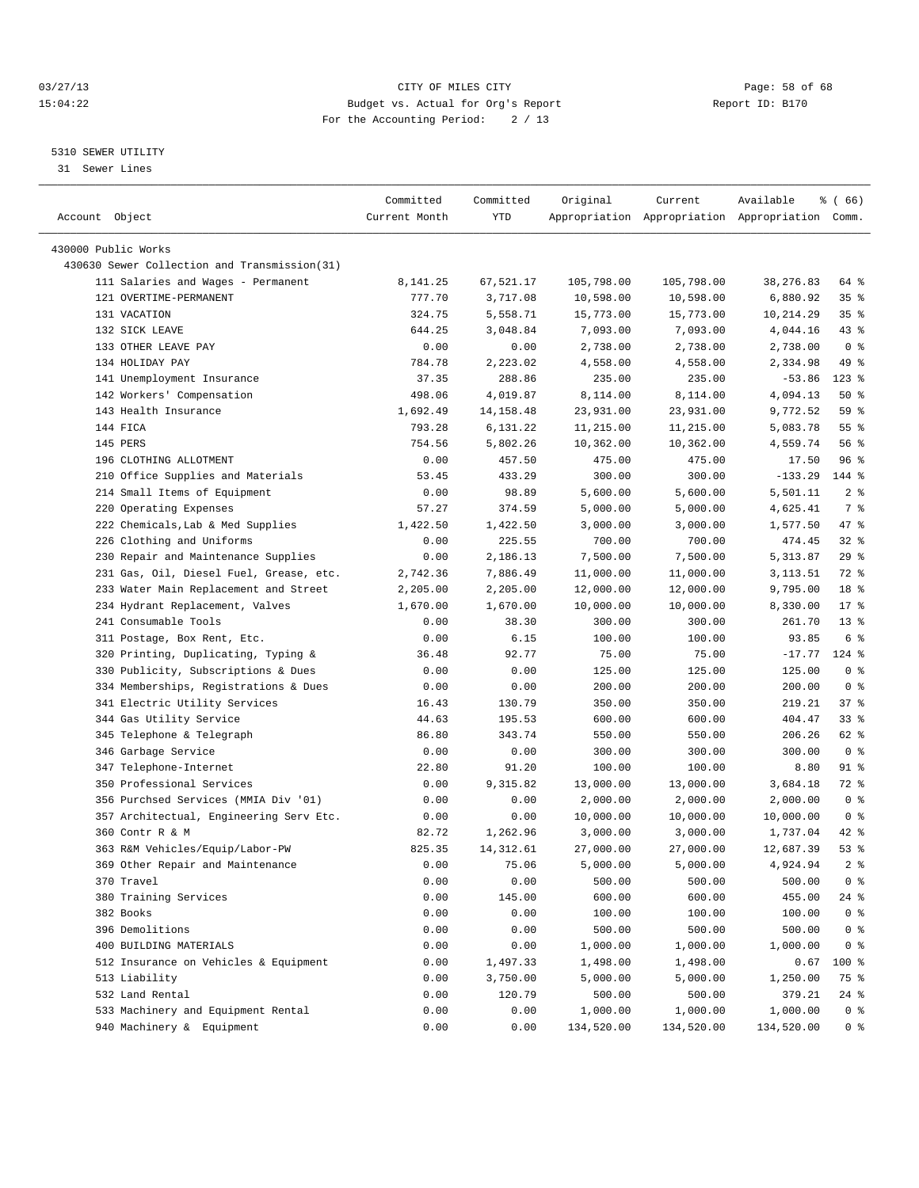03/27/13 CITY OF MILES CITY
15:04:22 Budget vs. Actual for Org's Report Report ID: B170
For the Accounting Period: 2 / 13

5310 SEWER UTILITY

31 Sewer Lines

| Account Object | Committed Current Month | Committed YTD | Original Appropriation | Current Appropriation | Available Appropriation | % ( 66) Comm. |
|---|---|---|---|---|---|---|
| 430000 Public Works | | | | | | |
| 430630 Sewer Collection and Transmission(31) | | | | | | |
| 111 Salaries and Wages - Permanent | 8,141.25 | 67,521.17 | 105,798.00 | 105,798.00 | 38,276.83 | 64 % |
| 121 OVERTIME-PERMANENT | 777.70 | 3,717.08 | 10,598.00 | 10,598.00 | 6,880.92 | 35 % |
| 131 VACATION | 324.75 | 5,558.71 | 15,773.00 | 15,773.00 | 10,214.29 | 35 % |
| 132 SICK LEAVE | 644.25 | 3,048.84 | 7,093.00 | 7,093.00 | 4,044.16 | 43 % |
| 133 OTHER LEAVE PAY | 0.00 | 0.00 | 2,738.00 | 2,738.00 | 2,738.00 | 0 % |
| 134 HOLIDAY PAY | 784.78 | 2,223.02 | 4,558.00 | 4,558.00 | 2,334.98 | 49 % |
| 141 Unemployment Insurance | 37.35 | 288.86 | 235.00 | 235.00 | -53.86 | 123 % |
| 142 Workers' Compensation | 498.06 | 4,019.87 | 8,114.00 | 8,114.00 | 4,094.13 | 50 % |
| 143 Health Insurance | 1,692.49 | 14,158.48 | 23,931.00 | 23,931.00 | 9,772.52 | 59 % |
| 144 FICA | 793.28 | 6,131.22 | 11,215.00 | 11,215.00 | 5,083.78 | 55 % |
| 145 PERS | 754.56 | 5,802.26 | 10,362.00 | 10,362.00 | 4,559.74 | 56 % |
| 196 CLOTHING ALLOTMENT | 0.00 | 457.50 | 475.00 | 475.00 | 17.50 | 96 % |
| 210 Office Supplies and Materials | 53.45 | 433.29 | 300.00 | 300.00 | -133.29 | 144 % |
| 214 Small Items of Equipment | 0.00 | 98.89 | 5,600.00 | 5,600.00 | 5,501.11 | 2 % |
| 220 Operating Expenses | 57.27 | 374.59 | 5,000.00 | 5,000.00 | 4,625.41 | 7 % |
| 222 Chemicals,Lab & Med Supplies | 1,422.50 | 1,422.50 | 3,000.00 | 3,000.00 | 1,577.50 | 47 % |
| 226 Clothing and Uniforms | 0.00 | 225.55 | 700.00 | 700.00 | 474.45 | 32 % |
| 230 Repair and Maintenance Supplies | 0.00 | 2,186.13 | 7,500.00 | 7,500.00 | 5,313.87 | 29 % |
| 231 Gas, Oil, Diesel Fuel, Grease, etc. | 2,742.36 | 7,886.49 | 11,000.00 | 11,000.00 | 3,113.51 | 72 % |
| 233 Water Main Replacement and Street | 2,205.00 | 2,205.00 | 12,000.00 | 12,000.00 | 9,795.00 | 18 % |
| 234 Hydrant Replacement, Valves | 1,670.00 | 1,670.00 | 10,000.00 | 10,000.00 | 8,330.00 | 17 % |
| 241 Consumable Tools | 0.00 | 38.30 | 300.00 | 300.00 | 261.70 | 13 % |
| 311 Postage, Box Rent, Etc. | 0.00 | 6.15 | 100.00 | 100.00 | 93.85 | 6 % |
| 320 Printing, Duplicating, Typing & | 36.48 | 92.77 | 75.00 | 75.00 | -17.77 | 124 % |
| 330 Publicity, Subscriptions & Dues | 0.00 | 0.00 | 125.00 | 125.00 | 125.00 | 0 % |
| 334 Memberships, Registrations & Dues | 0.00 | 0.00 | 200.00 | 200.00 | 200.00 | 0 % |
| 341 Electric Utility Services | 16.43 | 130.79 | 350.00 | 350.00 | 219.21 | 37 % |
| 344 Gas Utility Service | 44.63 | 195.53 | 600.00 | 600.00 | 404.47 | 33 % |
| 345 Telephone & Telegraph | 86.80 | 343.74 | 550.00 | 550.00 | 206.26 | 62 % |
| 346 Garbage Service | 0.00 | 0.00 | 300.00 | 300.00 | 300.00 | 0 % |
| 347 Telephone-Internet | 22.80 | 91.20 | 100.00 | 100.00 | 8.80 | 91 % |
| 350 Professional Services | 0.00 | 9,315.82 | 13,000.00 | 13,000.00 | 3,684.18 | 72 % |
| 356 Purchsed Services (MMIA Div '01) | 0.00 | 0.00 | 2,000.00 | 2,000.00 | 2,000.00 | 0 % |
| 357 Architectual, Engineering Serv Etc. | 0.00 | 0.00 | 10,000.00 | 10,000.00 | 10,000.00 | 0 % |
| 360 Contr R & M | 82.72 | 1,262.96 | 3,000.00 | 3,000.00 | 1,737.04 | 42 % |
| 363 R&M Vehicles/Equip/Labor-PW | 825.35 | 14,312.61 | 27,000.00 | 27,000.00 | 12,687.39 | 53 % |
| 369 Other Repair and Maintenance | 0.00 | 75.06 | 5,000.00 | 5,000.00 | 4,924.94 | 2 % |
| 370 Travel | 0.00 | 0.00 | 500.00 | 500.00 | 500.00 | 0 % |
| 380 Training Services | 0.00 | 145.00 | 600.00 | 600.00 | 455.00 | 24 % |
| 382 Books | 0.00 | 0.00 | 100.00 | 100.00 | 100.00 | 0 % |
| 396 Demolitions | 0.00 | 0.00 | 500.00 | 500.00 | 500.00 | 0 % |
| 400 BUILDING MATERIALS | 0.00 | 0.00 | 1,000.00 | 1,000.00 | 1,000.00 | 0 % |
| 512 Insurance on Vehicles & Equipment | 0.00 | 1,497.33 | 1,498.00 | 1,498.00 | 0.67 | 100 % |
| 513 Liability | 0.00 | 3,750.00 | 5,000.00 | 5,000.00 | 1,250.00 | 75 % |
| 532 Land Rental | 0.00 | 120.79 | 500.00 | 500.00 | 379.21 | 24 % |
| 533 Machinery and Equipment Rental | 0.00 | 0.00 | 1,000.00 | 1,000.00 | 1,000.00 | 0 % |
| 940 Machinery & Equipment | 0.00 | 0.00 | 134,520.00 | 134,520.00 | 134,520.00 | 0 % |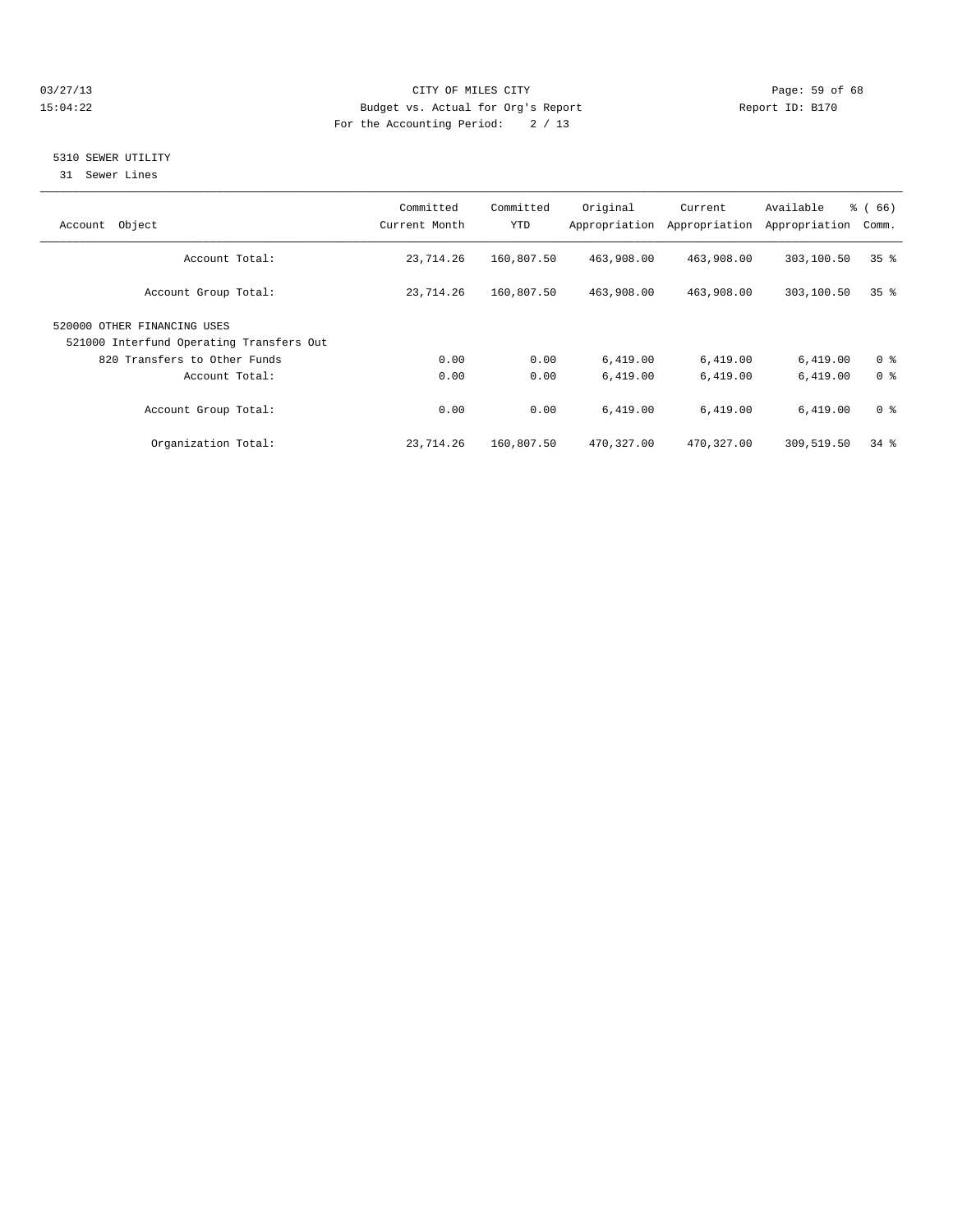CITY OF MILES CITY
Budget vs. Actual for Org's Report
For the Accounting Period: 2 / 13

03/27/13
15:04:22

Report ID: B170

## 5310 SEWER UTILITY

31 Sewer Lines

| Account Object | Committed Current Month | Committed YTD | Original Appropriation | Current Appropriation | Available Appropriation | % ( 66) Comm. |
|---|---|---|---|---|---|---|
| Account Total: | 23,714.26 | 160,807.50 | 463,908.00 | 463,908.00 | 303,100.50 | 35 % |
| Account Group Total: | 23,714.26 | 160,807.50 | 463,908.00 | 463,908.00 | 303,100.50 | 35 % |
| 520000 OTHER FINANCING USES | | | | | | |
| 521000 Interfund Operating Transfers Out | | | | | | |
| 820 Transfers to Other Funds | 0.00 | 0.00 | 6,419.00 | 6,419.00 | 6,419.00 | 0 % |
| Account Total: | 0.00 | 0.00 | 6,419.00 | 6,419.00 | 6,419.00 | 0 % |
| Account Group Total: | 0.00 | 0.00 | 6,419.00 | 6,419.00 | 6,419.00 | 0 % |
| Organization Total: | 23,714.26 | 160,807.50 | 470,327.00 | 470,327.00 | 309,519.50 | 34 % |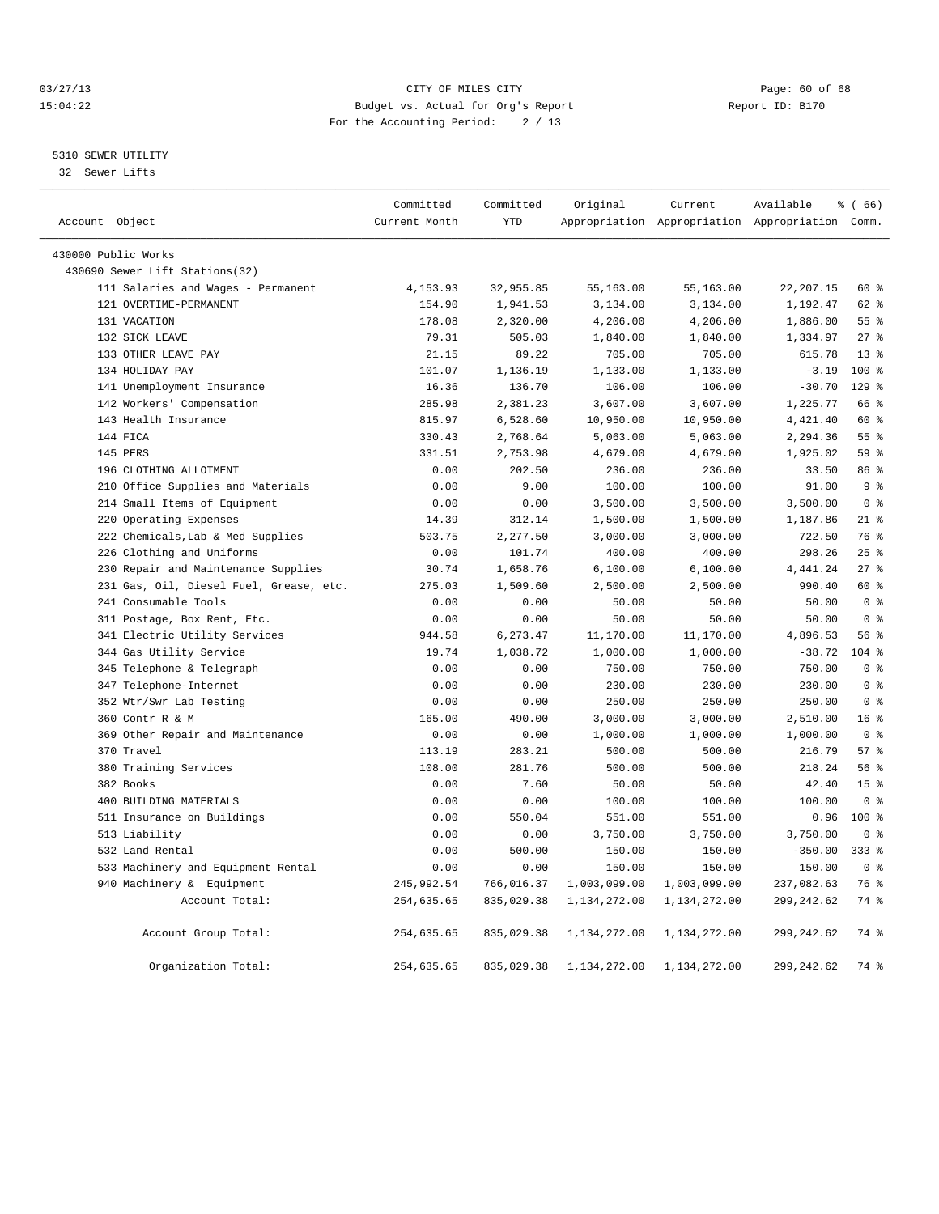CITY OF MILES CITY
Budget vs. Actual for Org's Report
For the Accounting Period: 2 / 13

03/27/13
15:04:22

Report ID: B170

## 5310 SEWER UTILITY

32 Sewer Lifts

| Account Object | Committed Current Month | Committed YTD | Original Appropriation | Current Appropriation | Available Appropriation | % ( 66) Comm. |
|---|---|---|---|---|---|---|
| 430000 Public Works | | | | | | |
| 430690 Sewer Lift Stations(32) | | | | | | |
| 111 Salaries and Wages - Permanent | 4,153.93 | 32,955.85 | 55,163.00 | 55,163.00 | 22,207.15 | 60 % |
| 121 OVERTIME-PERMANENT | 154.90 | 1,941.53 | 3,134.00 | 3,134.00 | 1,192.47 | 62 % |
| 131 VACATION | 178.08 | 2,320.00 | 4,206.00 | 4,206.00 | 1,886.00 | 55 % |
| 132 SICK LEAVE | 79.31 | 505.03 | 1,840.00 | 1,840.00 | 1,334.97 | 27 % |
| 133 OTHER LEAVE PAY | 21.15 | 89.22 | 705.00 | 705.00 | 615.78 | 13 % |
| 134 HOLIDAY PAY | 101.07 | 1,136.19 | 1,133.00 | 1,133.00 | -3.19 | 100 % |
| 141 Unemployment Insurance | 16.36 | 136.70 | 106.00 | 106.00 | -30.70 | 129 % |
| 142 Workers' Compensation | 285.98 | 2,381.23 | 3,607.00 | 3,607.00 | 1,225.77 | 66 % |
| 143 Health Insurance | 815.97 | 6,528.60 | 10,950.00 | 10,950.00 | 4,421.40 | 60 % |
| 144 FICA | 330.43 | 2,768.64 | 5,063.00 | 5,063.00 | 2,294.36 | 55 % |
| 145 PERS | 331.51 | 2,753.98 | 4,679.00 | 4,679.00 | 1,925.02 | 59 % |
| 196 CLOTHING ALLOTMENT | 0.00 | 202.50 | 236.00 | 236.00 | 33.50 | 86 % |
| 210 Office Supplies and Materials | 0.00 | 9.00 | 100.00 | 100.00 | 91.00 | 9 % |
| 214 Small Items of Equipment | 0.00 | 0.00 | 3,500.00 | 3,500.00 | 3,500.00 | 0 % |
| 220 Operating Expenses | 14.39 | 312.14 | 1,500.00 | 1,500.00 | 1,187.86 | 21 % |
| 222 Chemicals,Lab & Med Supplies | 503.75 | 2,277.50 | 3,000.00 | 3,000.00 | 722.50 | 76 % |
| 226 Clothing and Uniforms | 0.00 | 101.74 | 400.00 | 400.00 | 298.26 | 25 % |
| 230 Repair and Maintenance Supplies | 30.74 | 1,658.76 | 6,100.00 | 6,100.00 | 4,441.24 | 27 % |
| 231 Gas, Oil, Diesel Fuel, Grease, etc. | 275.03 | 1,509.60 | 2,500.00 | 2,500.00 | 990.40 | 60 % |
| 241 Consumable Tools | 0.00 | 0.00 | 50.00 | 50.00 | 50.00 | 0 % |
| 311 Postage, Box Rent, Etc. | 0.00 | 0.00 | 50.00 | 50.00 | 50.00 | 0 % |
| 341 Electric Utility Services | 944.58 | 6,273.47 | 11,170.00 | 11,170.00 | 4,896.53 | 56 % |
| 344 Gas Utility Service | 19.74 | 1,038.72 | 1,000.00 | 1,000.00 | -38.72 | 104 % |
| 345 Telephone & Telegraph | 0.00 | 0.00 | 750.00 | 750.00 | 750.00 | 0 % |
| 347 Telephone-Internet | 0.00 | 0.00 | 230.00 | 230.00 | 230.00 | 0 % |
| 352 Wtr/Swr Lab Testing | 0.00 | 0.00 | 250.00 | 250.00 | 250.00 | 0 % |
| 360 Contr R & M | 165.00 | 490.00 | 3,000.00 | 3,000.00 | 2,510.00 | 16 % |
| 369 Other Repair and Maintenance | 0.00 | 0.00 | 1,000.00 | 1,000.00 | 1,000.00 | 0 % |
| 370 Travel | 113.19 | 283.21 | 500.00 | 500.00 | 216.79 | 57 % |
| 380 Training Services | 108.00 | 281.76 | 500.00 | 500.00 | 218.24 | 56 % |
| 382 Books | 0.00 | 7.60 | 50.00 | 50.00 | 42.40 | 15 % |
| 400 BUILDING MATERIALS | 0.00 | 0.00 | 100.00 | 100.00 | 100.00 | 0 % |
| 511 Insurance on Buildings | 0.00 | 550.04 | 551.00 | 551.00 | 0.96 | 100 % |
| 513 Liability | 0.00 | 0.00 | 3,750.00 | 3,750.00 | 3,750.00 | 0 % |
| 532 Land Rental | 0.00 | 500.00 | 150.00 | 150.00 | -350.00 | 333 % |
| 533 Machinery and Equipment Rental | 0.00 | 0.00 | 150.00 | 150.00 | 150.00 | 0 % |
| 940 Machinery & Equipment | 245,992.54 | 766,016.37 | 1,003,099.00 | 1,003,099.00 | 237,082.63 | 76 % |
| Account Total: | 254,635.65 | 835,029.38 | 1,134,272.00 | 1,134,272.00 | 299,242.62 | 74 % |
| Account Group Total: | 254,635.65 | 835,029.38 | 1,134,272.00 | 1,134,272.00 | 299,242.62 | 74 % |
| Organization Total: | 254,635.65 | 835,029.38 | 1,134,272.00 | 1,134,272.00 | 299,242.62 | 74 % |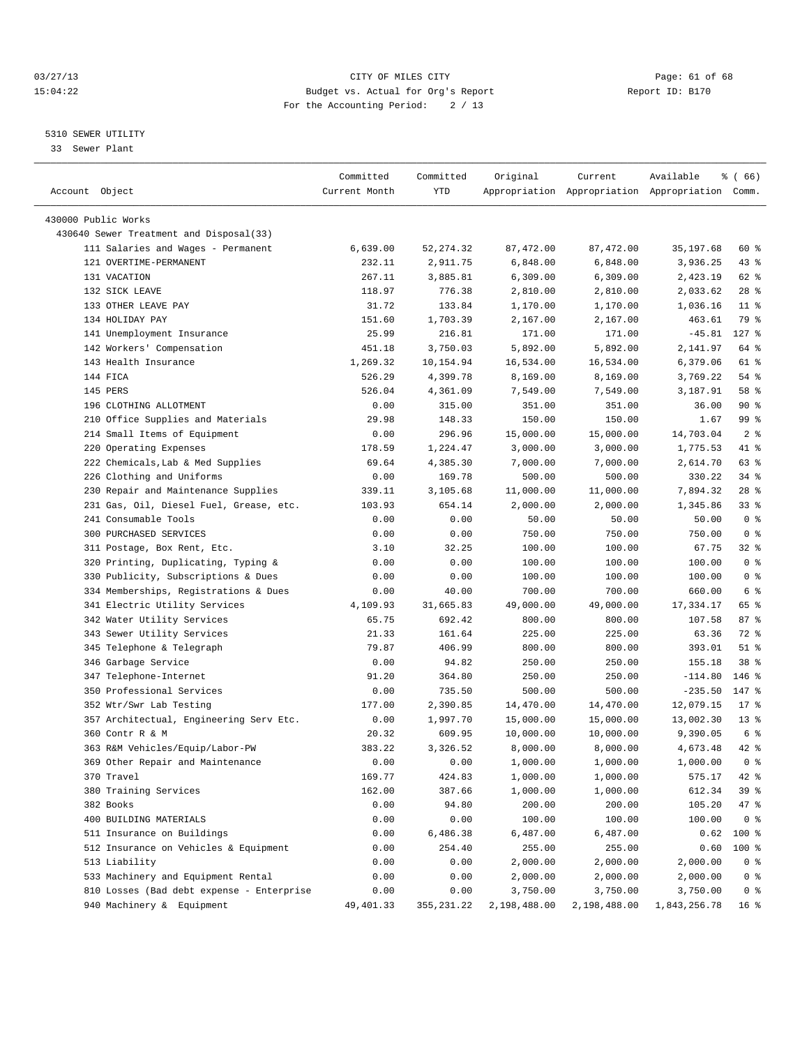03/27/13 CITY OF MILES CITY
15:04:22 Budget vs. Actual for Org's Report Report ID: B170
For the Accounting Period: 2 / 13

5310 SEWER UTILITY
33 Sewer Plant

| Account Object | Committed Current Month | Committed YTD | Original Appropriation | Current Appropriation | Available Appropriation | % ( 66) Comm. |
|---|---|---|---|---|---|---|
| 430000 Public Works | | | | | | |
| 430640 Sewer Treatment and Disposal(33) | | | | | | |
| 111 Salaries and Wages - Permanent | 6,639.00 | 52,274.32 | 87,472.00 | 87,472.00 | 35,197.68 | 60 % |
| 121 OVERTIME-PERMANENT | 232.11 | 2,911.75 | 6,848.00 | 6,848.00 | 3,936.25 | 43 % |
| 131 VACATION | 267.11 | 3,885.81 | 6,309.00 | 6,309.00 | 2,423.19 | 62 % |
| 132 SICK LEAVE | 118.97 | 776.38 | 2,810.00 | 2,810.00 | 2,033.62 | 28 % |
| 133 OTHER LEAVE PAY | 31.72 | 133.84 | 1,170.00 | 1,170.00 | 1,036.16 | 11 % |
| 134 HOLIDAY PAY | 151.60 | 1,703.39 | 2,167.00 | 2,167.00 | 463.61 | 79 % |
| 141 Unemployment Insurance | 25.99 | 216.81 | 171.00 | 171.00 | -45.81 | 127 % |
| 142 Workers' Compensation | 451.18 | 3,750.03 | 5,892.00 | 5,892.00 | 2,141.97 | 64 % |
| 143 Health Insurance | 1,269.32 | 10,154.94 | 16,534.00 | 16,534.00 | 6,379.06 | 61 % |
| 144 FICA | 526.29 | 4,399.78 | 8,169.00 | 8,169.00 | 3,769.22 | 54 % |
| 145 PERS | 526.04 | 4,361.09 | 7,549.00 | 7,549.00 | 3,187.91 | 58 % |
| 196 CLOTHING ALLOTMENT | 0.00 | 315.00 | 351.00 | 351.00 | 36.00 | 90 % |
| 210 Office Supplies and Materials | 29.98 | 148.33 | 150.00 | 150.00 | 1.67 | 99 % |
| 214 Small Items of Equipment | 0.00 | 296.96 | 15,000.00 | 15,000.00 | 14,703.04 | 2 % |
| 220 Operating Expenses | 178.59 | 1,224.47 | 3,000.00 | 3,000.00 | 1,775.53 | 41 % |
| 222 Chemicals,Lab & Med Supplies | 69.64 | 4,385.30 | 7,000.00 | 7,000.00 | 2,614.70 | 63 % |
| 226 Clothing and Uniforms | 0.00 | 169.78 | 500.00 | 500.00 | 330.22 | 34 % |
| 230 Repair and Maintenance Supplies | 339.11 | 3,105.68 | 11,000.00 | 11,000.00 | 7,894.32 | 28 % |
| 231 Gas, Oil, Diesel Fuel, Grease, etc. | 103.93 | 654.14 | 2,000.00 | 2,000.00 | 1,345.86 | 33 % |
| 241 Consumable Tools | 0.00 | 0.00 | 50.00 | 50.00 | 50.00 | 0 % |
| 300 PURCHASED SERVICES | 0.00 | 0.00 | 750.00 | 750.00 | 750.00 | 0 % |
| 311 Postage, Box Rent, Etc. | 3.10 | 32.25 | 100.00 | 100.00 | 67.75 | 32 % |
| 320 Printing, Duplicating, Typing & | 0.00 | 0.00 | 100.00 | 100.00 | 100.00 | 0 % |
| 330 Publicity, Subscriptions & Dues | 0.00 | 0.00 | 100.00 | 100.00 | 100.00 | 0 % |
| 334 Memberships, Registrations & Dues | 0.00 | 40.00 | 700.00 | 700.00 | 660.00 | 6 % |
| 341 Electric Utility Services | 4,109.93 | 31,665.83 | 49,000.00 | 49,000.00 | 17,334.17 | 65 % |
| 342 Water Utility Services | 65.75 | 692.42 | 800.00 | 800.00 | 107.58 | 87 % |
| 343 Sewer Utility Services | 21.33 | 161.64 | 225.00 | 225.00 | 63.36 | 72 % |
| 345 Telephone & Telegraph | 79.87 | 406.99 | 800.00 | 800.00 | 393.01 | 51 % |
| 346 Garbage Service | 0.00 | 94.82 | 250.00 | 250.00 | 155.18 | 38 % |
| 347 Telephone-Internet | 91.20 | 364.80 | 250.00 | 250.00 | -114.80 | 146 % |
| 350 Professional Services | 0.00 | 735.50 | 500.00 | 500.00 | -235.50 | 147 % |
| 352 Wtr/Swr Lab Testing | 177.00 | 2,390.85 | 14,470.00 | 14,470.00 | 12,079.15 | 17 % |
| 357 Architectual, Engineering Serv Etc. | 0.00 | 1,997.70 | 15,000.00 | 15,000.00 | 13,002.30 | 13 % |
| 360 Contr R & M | 20.32 | 609.95 | 10,000.00 | 10,000.00 | 9,390.05 | 6 % |
| 363 R&M Vehicles/Equip/Labor-PW | 383.22 | 3,326.52 | 8,000.00 | 8,000.00 | 4,673.48 | 42 % |
| 369 Other Repair and Maintenance | 0.00 | 0.00 | 1,000.00 | 1,000.00 | 1,000.00 | 0 % |
| 370 Travel | 169.77 | 424.83 | 1,000.00 | 1,000.00 | 575.17 | 42 % |
| 380 Training Services | 162.00 | 387.66 | 1,000.00 | 1,000.00 | 612.34 | 39 % |
| 382 Books | 0.00 | 94.80 | 200.00 | 200.00 | 105.20 | 47 % |
| 400 BUILDING MATERIALS | 0.00 | 0.00 | 100.00 | 100.00 | 100.00 | 0 % |
| 511 Insurance on Buildings | 0.00 | 6,486.38 | 6,487.00 | 6,487.00 | 0.62 | 100 % |
| 512 Insurance on Vehicles & Equipment | 0.00 | 254.40 | 255.00 | 255.00 | 0.60 | 100 % |
| 513 Liability | 0.00 | 0.00 | 2,000.00 | 2,000.00 | 2,000.00 | 0 % |
| 533 Machinery and Equipment Rental | 0.00 | 0.00 | 2,000.00 | 2,000.00 | 2,000.00 | 0 % |
| 810 Losses (Bad debt expense - Enterprise | 0.00 | 0.00 | 3,750.00 | 3,750.00 | 3,750.00 | 0 % |
| 940 Machinery & Equipment | 49,401.33 | 355,231.22 | 2,198,488.00 | 2,198,488.00 | 1,843,256.78 | 16 % |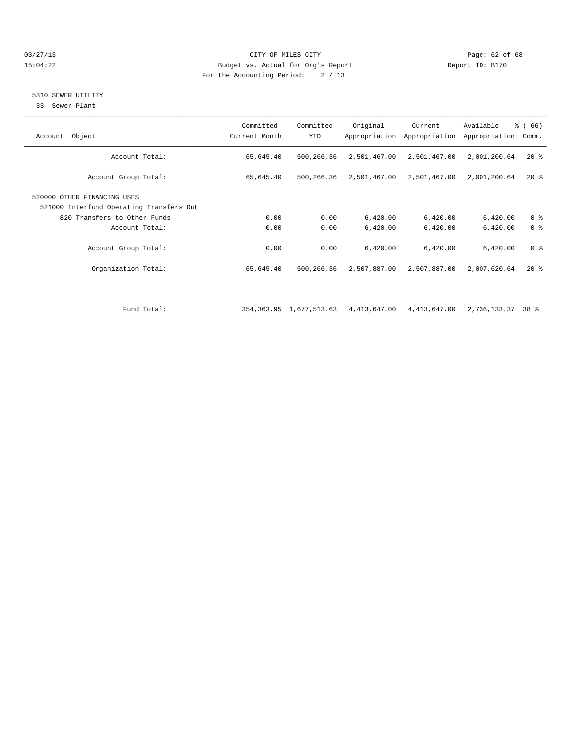03/27/13 CITY OF MILES CITY
15:04:22 Budget vs. Actual for Org's Report Report ID: B170
For the Accounting Period: 2 / 13

## 5310 SEWER UTILITY

33 Sewer Plant

| Account Object | Committed Current Month | Committed YTD | Original Appropriation | Current Appropriation | Available Appropriation | % ( 66) Comm. |
|---|---|---|---|---|---|---|
| Account Total: | 65,645.40 | 500,266.36 | 2,501,467.00 | 2,501,467.00 | 2,001,200.64 | 20 % |
| Account Group Total: | 65,645.40 | 500,266.36 | 2,501,467.00 | 2,501,467.00 | 2,001,200.64 | 20 % |
| 520000 OTHER FINANCING USES | | | | | | |
| 521000 Interfund Operating Transfers Out | | | | | | |
| 820 Transfers to Other Funds | 0.00 | 0.00 | 6,420.00 | 6,420.00 | 6,420.00 | 0 % |
| Account Total: | 0.00 | 0.00 | 6,420.00 | 6,420.00 | 6,420.00 | 0 % |
| Account Group Total: | 0.00 | 0.00 | 6,420.00 | 6,420.00 | 6,420.00 | 0 % |
| Organization Total: | 65,645.40 | 500,266.36 | 2,507,887.00 | 2,507,887.00 | 2,007,620.64 | 20 % |
| Fund Total: | 354,363.95 | 1,677,513.63 | 4,413,647.00 | 4,413,647.00 | 2,736,133.37 | 38 % |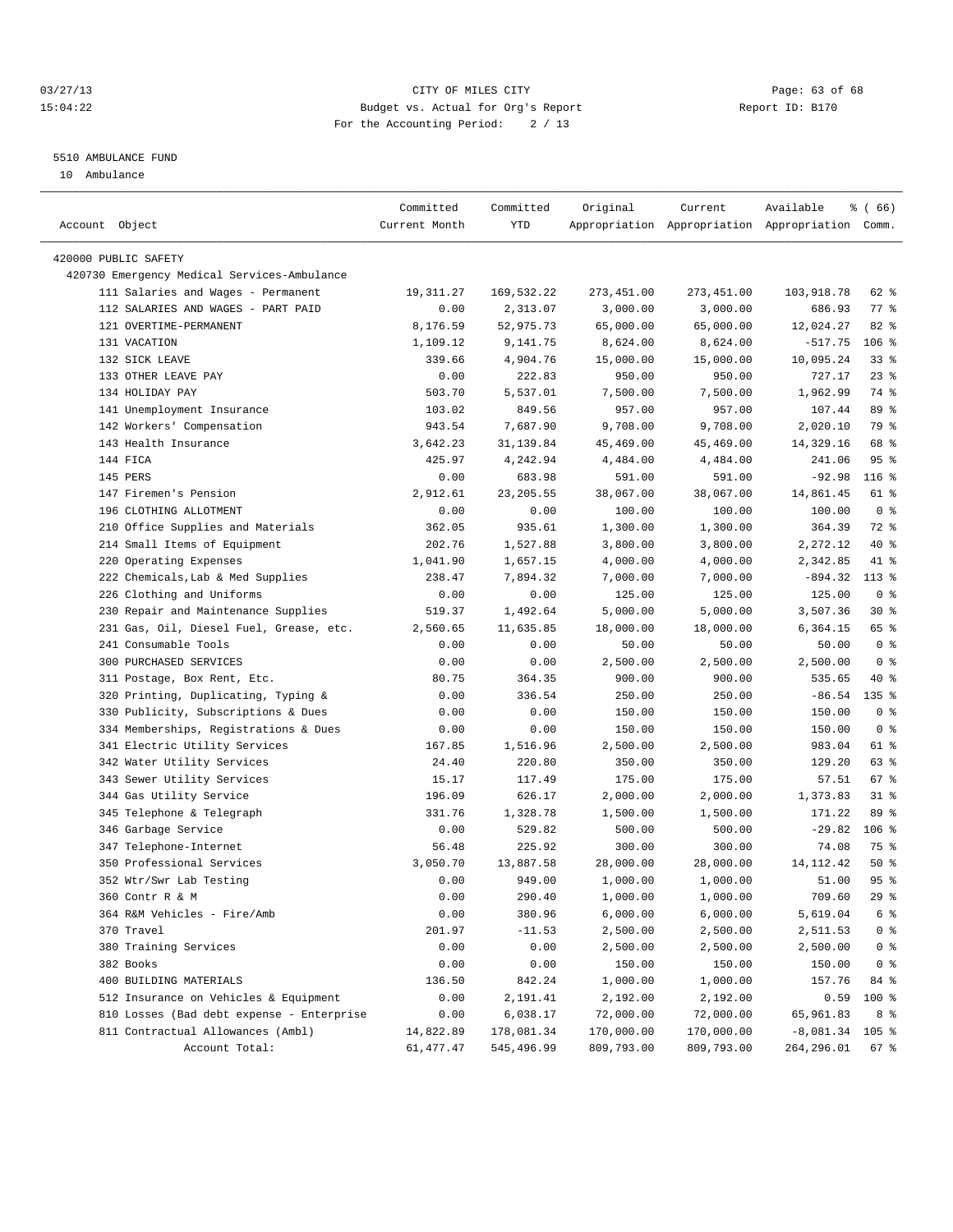03/27/13 CITY OF MILES CITY
15:04:22 Budget vs. Actual for Org's Report Report ID: B170
For the Accounting Period: 2 / 13

## 5510 AMBULANCE FUND

10 Ambulance

| Account Object | Committed Current Month | Committed YTD | Original Appropriation | Current Appropriation | Available Appropriation | % ( 66) Comm. |
|---|---|---|---|---|---|---|
| 420000 PUBLIC SAFETY | | | | | | |
| 420730 Emergency Medical Services-Ambulance | | | | | | |
| 111 Salaries and Wages - Permanent | 19,311.27 | 169,532.22 | 273,451.00 | 273,451.00 | 103,918.78 | 62 % |
| 112 SALARIES AND WAGES - PART PAID | 0.00 | 2,313.07 | 3,000.00 | 3,000.00 | 686.93 | 77 % |
| 121 OVERTIME-PERMANENT | 8,176.59 | 52,975.73 | 65,000.00 | 65,000.00 | 12,024.27 | 82 % |
| 131 VACATION | 1,109.12 | 9,141.75 | 8,624.00 | 8,624.00 | -517.75 | 106 % |
| 132 SICK LEAVE | 339.66 | 4,904.76 | 15,000.00 | 15,000.00 | 10,095.24 | 33 % |
| 133 OTHER LEAVE PAY | 0.00 | 222.83 | 950.00 | 950.00 | 727.17 | 23 % |
| 134 HOLIDAY PAY | 503.70 | 5,537.01 | 7,500.00 | 7,500.00 | 1,962.99 | 74 % |
| 141 Unemployment Insurance | 103.02 | 849.56 | 957.00 | 957.00 | 107.44 | 89 % |
| 142 Workers' Compensation | 943.54 | 7,687.90 | 9,708.00 | 9,708.00 | 2,020.10 | 79 % |
| 143 Health Insurance | 3,642.23 | 31,139.84 | 45,469.00 | 45,469.00 | 14,329.16 | 68 % |
| 144 FICA | 425.97 | 4,242.94 | 4,484.00 | 4,484.00 | 241.06 | 95 % |
| 145 PERS | 0.00 | 683.98 | 591.00 | 591.00 | -92.98 | 116 % |
| 147 Firemen's Pension | 2,912.61 | 23,205.55 | 38,067.00 | 38,067.00 | 14,861.45 | 61 % |
| 196 CLOTHING ALLOTMENT | 0.00 | 0.00 | 100.00 | 100.00 | 100.00 | 0 % |
| 210 Office Supplies and Materials | 362.05 | 935.61 | 1,300.00 | 1,300.00 | 364.39 | 72 % |
| 214 Small Items of Equipment | 202.76 | 1,527.88 | 3,800.00 | 3,800.00 | 2,272.12 | 40 % |
| 220 Operating Expenses | 1,041.90 | 1,657.15 | 4,000.00 | 4,000.00 | 2,342.85 | 41 % |
| 222 Chemicals,Lab & Med Supplies | 238.47 | 7,894.32 | 7,000.00 | 7,000.00 | -894.32 | 113 % |
| 226 Clothing and Uniforms | 0.00 | 0.00 | 125.00 | 125.00 | 125.00 | 0 % |
| 230 Repair and Maintenance Supplies | 519.37 | 1,492.64 | 5,000.00 | 5,000.00 | 3,507.36 | 30 % |
| 231 Gas, Oil, Diesel Fuel, Grease, etc. | 2,560.65 | 11,635.85 | 18,000.00 | 18,000.00 | 6,364.15 | 65 % |
| 241 Consumable Tools | 0.00 | 0.00 | 50.00 | 50.00 | 50.00 | 0 % |
| 300 PURCHASED SERVICES | 0.00 | 0.00 | 2,500.00 | 2,500.00 | 2,500.00 | 0 % |
| 311 Postage, Box Rent, Etc. | 80.75 | 364.35 | 900.00 | 900.00 | 535.65 | 40 % |
| 320 Printing, Duplicating, Typing & | 0.00 | 336.54 | 250.00 | 250.00 | -86.54 | 135 % |
| 330 Publicity, Subscriptions & Dues | 0.00 | 0.00 | 150.00 | 150.00 | 150.00 | 0 % |
| 334 Memberships, Registrations & Dues | 0.00 | 0.00 | 150.00 | 150.00 | 150.00 | 0 % |
| 341 Electric Utility Services | 167.85 | 1,516.96 | 2,500.00 | 2,500.00 | 983.04 | 61 % |
| 342 Water Utility Services | 24.40 | 220.80 | 350.00 | 350.00 | 129.20 | 63 % |
| 343 Sewer Utility Services | 15.17 | 117.49 | 175.00 | 175.00 | 57.51 | 67 % |
| 344 Gas Utility Service | 196.09 | 626.17 | 2,000.00 | 2,000.00 | 1,373.83 | 31 % |
| 345 Telephone & Telegraph | 331.76 | 1,328.78 | 1,500.00 | 1,500.00 | 171.22 | 89 % |
| 346 Garbage Service | 0.00 | 529.82 | 500.00 | 500.00 | -29.82 | 106 % |
| 347 Telephone-Internet | 56.48 | 225.92 | 300.00 | 300.00 | 74.08 | 75 % |
| 350 Professional Services | 3,050.70 | 13,887.58 | 28,000.00 | 28,000.00 | 14,112.42 | 50 % |
| 352 Wtr/Swr Lab Testing | 0.00 | 949.00 | 1,000.00 | 1,000.00 | 51.00 | 95 % |
| 360 Contr R & M | 0.00 | 290.40 | 1,000.00 | 1,000.00 | 709.60 | 29 % |
| 364 R&M Vehicles - Fire/Amb | 0.00 | 380.96 | 6,000.00 | 6,000.00 | 5,619.04 | 6 % |
| 370 Travel | 201.97 | -11.53 | 2,500.00 | 2,500.00 | 2,511.53 | 0 % |
| 380 Training Services | 0.00 | 0.00 | 2,500.00 | 2,500.00 | 2,500.00 | 0 % |
| 382 Books | 0.00 | 0.00 | 150.00 | 150.00 | 150.00 | 0 % |
| 400 BUILDING MATERIALS | 136.50 | 842.24 | 1,000.00 | 1,000.00 | 157.76 | 84 % |
| 512 Insurance on Vehicles & Equipment | 0.00 | 2,191.41 | 2,192.00 | 2,192.00 | 0.59 | 100 % |
| 810 Losses (Bad debt expense - Enterprise | 0.00 | 6,038.17 | 72,000.00 | 72,000.00 | 65,961.83 | 8 % |
| 811 Contractual Allowances (Ambl) | 14,822.89 | 178,081.34 | 170,000.00 | 170,000.00 | -8,081.34 | 105 % |
| Account Total: | 61,477.47 | 545,496.99 | 809,793.00 | 809,793.00 | 264,296.01 | 67 % |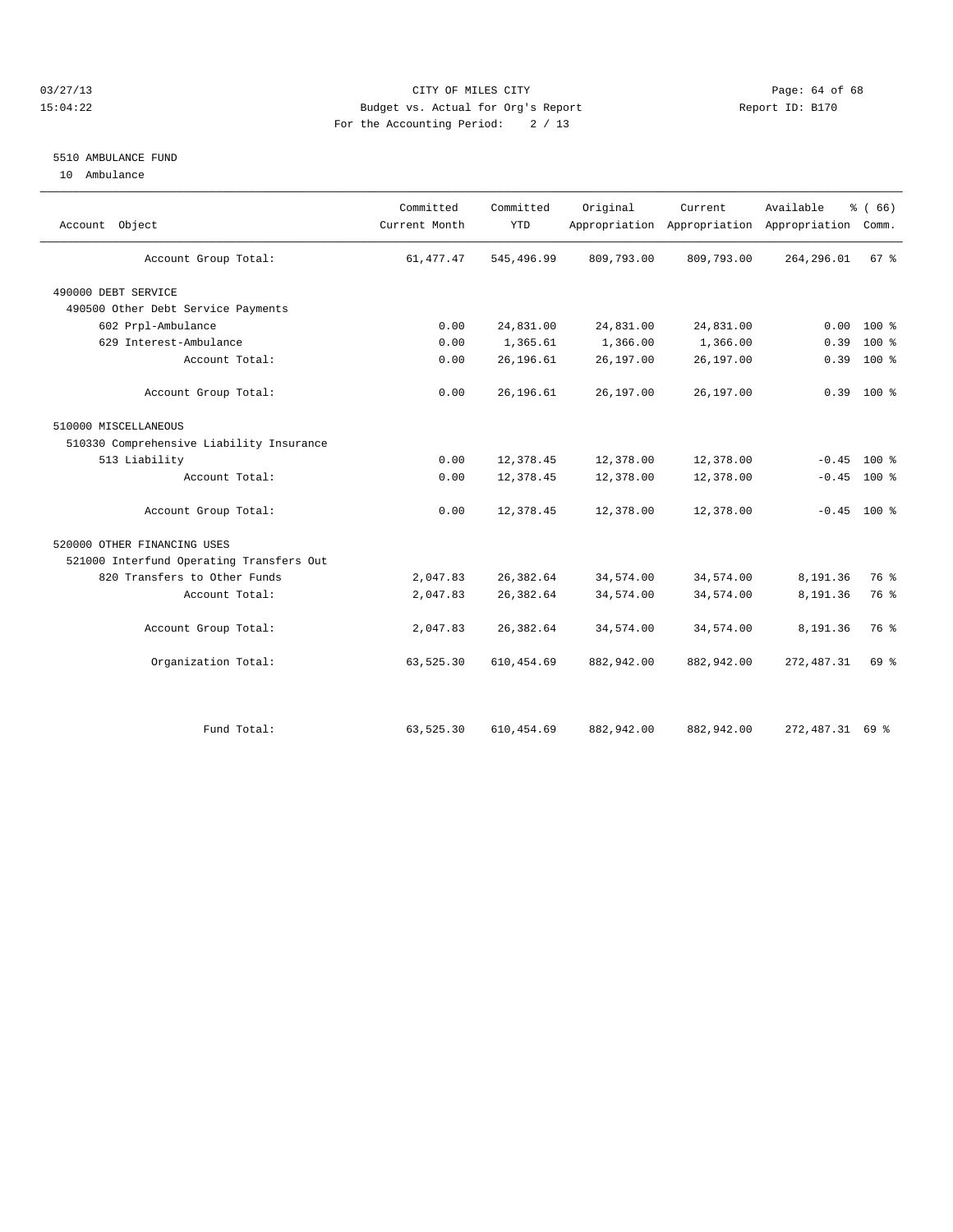CITY OF MILES CITY
Budget vs. Actual for Org's Report
For the Accounting Period: 2 / 13

03/27/13
15:04:22

Report ID: B170

## 5510 AMBULANCE FUND

10 Ambulance

| Account Object | Committed Current Month | Committed YTD | Original Appropriation | Current Appropriation | Available Appropriation | % ( 66) Comm. |
|---|---|---|---|---|---|---|
| Account Group Total: | 61,477.47 | 545,496.99 | 809,793.00 | 809,793.00 | 264,296.01 | 67 % |
| 490000 DEBT SERVICE | | | | | | |
| 490500 Other Debt Service Payments | | | | | | |
| 602 Prpl-Ambulance | 0.00 | 24,831.00 | 24,831.00 | 24,831.00 | 0.00 | 100 % |
| 629 Interest-Ambulance | 0.00 | 1,365.61 | 1,366.00 | 1,366.00 | 0.39 | 100 % |
| Account Total: | 0.00 | 26,196.61 | 26,197.00 | 26,197.00 | 0.39 | 100 % |
| Account Group Total: | 0.00 | 26,196.61 | 26,197.00 | 26,197.00 | 0.39 | 100 % |
| 510000 MISCELLANEOUS | | | | | | |
| 510330 Comprehensive Liability Insurance | | | | | | |
| 513 Liability | 0.00 | 12,378.45 | 12,378.00 | 12,378.00 | -0.45 | 100 % |
| Account Total: | 0.00 | 12,378.45 | 12,378.00 | 12,378.00 | -0.45 | 100 % |
| Account Group Total: | 0.00 | 12,378.45 | 12,378.00 | 12,378.00 | -0.45 | 100 % |
| 520000 OTHER FINANCING USES | | | | | | |
| 521000 Interfund Operating Transfers Out | | | | | | |
| 820 Transfers to Other Funds | 2,047.83 | 26,382.64 | 34,574.00 | 34,574.00 | 8,191.36 | 76 % |
| Account Total: | 2,047.83 | 26,382.64 | 34,574.00 | 34,574.00 | 8,191.36 | 76 % |
| Account Group Total: | 2,047.83 | 26,382.64 | 34,574.00 | 34,574.00 | 8,191.36 | 76 % |
| Organization Total: | 63,525.30 | 610,454.69 | 882,942.00 | 882,942.00 | 272,487.31 | 69 % |
| Fund Total: | 63,525.30 | 610,454.69 | 882,942.00 | 882,942.00 | 272,487.31 | 69 % |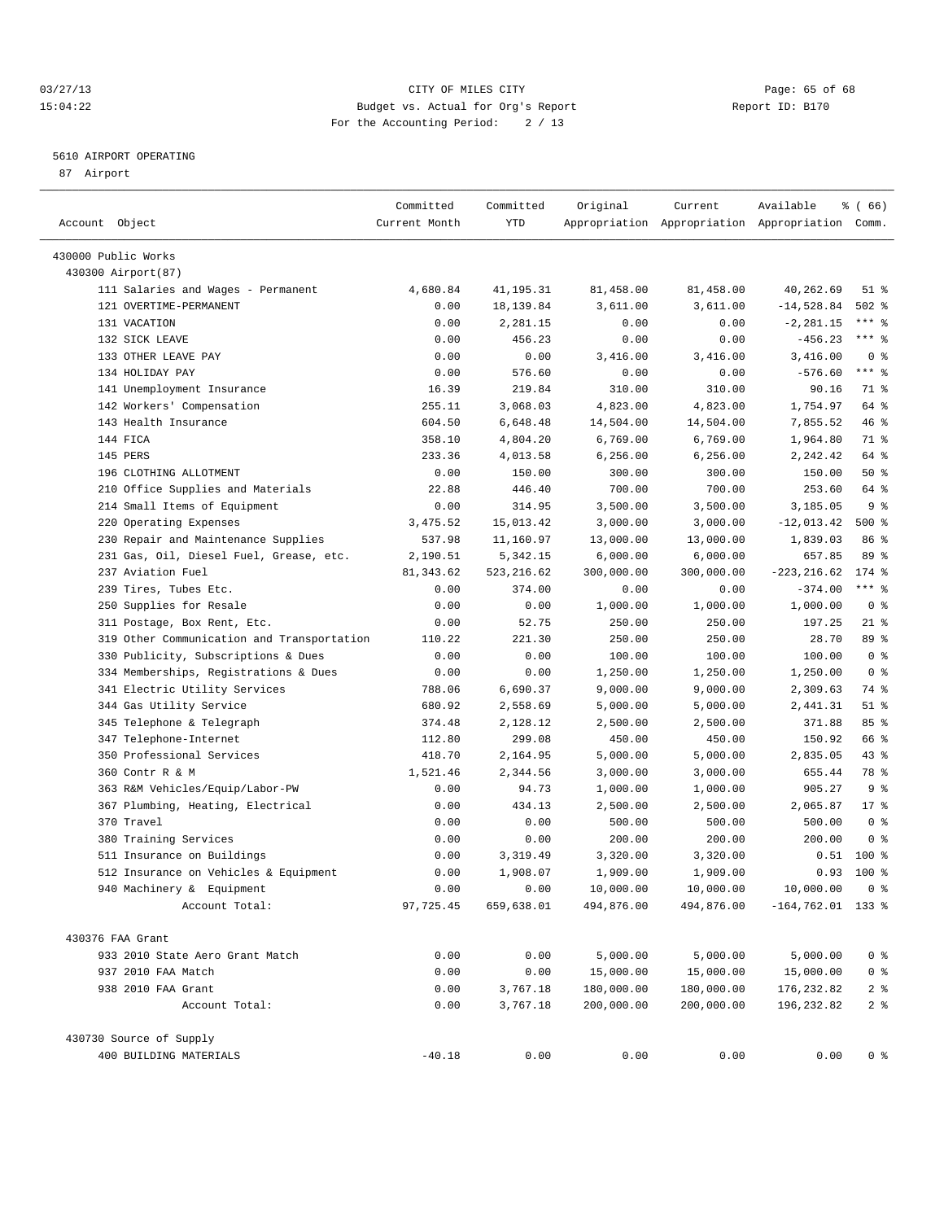CITY OF MILES CITY
Budget vs. Actual for Org's Report
For the Accounting Period: 2 / 13

03/27/13 15:04:22 — Report ID: B170

5610 AIRPORT OPERATING
87 Airport

| Account Object | Committed Current Month | Committed YTD | Original Appropriation | Current Appropriation | Available Appropriation | % ( 66) Comm. |
|---|---|---|---|---|---|---|
| 430000 Public Works | | | | | | |
| 430300 Airport(87) | | | | | | |
| 111 Salaries and Wages - Permanent | 4,680.84 | 41,195.31 | 81,458.00 | 81,458.00 | 40,262.69 | 51 % |
| 121 OVERTIME-PERMANENT | 0.00 | 18,139.84 | 3,611.00 | 3,611.00 | -14,528.84 | 502 % |
| 131 VACATION | 0.00 | 2,281.15 | 0.00 | 0.00 | -2,281.15 | *** % |
| 132 SICK LEAVE | 0.00 | 456.23 | 0.00 | 0.00 | -456.23 | *** % |
| 133 OTHER LEAVE PAY | 0.00 | 0.00 | 3,416.00 | 3,416.00 | 3,416.00 | 0 % |
| 134 HOLIDAY PAY | 0.00 | 576.60 | 0.00 | 0.00 | -576.60 | *** % |
| 141 Unemployment Insurance | 16.39 | 219.84 | 310.00 | 310.00 | 90.16 | 71 % |
| 142 Workers' Compensation | 255.11 | 3,068.03 | 4,823.00 | 4,823.00 | 1,754.97 | 64 % |
| 143 Health Insurance | 604.50 | 6,648.48 | 14,504.00 | 14,504.00 | 7,855.52 | 46 % |
| 144 FICA | 358.10 | 4,804.20 | 6,769.00 | 6,769.00 | 1,964.80 | 71 % |
| 145 PERS | 233.36 | 4,013.58 | 6,256.00 | 6,256.00 | 2,242.42 | 64 % |
| 196 CLOTHING ALLOTMENT | 0.00 | 150.00 | 300.00 | 300.00 | 150.00 | 50 % |
| 210 Office Supplies and Materials | 22.88 | 446.40 | 700.00 | 700.00 | 253.60 | 64 % |
| 214 Small Items of Equipment | 0.00 | 314.95 | 3,500.00 | 3,500.00 | 3,185.05 | 9 % |
| 220 Operating Expenses | 3,475.52 | 15,013.42 | 3,000.00 | 3,000.00 | -12,013.42 | 500 % |
| 230 Repair and Maintenance Supplies | 537.98 | 11,160.97 | 13,000.00 | 13,000.00 | 1,839.03 | 86 % |
| 231 Gas, Oil, Diesel Fuel, Grease, etc. | 2,190.51 | 5,342.15 | 6,000.00 | 6,000.00 | 657.85 | 89 % |
| 237 Aviation Fuel | 81,343.62 | 523,216.62 | 300,000.00 | 300,000.00 | -223,216.62 | 174 % |
| 239 Tires, Tubes Etc. | 0.00 | 374.00 | 0.00 | 0.00 | -374.00 | *** % |
| 250 Supplies for Resale | 0.00 | 0.00 | 1,000.00 | 1,000.00 | 1,000.00 | 0 % |
| 311 Postage, Box Rent, Etc. | 0.00 | 52.75 | 250.00 | 250.00 | 197.25 | 21 % |
| 319 Other Communication and Transportation | 110.22 | 221.30 | 250.00 | 250.00 | 28.70 | 89 % |
| 330 Publicity, Subscriptions & Dues | 0.00 | 0.00 | 100.00 | 100.00 | 100.00 | 0 % |
| 334 Memberships, Registrations & Dues | 0.00 | 0.00 | 1,250.00 | 1,250.00 | 1,250.00 | 0 % |
| 341 Electric Utility Services | 788.06 | 6,690.37 | 9,000.00 | 9,000.00 | 2,309.63 | 74 % |
| 344 Gas Utility Service | 680.92 | 2,558.69 | 5,000.00 | 5,000.00 | 2,441.31 | 51 % |
| 345 Telephone & Telegraph | 374.48 | 2,128.12 | 2,500.00 | 2,500.00 | 371.88 | 85 % |
| 347 Telephone-Internet | 112.80 | 299.08 | 450.00 | 450.00 | 150.92 | 66 % |
| 350 Professional Services | 418.70 | 2,164.95 | 5,000.00 | 5,000.00 | 2,835.05 | 43 % |
| 360 Contr R & M | 1,521.46 | 2,344.56 | 3,000.00 | 3,000.00 | 655.44 | 78 % |
| 363 R&M Vehicles/Equip/Labor-PW | 0.00 | 94.73 | 1,000.00 | 1,000.00 | 905.27 | 9 % |
| 367 Plumbing, Heating, Electrical | 0.00 | 434.13 | 2,500.00 | 2,500.00 | 2,065.87 | 17 % |
| 370 Travel | 0.00 | 0.00 | 500.00 | 500.00 | 500.00 | 0 % |
| 380 Training Services | 0.00 | 0.00 | 200.00 | 200.00 | 200.00 | 0 % |
| 511 Insurance on Buildings | 0.00 | 3,319.49 | 3,320.00 | 3,320.00 | 0.51 | 100 % |
| 512 Insurance on Vehicles & Equipment | 0.00 | 1,908.07 | 1,909.00 | 1,909.00 | 0.93 | 100 % |
| 940 Machinery & Equipment | 0.00 | 0.00 | 10,000.00 | 10,000.00 | 10,000.00 | 0 % |
| Account Total: | 97,725.45 | 659,638.01 | 494,876.00 | 494,876.00 | -164,762.01 | 133 % |
| 430376 FAA Grant | | | | | | |
| 933 2010 State Aero Grant Match | 0.00 | 0.00 | 5,000.00 | 5,000.00 | 5,000.00 | 0 % |
| 937 2010 FAA Match | 0.00 | 0.00 | 15,000.00 | 15,000.00 | 15,000.00 | 0 % |
| 938 2010 FAA Grant | 0.00 | 3,767.18 | 180,000.00 | 180,000.00 | 176,232.82 | 2 % |
| Account Total: | 0.00 | 3,767.18 | 200,000.00 | 200,000.00 | 196,232.82 | 2 % |
| 430730 Source of Supply | | | | | | |
| 400 BUILDING MATERIALS | -40.18 | 0.00 | 0.00 | 0.00 | 0.00 | 0 % |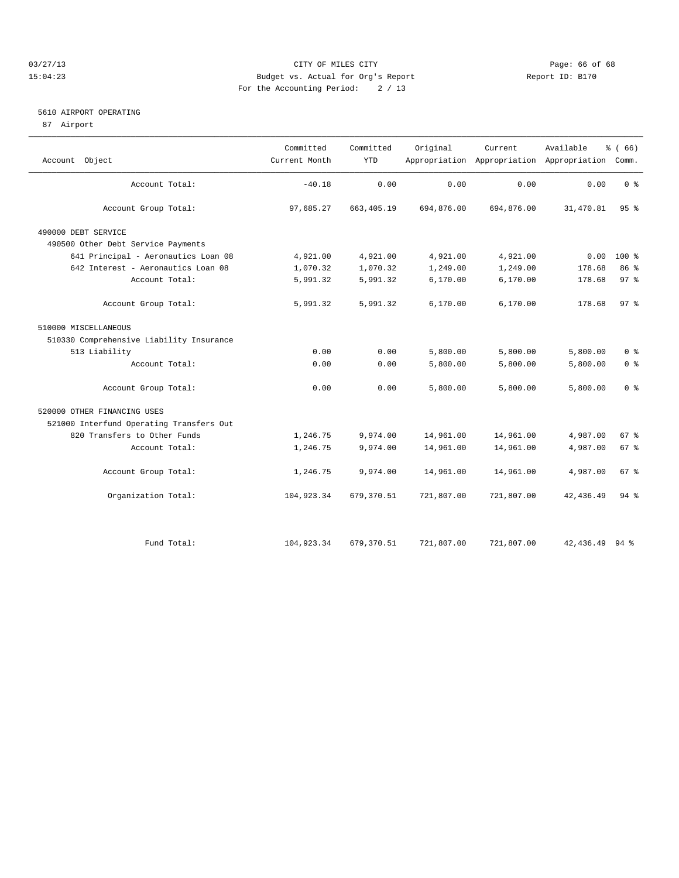CITY OF MILES CITY
Budget vs. Actual for Org's Report
For the Accounting Period: 2 / 13

03/27/13
15:04:23

Report ID: B170

## 5610 AIRPORT OPERATING

87 Airport

| Account Object | Committed Current Month | Committed YTD | Original Appropriation | Current Appropriation | Available Appropriation | % ( 66) Comm. |
|---|---|---|---|---|---|---|
| Account Total: | -40.18 | 0.00 | 0.00 | 0.00 | 0.00 | 0 % |
| Account Group Total: | 97,685.27 | 663,405.19 | 694,876.00 | 694,876.00 | 31,470.81 | 95 % |
| 490000 DEBT SERVICE | | | | | | |
| 490500 Other Debt Service Payments | | | | | | |
| 641 Principal - Aeronautics Loan 08 | 4,921.00 | 4,921.00 | 4,921.00 | 4,921.00 | 0.00 | 100 % |
| 642 Interest - Aeronautics Loan 08 | 1,070.32 | 1,070.32 | 1,249.00 | 1,249.00 | 178.68 | 86 % |
| Account Total: | 5,991.32 | 5,991.32 | 6,170.00 | 6,170.00 | 178.68 | 97 % |
| Account Group Total: | 5,991.32 | 5,991.32 | 6,170.00 | 6,170.00 | 178.68 | 97 % |
| 510000 MISCELLANEOUS | | | | | | |
| 510330 Comprehensive Liability Insurance | | | | | | |
| 513 Liability | 0.00 | 0.00 | 5,800.00 | 5,800.00 | 5,800.00 | 0 % |
| Account Total: | 0.00 | 0.00 | 5,800.00 | 5,800.00 | 5,800.00 | 0 % |
| Account Group Total: | 0.00 | 0.00 | 5,800.00 | 5,800.00 | 5,800.00 | 0 % |
| 520000 OTHER FINANCING USES | | | | | | |
| 521000 Interfund Operating Transfers Out | | | | | | |
| 820 Transfers to Other Funds | 1,246.75 | 9,974.00 | 14,961.00 | 14,961.00 | 4,987.00 | 67 % |
| Account Total: | 1,246.75 | 9,974.00 | 14,961.00 | 14,961.00 | 4,987.00 | 67 % |
| Account Group Total: | 1,246.75 | 9,974.00 | 14,961.00 | 14,961.00 | 4,987.00 | 67 % |
| Organization Total: | 104,923.34 | 679,370.51 | 721,807.00 | 721,807.00 | 42,436.49 | 94 % |
| Fund Total: | 104,923.34 | 679,370.51 | 721,807.00 | 721,807.00 | 42,436.49 | 94 % |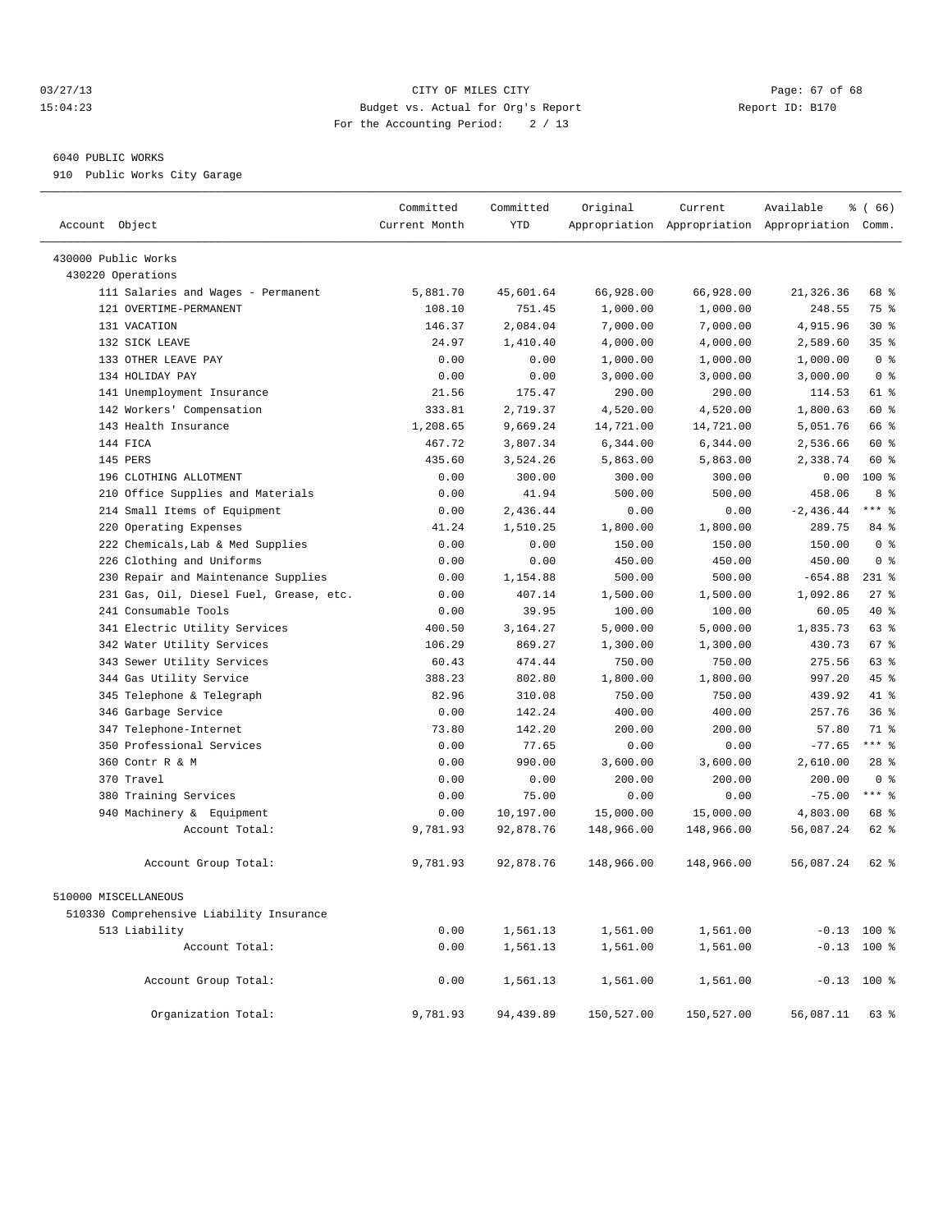CITY OF MILES CITY
Budget vs. Actual for Org's Report
For the Accounting Period: 2 / 13

03/27/13
15:04:23

Report ID: B170

6040 PUBLIC WORKS
910 Public Works City Garage

| Account Object | Committed Current Month | Committed YTD | Original Appropriation | Current Appropriation | Available Appropriation | % ( 66) Comm. |
|---|---|---|---|---|---|---|
| 430000 Public Works | | | | | | |
| 430220 Operations | | | | | | |
| 111 Salaries and Wages - Permanent | 5,881.70 | 45,601.64 | 66,928.00 | 66,928.00 | 21,326.36 | 68 % |
| 121 OVERTIME-PERMANENT | 108.10 | 751.45 | 1,000.00 | 1,000.00 | 248.55 | 75 % |
| 131 VACATION | 146.37 | 2,084.04 | 7,000.00 | 7,000.00 | 4,915.96 | 30 % |
| 132 SICK LEAVE | 24.97 | 1,410.40 | 4,000.00 | 4,000.00 | 2,589.60 | 35 % |
| 133 OTHER LEAVE PAY | 0.00 | 0.00 | 1,000.00 | 1,000.00 | 1,000.00 | 0 % |
| 134 HOLIDAY PAY | 0.00 | 0.00 | 3,000.00 | 3,000.00 | 3,000.00 | 0 % |
| 141 Unemployment Insurance | 21.56 | 175.47 | 290.00 | 290.00 | 114.53 | 61 % |
| 142 Workers' Compensation | 333.81 | 2,719.37 | 4,520.00 | 4,520.00 | 1,800.63 | 60 % |
| 143 Health Insurance | 1,208.65 | 9,669.24 | 14,721.00 | 14,721.00 | 5,051.76 | 66 % |
| 144 FICA | 467.72 | 3,807.34 | 6,344.00 | 6,344.00 | 2,536.66 | 60 % |
| 145 PERS | 435.60 | 3,524.26 | 5,863.00 | 5,863.00 | 2,338.74 | 60 % |
| 196 CLOTHING ALLOTMENT | 0.00 | 300.00 | 300.00 | 300.00 | 0.00 | 100 % |
| 210 Office Supplies and Materials | 0.00 | 41.94 | 500.00 | 500.00 | 458.06 | 8 % |
| 214 Small Items of Equipment | 0.00 | 2,436.44 | 0.00 | 0.00 | -2,436.44 | *** % |
| 220 Operating Expenses | 41.24 | 1,510.25 | 1,800.00 | 1,800.00 | 289.75 | 84 % |
| 222 Chemicals,Lab & Med Supplies | 0.00 | 0.00 | 150.00 | 150.00 | 150.00 | 0 % |
| 226 Clothing and Uniforms | 0.00 | 0.00 | 450.00 | 450.00 | 450.00 | 0 % |
| 230 Repair and Maintenance Supplies | 0.00 | 1,154.88 | 500.00 | 500.00 | -654.88 | 231 % |
| 231 Gas, Oil, Diesel Fuel, Grease, etc. | 0.00 | 407.14 | 1,500.00 | 1,500.00 | 1,092.86 | 27 % |
| 241 Consumable Tools | 0.00 | 39.95 | 100.00 | 100.00 | 60.05 | 40 % |
| 341 Electric Utility Services | 400.50 | 3,164.27 | 5,000.00 | 5,000.00 | 1,835.73 | 63 % |
| 342 Water Utility Services | 106.29 | 869.27 | 1,300.00 | 1,300.00 | 430.73 | 67 % |
| 343 Sewer Utility Services | 60.43 | 474.44 | 750.00 | 750.00 | 275.56 | 63 % |
| 344 Gas Utility Service | 388.23 | 802.80 | 1,800.00 | 1,800.00 | 997.20 | 45 % |
| 345 Telephone & Telegraph | 82.96 | 310.08 | 750.00 | 750.00 | 439.92 | 41 % |
| 346 Garbage Service | 0.00 | 142.24 | 400.00 | 400.00 | 257.76 | 36 % |
| 347 Telephone-Internet | 73.80 | 142.20 | 200.00 | 200.00 | 57.80 | 71 % |
| 350 Professional Services | 0.00 | 77.65 | 0.00 | 0.00 | -77.65 | *** % |
| 360 Contr R & M | 0.00 | 990.00 | 3,600.00 | 3,600.00 | 2,610.00 | 28 % |
| 370 Travel | 0.00 | 0.00 | 200.00 | 200.00 | 200.00 | 0 % |
| 380 Training Services | 0.00 | 75.00 | 0.00 | 0.00 | -75.00 | *** % |
| 940 Machinery & Equipment | 0.00 | 10,197.00 | 15,000.00 | 15,000.00 | 4,803.00 | 68 % |
| Account Total: | 9,781.93 | 92,878.76 | 148,966.00 | 148,966.00 | 56,087.24 | 62 % |
| Account Group Total: | 9,781.93 | 92,878.76 | 148,966.00 | 148,966.00 | 56,087.24 | 62 % |
| 510000 MISCELLANEOUS | | | | | | |
| 510330 Comprehensive Liability Insurance | | | | | | |
| 513 Liability | 0.00 | 1,561.13 | 1,561.00 | 1,561.00 | -0.13 | 100 % |
| Account Total: | 0.00 | 1,561.13 | 1,561.00 | 1,561.00 | -0.13 | 100 % |
| Account Group Total: | 0.00 | 1,561.13 | 1,561.00 | 1,561.00 | -0.13 | 100 % |
| Organization Total: | 9,781.93 | 94,439.89 | 150,527.00 | 150,527.00 | 56,087.11 | 63 % |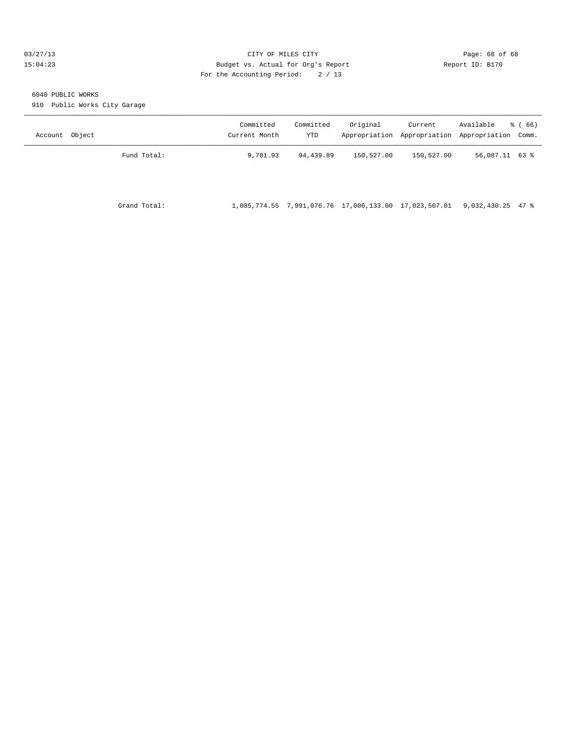CITY OF MILES CITY
Budget vs. Actual for Org's Report
For the Accounting Period: 2 / 13

03/27/13
15:04:23

Report ID: B170

6040 PUBLIC WORKS
910 Public Works City Garage

| Account Object | | Committed Current Month | Committed YTD | Original Appropriation | Current Appropriation | Available Appropriation | % ( 66) Comm. |
|---|---|---|---|---|---|---|---|
| | Fund Total: | 9,781.93 | 94,439.89 | 150,527.00 | 150,527.00 | 56,087.11 | 63 % |
| | Grand Total: | 1,085,774.55 | 7,991,076.76 | 17,006,133.00 | 17,023,507.01 | 9,032,430.25 | 47 % |